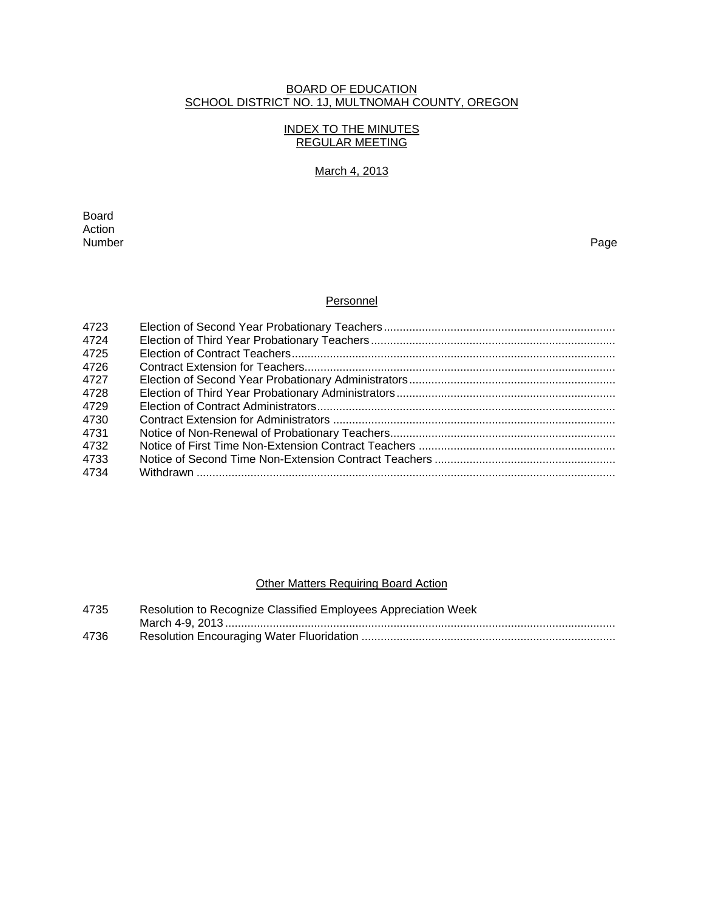BOARD OF EDUCATION
SCHOOL DISTRICT NO. 1J, MULTNOMAH COUNTY, OREGON

INDEX TO THE MINUTES
REGULAR MEETING

March 4, 2013

| Board Action Number | | Page |
|---|---|---|

## Personnel

| | | |
|---|---|---|
| 4723 | Election of Second Year Probationary Teachers | |
| 4724 | Election of Third Year Probationary Teachers | |
| 4725 | Election of Contract Teachers | |
| 4726 | Contract Extension for Teachers | |
| 4727 | Election of Second Year Probationary Administrators | |
| 4728 | Election of Third Year Probationary Administrators | |
| 4729 | Election of Contract Administrators | |
| 4730 | Contract Extension for Administrators | |
| 4731 | Notice of Non-Renewal of Probationary Teachers | |
| 4732 | Notice of First Time Non-Extension Contract Teachers | |
| 4733 | Notice of Second Time Non-Extension Contract Teachers | |
| 4734 | Withdrawn | |

## Other Matters Requiring Board Action

| | | |
|---|---|---|
| 4735 | Resolution to Recognize Classified Employees Appreciation Week March 4-9, 2013 | |
| 4736 | Resolution Encouraging Water Fluoridation | |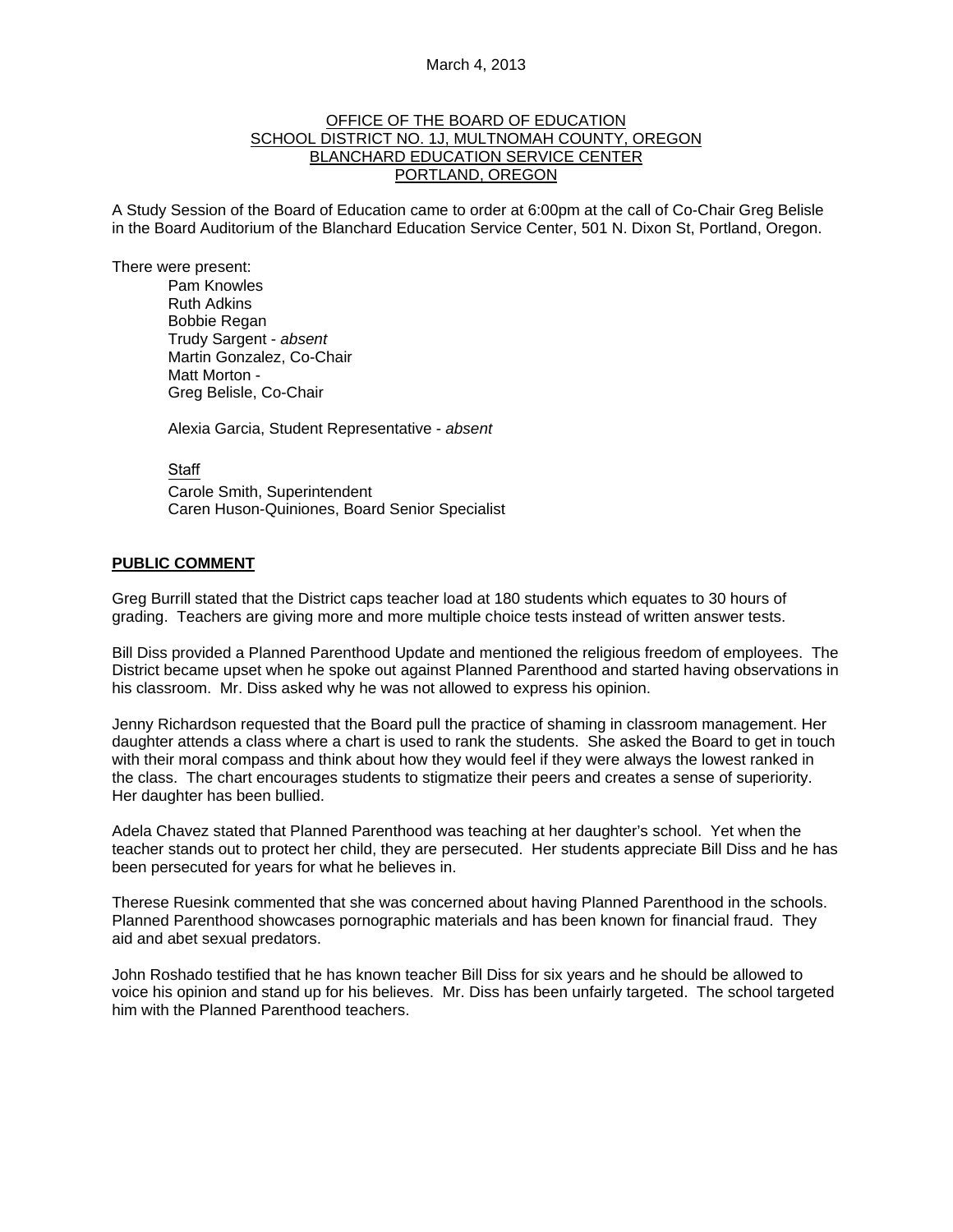March 4, 2013

OFFICE OF THE BOARD OF EDUCATION
SCHOOL DISTRICT NO. 1J, MULTNOMAH COUNTY, OREGON
BLANCHARD EDUCATION SERVICE CENTER
PORTLAND, OREGON

A Study Session of the Board of Education came to order at 6:00pm at the call of Co-Chair Greg Belisle in the Board Auditorium of the Blanchard Education Service Center, 501 N. Dixon St, Portland, Oregon.

There were present:

Pam Knowles
Ruth Adkins
Bobbie Regan
Trudy Sargent - *absent*
Martin Gonzalez, Co-Chair
Matt Morton -
Greg Belisle, Co-Chair

Alexia Garcia, Student Representative - *absent*

Staff
Carole Smith, Superintendent
Caren Huson-Quiniones, Board Senior Specialist

**PUBLIC COMMENT**

Greg Burrill stated that the District caps teacher load at 180 students which equates to 30 hours of grading. Teachers are giving more and more multiple choice tests instead of written answer tests.

Bill Diss provided a Planned Parenthood Update and mentioned the religious freedom of employees. The District became upset when he spoke out against Planned Parenthood and started having observations in his classroom. Mr. Diss asked why he was not allowed to express his opinion.

Jenny Richardson requested that the Board pull the practice of shaming in classroom management. Her daughter attends a class where a chart is used to rank the students. She asked the Board to get in touch with their moral compass and think about how they would feel if they were always the lowest ranked in the class. The chart encourages students to stigmatize their peers and creates a sense of superiority. Her daughter has been bullied.

Adela Chavez stated that Planned Parenthood was teaching at her daughter's school. Yet when the teacher stands out to protect her child, they are persecuted. Her students appreciate Bill Diss and he has been persecuted for years for what he believes in.

Therese Ruesink commented that she was concerned about having Planned Parenthood in the schools. Planned Parenthood showcases pornographic materials and has been known for financial fraud. They aid and abet sexual predators.

John Roshado testified that he has known teacher Bill Diss for six years and he should be allowed to voice his opinion and stand up for his believes. Mr. Diss has been unfairly targeted. The school targeted him with the Planned Parenthood teachers.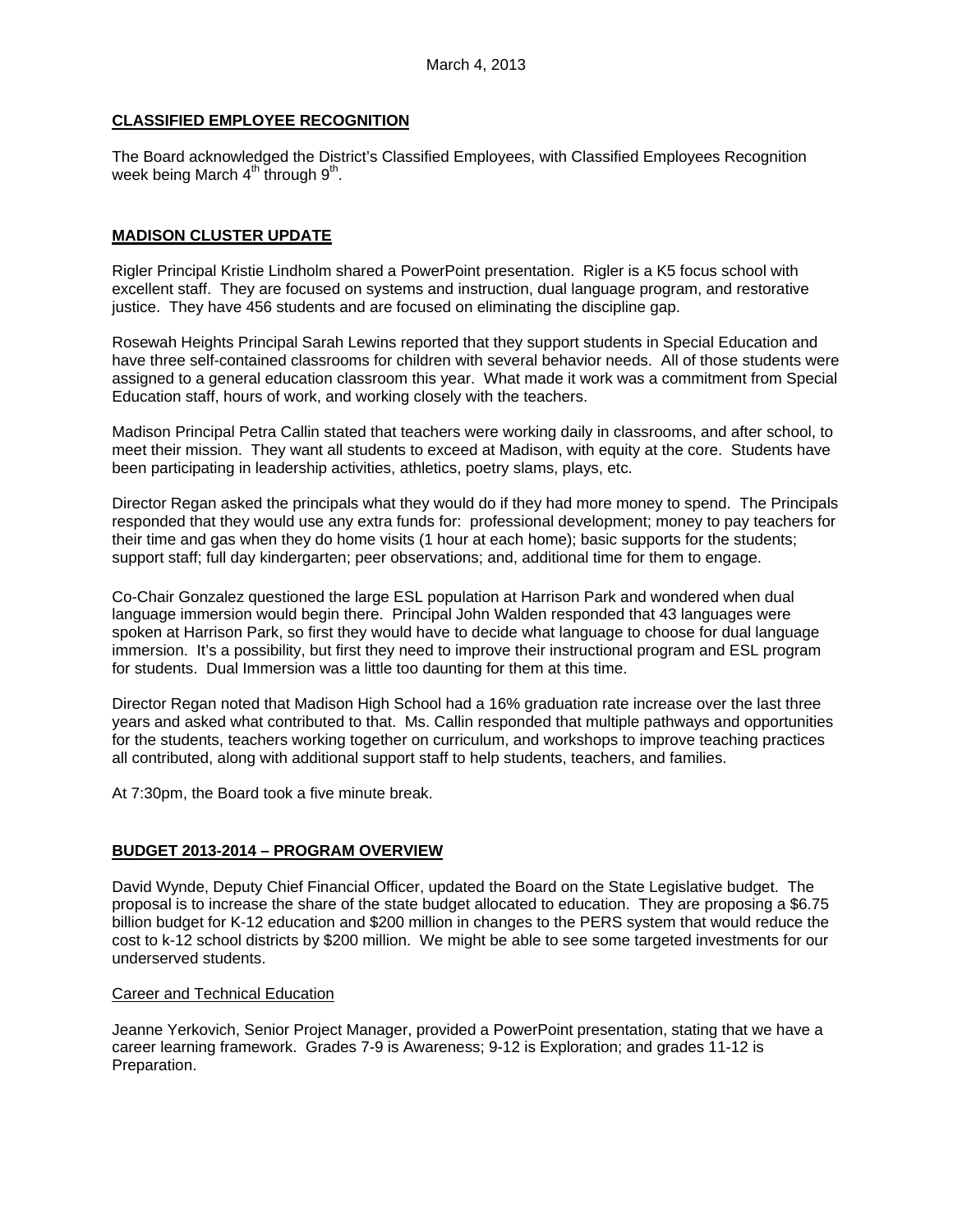March 4, 2013

**CLASSIFIED EMPLOYEE RECOGNITION**

The Board acknowledged the District's Classified Employees, with Classified Employees Recognition week being March 4th through 9th.

**MADISON CLUSTER UPDATE**

Rigler Principal Kristie Lindholm shared a PowerPoint presentation. Rigler is a K5 focus school with excellent staff. They are focused on systems and instruction, dual language program, and restorative justice. They have 456 students and are focused on eliminating the discipline gap.

Rosewah Heights Principal Sarah Lewins reported that they support students in Special Education and have three self-contained classrooms for children with several behavior needs. All of those students were assigned to a general education classroom this year. What made it work was a commitment from Special Education staff, hours of work, and working closely with the teachers.

Madison Principal Petra Callin stated that teachers were working daily in classrooms, and after school, to meet their mission. They want all students to exceed at Madison, with equity at the core. Students have been participating in leadership activities, athletics, poetry slams, plays, etc.

Director Regan asked the principals what they would do if they had more money to spend. The Principals responded that they would use any extra funds for: professional development; money to pay teachers for their time and gas when they do home visits (1 hour at each home); basic supports for the students; support staff; full day kindergarten; peer observations; and, additional time for them to engage.

Co-Chair Gonzalez questioned the large ESL population at Harrison Park and wondered when dual language immersion would begin there. Principal John Walden responded that 43 languages were spoken at Harrison Park, so first they would have to decide what language to choose for dual language immersion. It's a possibility, but first they need to improve their instructional program and ESL program for students. Dual Immersion was a little too daunting for them at this time.

Director Regan noted that Madison High School had a 16% graduation rate increase over the last three years and asked what contributed to that. Ms. Callin responded that multiple pathways and opportunities for the students, teachers working together on curriculum, and workshops to improve teaching practices all contributed, along with additional support staff to help students, teachers, and families.

At 7:30pm, the Board took a five minute break.

**BUDGET 2013-2014 – PROGRAM OVERVIEW**

David Wynde, Deputy Chief Financial Officer, updated the Board on the State Legislative budget. The proposal is to increase the share of the state budget allocated to education. They are proposing a $6.75 billion budget for K-12 education and $200 million in changes to the PERS system that would reduce the cost to k-12 school districts by $200 million. We might be able to see some targeted investments for our underserved students.

Career and Technical Education

Jeanne Yerkovich, Senior Project Manager, provided a PowerPoint presentation, stating that we have a career learning framework. Grades 7-9 is Awareness; 9-12 is Exploration; and grades 11-12 is Preparation.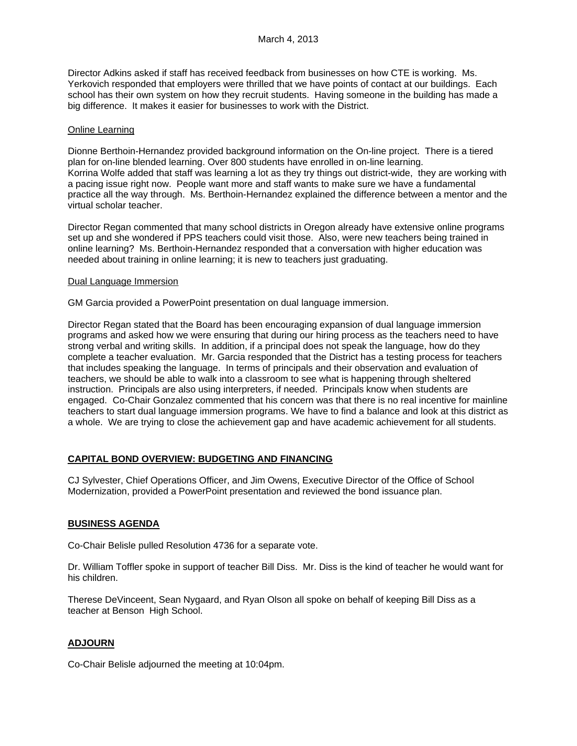Director Adkins asked if staff has received feedback from businesses on how CTE is working. Ms. Yerkovich responded that employers were thrilled that we have points of contact at our buildings. Each school has their own system on how they recruit students. Having someone in the building has made a big difference. It makes it easier for businesses to work with the District.

Online Learning

Dionne Berthoin-Hernandez provided background information on the On-line project. There is a tiered plan for on-line blended learning. Over 800 students have enrolled in on-line learning. Korrina Wolfe added that staff was learning a lot as they try things out district-wide, they are working with a pacing issue right now. People want more and staff wants to make sure we have a fundamental practice all the way through. Ms. Berthoin-Hernandez explained the difference between a mentor and the virtual scholar teacher.

Director Regan commented that many school districts in Oregon already have extensive online programs set up and she wondered if PPS teachers could visit those. Also, were new teachers being trained in online learning? Ms. Berthoin-Hernandez responded that a conversation with higher education was needed about training in online learning; it is new to teachers just graduating.

Dual Language Immersion

GM Garcia provided a PowerPoint presentation on dual language immersion.

Director Regan stated that the Board has been encouraging expansion of dual language immersion programs and asked how we were ensuring that during our hiring process as the teachers need to have strong verbal and writing skills. In addition, if a principal does not speak the language, how do they complete a teacher evaluation. Mr. Garcia responded that the District has a testing process for teachers that includes speaking the language. In terms of principals and their observation and evaluation of teachers, we should be able to walk into a classroom to see what is happening through sheltered instruction. Principals are also using interpreters, if needed. Principals know when students are engaged. Co-Chair Gonzalez commented that his concern was that there is no real incentive for mainline teachers to start dual language immersion programs. We have to find a balance and look at this district as a whole. We are trying to close the achievement gap and have academic achievement for all students.

## CAPITAL BOND OVERVIEW: BUDGETING AND FINANCING

CJ Sylvester, Chief Operations Officer, and Jim Owens, Executive Director of the Office of School Modernization, provided a PowerPoint presentation and reviewed the bond issuance plan.

## BUSINESS AGENDA

Co-Chair Belisle pulled Resolution 4736 for a separate vote.

Dr. William Toffler spoke in support of teacher Bill Diss. Mr. Diss is the kind of teacher he would want for his children.

Therese DeVinceent, Sean Nygaard, and Ryan Olson all spoke on behalf of keeping Bill Diss as a teacher at Benson High School.

## ADJOURN

Co-Chair Belisle adjourned the meeting at 10:04pm.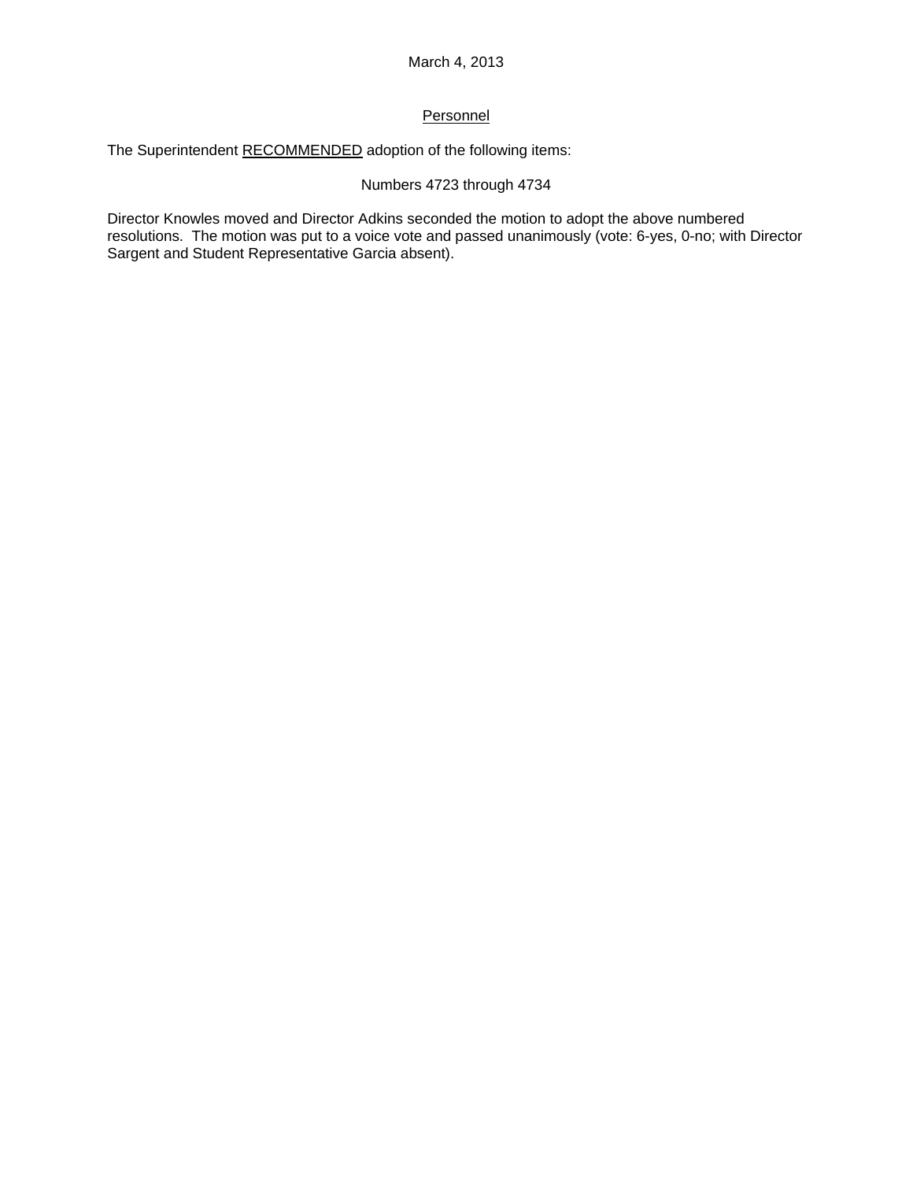March 4, 2013

## Personnel

The Superintendent RECOMMENDED adoption of the following items:

Numbers 4723 through 4734

Director Knowles moved and Director Adkins seconded the motion to adopt the above numbered resolutions. The motion was put to a voice vote and passed unanimously (vote: 6-yes, 0-no; with Director Sargent and Student Representative Garcia absent).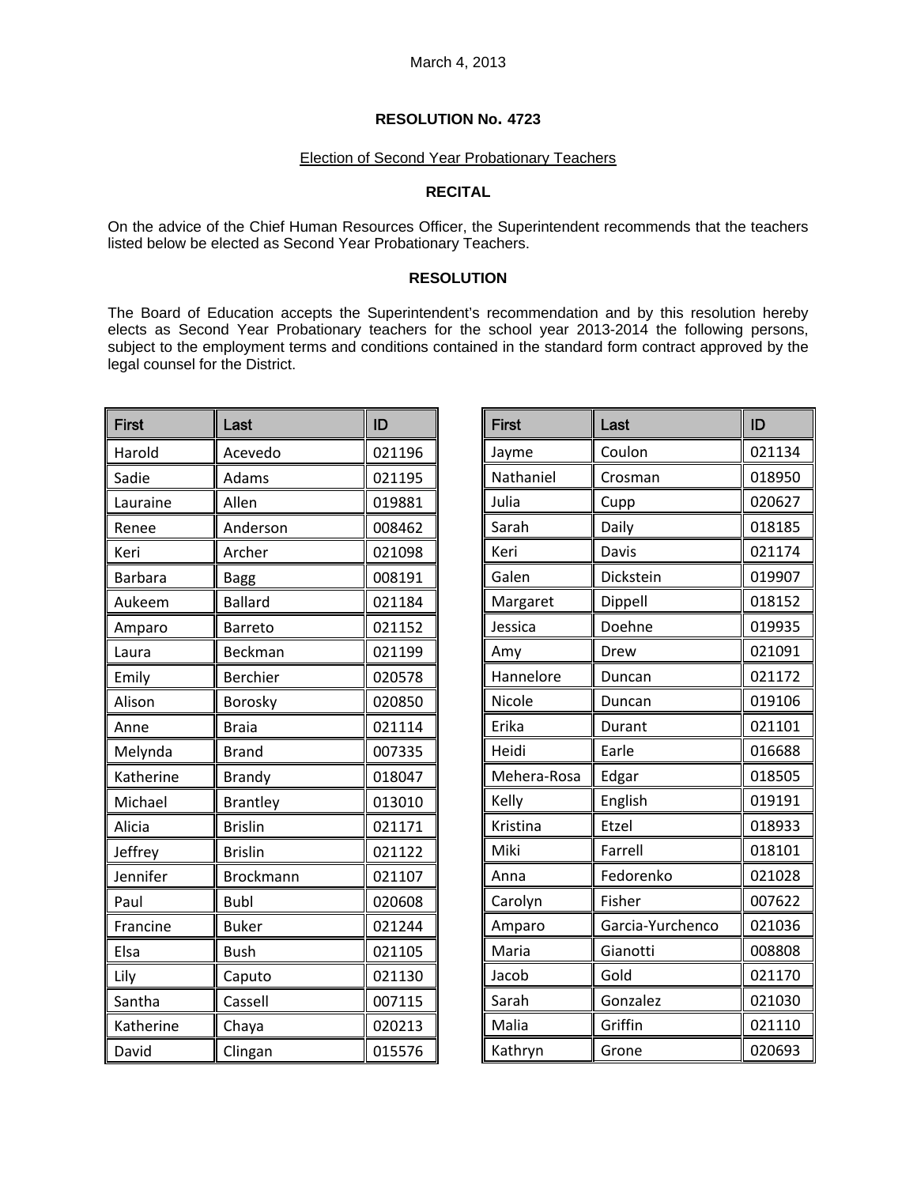March 4, 2013

**RESOLUTION No. 4723**

Election of Second Year Probationary Teachers

**RECITAL**

On the advice of the Chief Human Resources Officer, the Superintendent recommends that the teachers listed below be elected as Second Year Probationary Teachers.

**RESOLUTION**

The Board of Education accepts the Superintendent's recommendation and by this resolution hereby elects as Second Year Probationary teachers for the school year 2013-2014 the following persons, subject to the employment terms and conditions contained in the standard form contract approved by the legal counsel for the District.

| First | Last | ID |
|---|---|---|
| Harold | Acevedo | 021196 |
| Sadie | Adams | 021195 |
| Lauraine | Allen | 019881 |
| Renee | Anderson | 008462 |
| Keri | Archer | 021098 |
| Barbara | Bagg | 008191 |
| Aukeem | Ballard | 021184 |
| Amparo | Barreto | 021152 |
| Laura | Beckman | 021199 |
| Emily | Berchier | 020578 |
| Alison | Borosky | 020850 |
| Anne | Braia | 021114 |
| Melynda | Brand | 007335 |
| Katherine | Brandy | 018047 |
| Michael | Brantley | 013010 |
| Alicia | Brislin | 021171 |
| Jeffrey | Brislin | 021122 |
| Jennifer | Brockmann | 021107 |
| Paul | Bubl | 020608 |
| Francine | Buker | 021244 |
| Elsa | Bush | 021105 |
| Lily | Caputo | 021130 |
| Santha | Cassell | 007115 |
| Katherine | Chaya | 020213 |
| David | Clingan | 015576 |

| First | Last | ID |
|---|---|---|
| Jayme | Coulon | 021134 |
| Nathaniel | Crosman | 018950 |
| Julia | Cupp | 020627 |
| Sarah | Daily | 018185 |
| Keri | Davis | 021174 |
| Galen | Dickstein | 019907 |
| Margaret | Dippell | 018152 |
| Jessica | Doehne | 019935 |
| Amy | Drew | 021091 |
| Hannelore | Duncan | 021172 |
| Nicole | Duncan | 019106 |
| Erika | Durant | 021101 |
| Heidi | Earle | 016688 |
| Mehera-Rosa | Edgar | 018505 |
| Kelly | English | 019191 |
| Kristina | Etzel | 018933 |
| Miki | Farrell | 018101 |
| Anna | Fedorenko | 021028 |
| Carolyn | Fisher | 007622 |
| Amparo | Garcia-Yurchenco | 021036 |
| Maria | Gianotti | 008808 |
| Jacob | Gold | 021170 |
| Sarah | Gonzalez | 021030 |
| Malia | Griffin | 021110 |
| Kathryn | Grone | 020693 |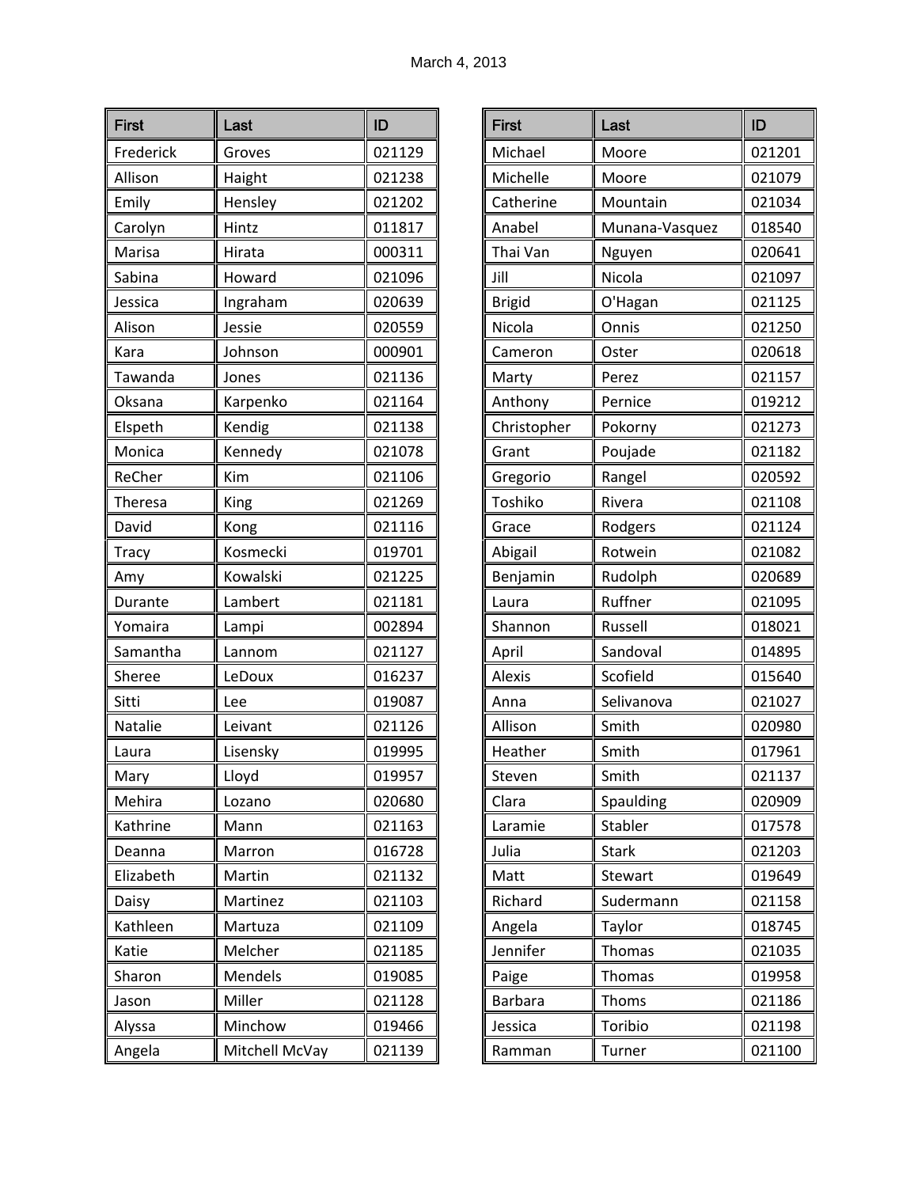March 4, 2013

| First | Last | ID |
|---|---|---|
| Frederick | Groves | 021129 |
| Allison | Haight | 021238 |
| Emily | Hensley | 021202 |
| Carolyn | Hintz | 011817 |
| Marisa | Hirata | 000311 |
| Sabina | Howard | 021096 |
| Jessica | Ingraham | 020639 |
| Alison | Jessie | 020559 |
| Kara | Johnson | 000901 |
| Tawanda | Jones | 021136 |
| Oksana | Karpenko | 021164 |
| Elspeth | Kendig | 021138 |
| Monica | Kennedy | 021078 |
| ReCher | Kim | 021106 |
| Theresa | King | 021269 |
| David | Kong | 021116 |
| Tracy | Kosmecki | 019701 |
| Amy | Kowalski | 021225 |
| Durante | Lambert | 021181 |
| Yomaira | Lampi | 002894 |
| Samantha | Lannom | 021127 |
| Sheree | LeDoux | 016237 |
| Sitti | Lee | 019087 |
| Natalie | Leivant | 021126 |
| Laura | Lisensky | 019995 |
| Mary | Lloyd | 019957 |
| Mehira | Lozano | 020680 |
| Kathrine | Mann | 021163 |
| Deanna | Marron | 016728 |
| Elizabeth | Martin | 021132 |
| Daisy | Martinez | 021103 |
| Kathleen | Martuza | 021109 |
| Katie | Melcher | 021185 |
| Sharon | Mendels | 019085 |
| Jason | Miller | 021128 |
| Alyssa | Minchow | 019466 |
| Angela | Mitchell McVay | 021139 |
| Michael | Moore | 021201 |
| Michelle | Moore | 021079 |
| Catherine | Mountain | 021034 |
| Anabel | Munana-Vasquez | 018540 |
| Thai Van | Nguyen | 020641 |
| Jill | Nicola | 021097 |
| Brigid | O'Hagan | 021125 |
| Nicola | Onnis | 021250 |
| Cameron | Oster | 020618 |
| Marty | Perez | 021157 |
| Anthony | Pernice | 019212 |
| Christopher | Pokorny | 021273 |
| Grant | Poujade | 021182 |
| Gregorio | Rangel | 020592 |
| Toshiko | Rivera | 021108 |
| Grace | Rodgers | 021124 |
| Abigail | Rotwein | 021082 |
| Benjamin | Rudolph | 020689 |
| Laura | Ruffner | 021095 |
| Shannon | Russell | 018021 |
| April | Sandoval | 014895 |
| Alexis | Scofield | 015640 |
| Anna | Selivanova | 021027 |
| Allison | Smith | 020980 |
| Heather | Smith | 017961 |
| Steven | Smith | 021137 |
| Clara | Spaulding | 020909 |
| Laramie | Stabler | 017578 |
| Julia | Stark | 021203 |
| Matt | Stewart | 019649 |
| Richard | Sudermann | 021158 |
| Angela | Taylor | 018745 |
| Jennifer | Thomas | 021035 |
| Paige | Thomas | 019958 |
| Barbara | Thoms | 021186 |
| Jessica | Toribio | 021198 |
| Ramman | Turner | 021100 |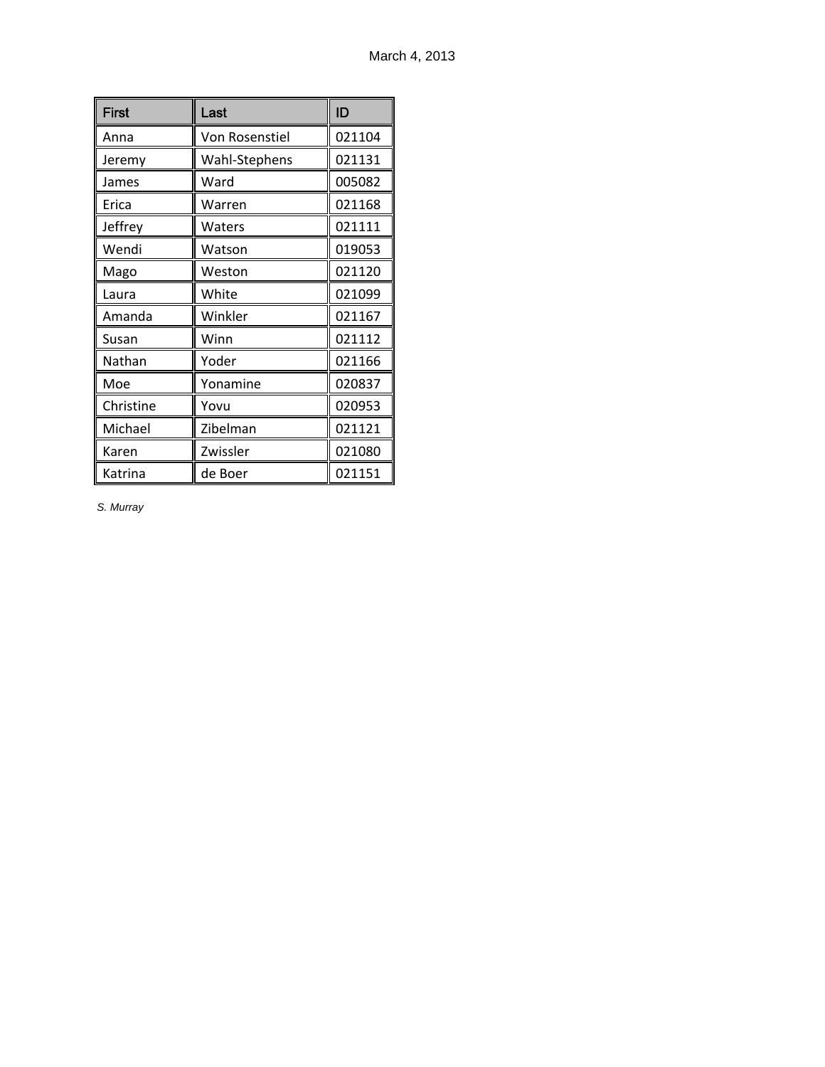| First | Last | ID |
|---|---|---|
| Anna | Von Rosenstiel | 021104 |
| Jeremy | Wahl-Stephens | 021131 |
| James | Ward | 005082 |
| Erica | Warren | 021168 |
| Jeffrey | Waters | 021111 |
| Wendi | Watson | 019053 |
| Mago | Weston | 021120 |
| Laura | White | 021099 |
| Amanda | Winkler | 021167 |
| Susan | Winn | 021112 |
| Nathan | Yoder | 021166 |
| Moe | Yonamine | 020837 |
| Christine | Yovu | 020953 |
| Michael | Zibelman | 021121 |
| Karen | Zwissler | 021080 |
| Katrina | de Boer | 021151 |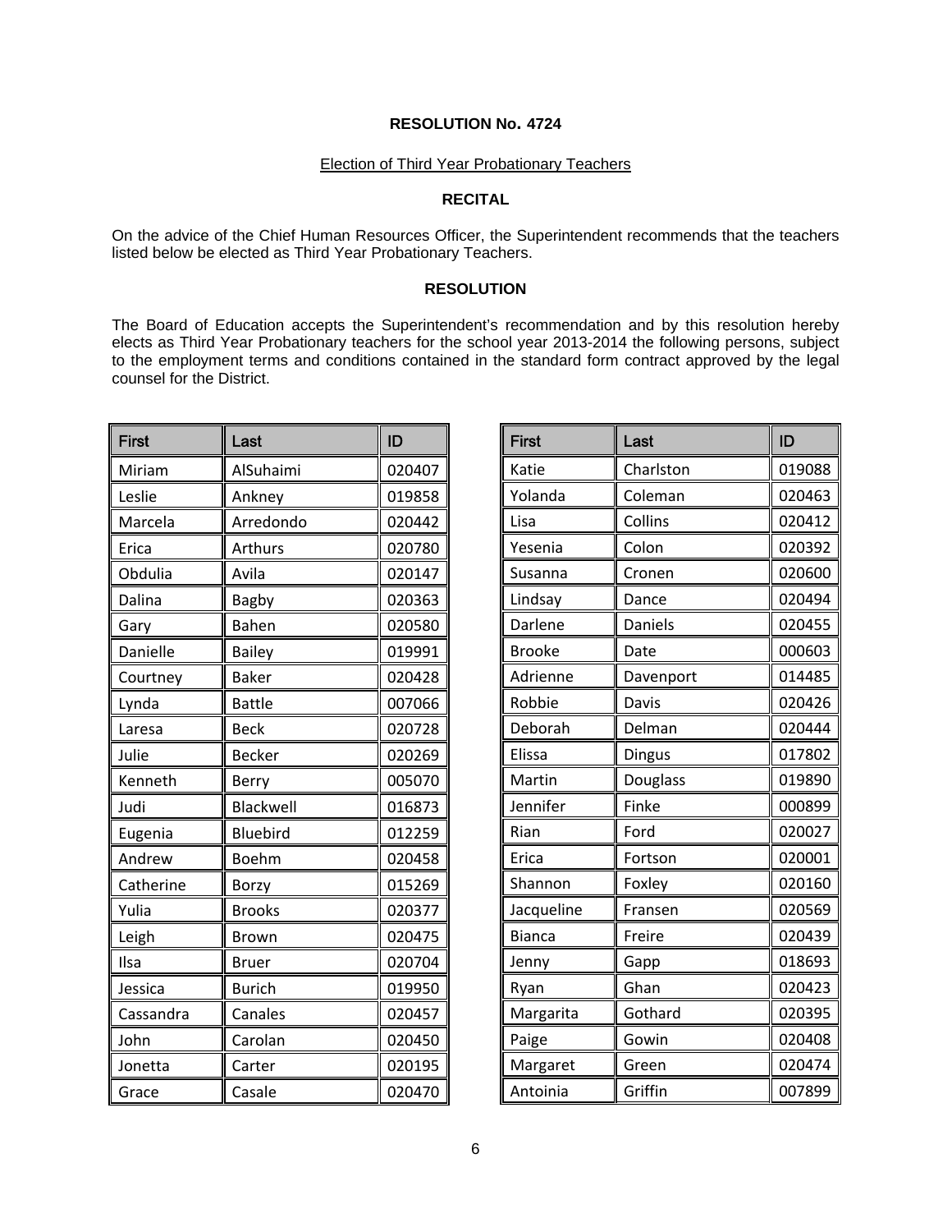**RESOLUTION No. 4724**

Election of Third Year Probationary Teachers

**RECITAL**

On the advice of the Chief Human Resources Officer, the Superintendent recommends that the teachers listed below be elected as Third Year Probationary Teachers.

**RESOLUTION**

The Board of Education accepts the Superintendent's recommendation and by this resolution hereby elects as Third Year Probationary teachers for the school year 2013-2014 the following persons, subject to the employment terms and conditions contained in the standard form contract approved by the legal counsel for the District.

| First | Last | ID |
|---|---|---|
| Miriam | AlSuhaimi | 020407 |
| Leslie | Ankney | 019858 |
| Marcela | Arredondo | 020442 |
| Erica | Arthurs | 020780 |
| Obdulia | Avila | 020147 |
| Dalina | Bagby | 020363 |
| Gary | Bahen | 020580 |
| Danielle | Bailey | 019991 |
| Courtney | Baker | 020428 |
| Lynda | Battle | 007066 |
| Laresa | Beck | 020728 |
| Julie | Becker | 020269 |
| Kenneth | Berry | 005070 |
| Judi | Blackwell | 016873 |
| Eugenia | Bluebird | 012259 |
| Andrew | Boehm | 020458 |
| Catherine | Borzy | 015269 |
| Yulia | Brooks | 020377 |
| Leigh | Brown | 020475 |
| Ilsa | Bruer | 020704 |
| Jessica | Burich | 019950 |
| Cassandra | Canales | 020457 |
| John | Carolan | 020450 |
| Jonetta | Carter | 020195 |
| Grace | Casale | 020470 |
| Katie | Charlston | 019088 |
| Yolanda | Coleman | 020463 |
| Lisa | Collins | 020412 |
| Yesenia | Colon | 020392 |
| Susanna | Cronen | 020600 |
| Lindsay | Dance | 020494 |
| Darlene | Daniels | 020455 |
| Brooke | Date | 000603 |
| Adrienne | Davenport | 014485 |
| Robbie | Davis | 020426 |
| Deborah | Delman | 020444 |
| Elissa | Dingus | 017802 |
| Martin | Douglass | 019890 |
| Jennifer | Finke | 000899 |
| Rian | Ford | 020027 |
| Erica | Fortson | 020001 |
| Shannon | Foxley | 020160 |
| Jacqueline | Fransen | 020569 |
| Bianca | Freire | 020439 |
| Jenny | Gapp | 018693 |
| Ryan | Ghan | 020423 |
| Margarita | Gothard | 020395 |
| Paige | Gowin | 020408 |
| Margaret | Green | 020474 |
| Antoinia | Griffin | 007899 |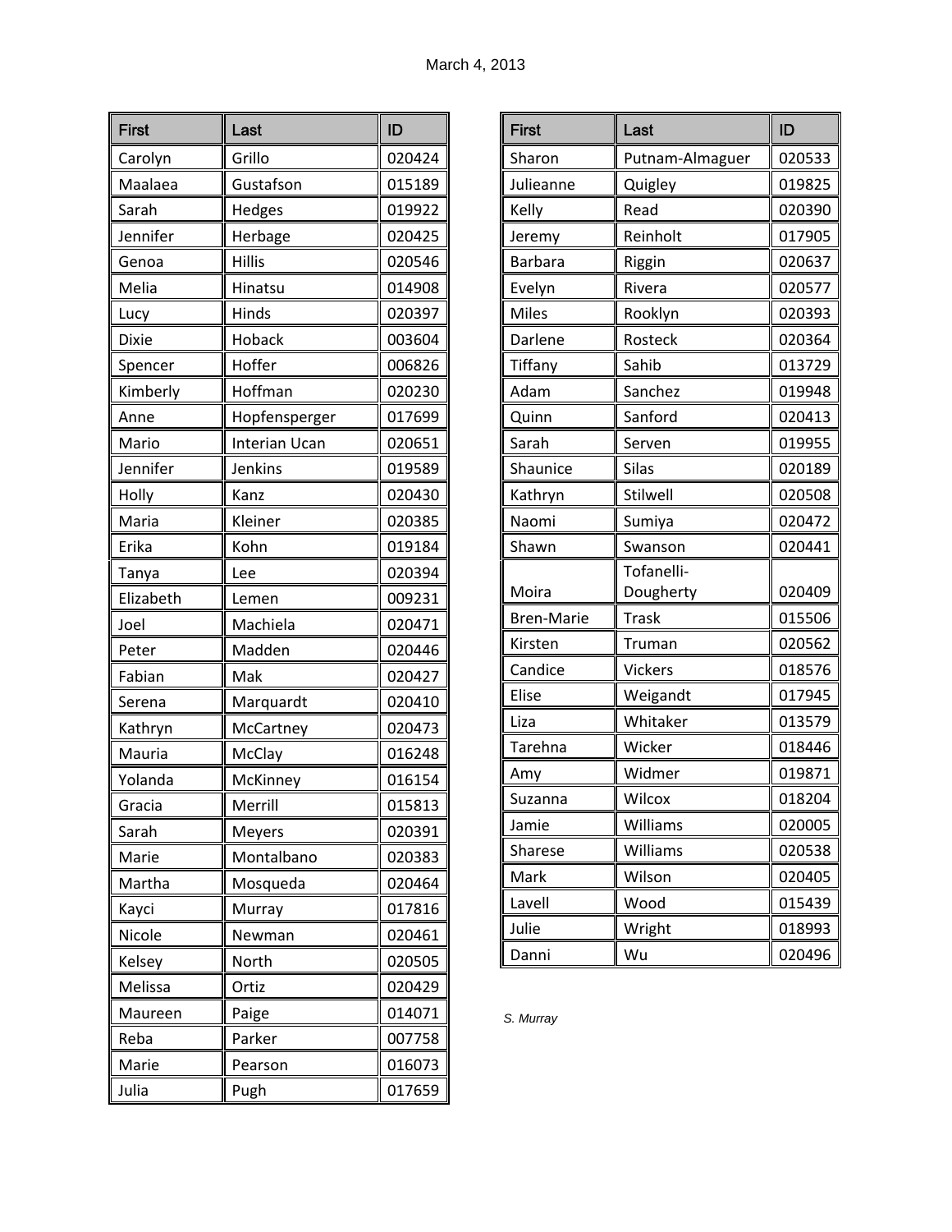March 4, 2013

| First | Last | ID |
|---|---|---|
| Carolyn | Grillo | 020424 |
| Maalaea | Gustafson | 015189 |
| Sarah | Hedges | 019922 |
| Jennifer | Herbage | 020425 |
| Genoa | Hillis | 020546 |
| Melia | Hinatsu | 014908 |
| Lucy | Hinds | 020397 |
| Dixie | Hoback | 003604 |
| Spencer | Hoffer | 006826 |
| Kimberly | Hoffman | 020230 |
| Anne | Hopfensperger | 017699 |
| Mario | Interian Ucan | 020651 |
| Jennifer | Jenkins | 019589 |
| Holly | Kanz | 020430 |
| Maria | Kleiner | 020385 |
| Erika | Kohn | 019184 |
| Tanya | Lee | 020394 |
| Elizabeth | Lemen | 009231 |
| Joel | Machiela | 020471 |
| Peter | Madden | 020446 |
| Fabian | Mak | 020427 |
| Serena | Marquardt | 020410 |
| Kathryn | McCartney | 020473 |
| Mauria | McClay | 016248 |
| Yolanda | McKinney | 016154 |
| Gracia | Merrill | 015813 |
| Sarah | Meyers | 020391 |
| Marie | Montalbano | 020383 |
| Martha | Mosqueda | 020464 |
| Kayci | Murray | 017816 |
| Nicole | Newman | 020461 |
| Kelsey | North | 020505 |
| Melissa | Ortiz | 020429 |
| Maureen | Paige | 014071 |
| Reba | Parker | 007758 |
| Marie | Pearson | 016073 |
| Julia | Pugh | 017659 |

| First | Last | ID |
|---|---|---|
| Sharon | Putnam-Almaguer | 020533 |
| Julieanne | Quigley | 019825 |
| Kelly | Read | 020390 |
| Jeremy | Reinholt | 017905 |
| Barbara | Riggin | 020637 |
| Evelyn | Rivera | 020577 |
| Miles | Rooklyn | 020393 |
| Darlene | Rosteck | 020364 |
| Tiffany | Sahib | 013729 |
| Adam | Sanchez | 019948 |
| Quinn | Sanford | 020413 |
| Sarah | Serven | 019955 |
| Shaunice | Silas | 020189 |
| Kathryn | Stilwell | 020508 |
| Naomi | Sumiya | 020472 |
| Shawn | Swanson | 020441 |
| Moira | Tofanelli-Dougherty | 020409 |
| Bren-Marie | Trask | 015506 |
| Kirsten | Truman | 020562 |
| Candice | Vickers | 018576 |
| Elise | Weigandt | 017945 |
| Liza | Whitaker | 013579 |
| Tarehna | Wicker | 018446 |
| Amy | Widmer | 019871 |
| Suzanna | Wilcox | 018204 |
| Jamie | Williams | 020005 |
| Sharese | Williams | 020538 |
| Mark | Wilson | 020405 |
| Lavell | Wood | 015439 |
| Julie | Wright | 018993 |
| Danni | Wu | 020496 |

*S. Murray*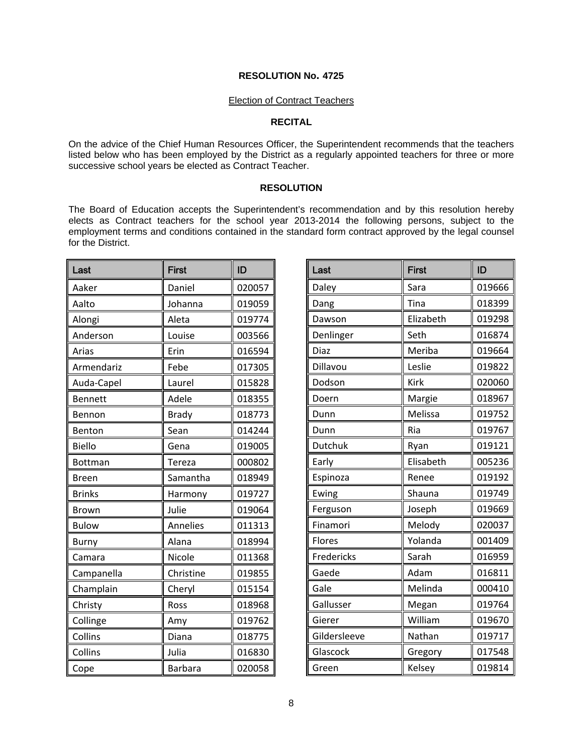**RESOLUTION No. 4725**

Election of Contract Teachers

**RECITAL**

On the advice of the Chief Human Resources Officer, the Superintendent recommends that the teachers listed below who has been employed by the District as a regularly appointed teachers for three or more successive school years be elected as Contract Teacher.

**RESOLUTION**

The Board of Education accepts the Superintendent's recommendation and by this resolution hereby elects as Contract teachers for the school year 2013-2014 the following persons, subject to the employment terms and conditions contained in the standard form contract approved by the legal counsel for the District.

| Last | First | ID |
|---|---|---|
| Aaker | Daniel | 020057 |
| Aalto | Johanna | 019059 |
| Alongi | Aleta | 019774 |
| Anderson | Louise | 003566 |
| Arias | Erin | 016594 |
| Armendariz | Febe | 017305 |
| Auda-Capel | Laurel | 015828 |
| Bennett | Adele | 018355 |
| Bennon | Brady | 018773 |
| Benton | Sean | 014244 |
| Biello | Gena | 019005 |
| Bottman | Tereza | 000802 |
| Breen | Samantha | 018949 |
| Brinks | Harmony | 019727 |
| Brown | Julie | 019064 |
| Bulow | Annelies | 011313 |
| Burny | Alana | 018994 |
| Camara | Nicole | 011368 |
| Campanella | Christine | 019855 |
| Champlain | Cheryl | 015154 |
| Christy | Ross | 018968 |
| Collinge | Amy | 019762 |
| Collins | Diana | 018775 |
| Collins | Julia | 016830 |
| Cope | Barbara | 020058 |

| Last | First | ID |
|---|---|---|
| Daley | Sara | 019666 |
| Dang | Tina | 018399 |
| Dawson | Elizabeth | 019298 |
| Denlinger | Seth | 016874 |
| Diaz | Meriba | 019664 |
| Dillavou | Leslie | 019822 |
| Dodson | Kirk | 020060 |
| Doern | Margie | 018967 |
| Dunn | Melissa | 019752 |
| Dunn | Ria | 019767 |
| Dutchuk | Ryan | 019121 |
| Early | Elisabeth | 005236 |
| Espinoza | Renee | 019192 |
| Ewing | Shauna | 019749 |
| Ferguson | Joseph | 019669 |
| Finamori | Melody | 020037 |
| Flores | Yolanda | 001409 |
| Fredericks | Sarah | 016959 |
| Gaede | Adam | 016811 |
| Gale | Melinda | 000410 |
| Gallusser | Megan | 019764 |
| Gierer | William | 019670 |
| Gildersleeve | Nathan | 019717 |
| Glascock | Gregory | 017548 |
| Green | Kelsey | 019814 |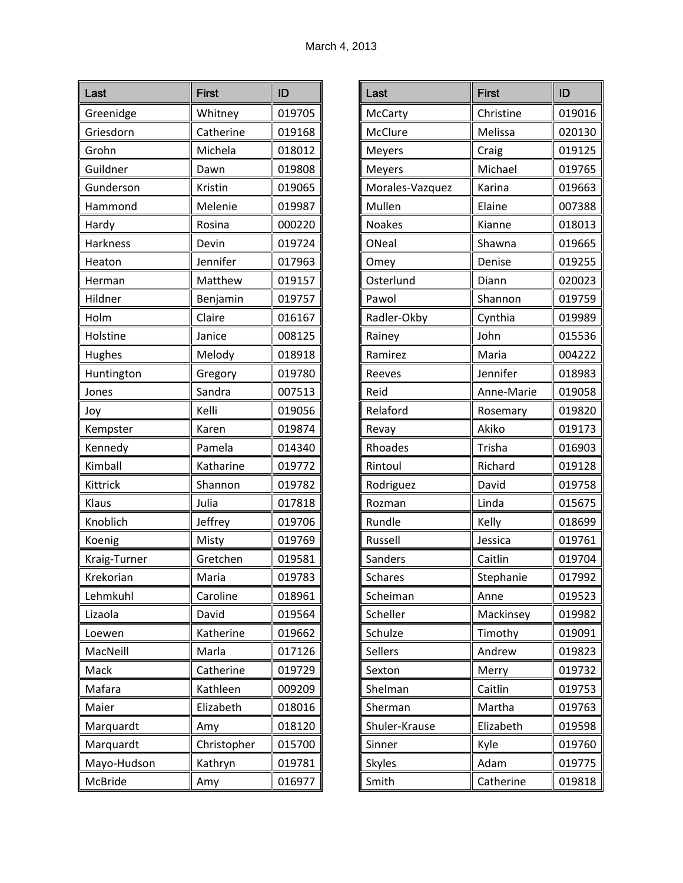March 4, 2013

| Last | First | ID |
|---|---|---|
| Greenidge | Whitney | 019705 |
| Griesdorn | Catherine | 019168 |
| Grohn | Michela | 018012 |
| Guildner | Dawn | 019808 |
| Gunderson | Kristin | 019065 |
| Hammond | Melenie | 019987 |
| Hardy | Rosina | 000220 |
| Harkness | Devin | 019724 |
| Heaton | Jennifer | 017963 |
| Herman | Matthew | 019157 |
| Hildner | Benjamin | 019757 |
| Holm | Claire | 016167 |
| Holstine | Janice | 008125 |
| Hughes | Melody | 018918 |
| Huntington | Gregory | 019780 |
| Jones | Sandra | 007513 |
| Joy | Kelli | 019056 |
| Kempster | Karen | 019874 |
| Kennedy | Pamela | 014340 |
| Kimball | Katharine | 019772 |
| Kittrick | Shannon | 019782 |
| Klaus | Julia | 017818 |
| Knoblich | Jeffrey | 019706 |
| Koenig | Misty | 019769 |
| Kraig-Turner | Gretchen | 019581 |
| Krekorian | Maria | 019783 |
| Lehmkuhl | Caroline | 018961 |
| Lizaola | David | 019564 |
| Loewen | Katherine | 019662 |
| MacNeill | Marla | 017126 |
| Mack | Catherine | 019729 |
| Mafara | Kathleen | 009209 |
| Maier | Elizabeth | 018016 |
| Marquardt | Amy | 018120 |
| Marquardt | Christopher | 015700 |
| Mayo-Hudson | Kathryn | 019781 |
| McBride | Amy | 016977 |
| McCarty | Christine | 019016 |
| McClure | Melissa | 020130 |
| Meyers | Craig | 019125 |
| Meyers | Michael | 019765 |
| Morales-Vazquez | Karina | 019663 |
| Mullen | Elaine | 007388 |
| Noakes | Kianne | 018013 |
| ONeal | Shawna | 019665 |
| Omey | Denise | 019255 |
| Osterlund | Diann | 020023 |
| Pawol | Shannon | 019759 |
| Radler-Okby | Cynthia | 019989 |
| Rainey | John | 015536 |
| Ramirez | Maria | 004222 |
| Reeves | Jennifer | 018983 |
| Reid | Anne-Marie | 019058 |
| Relaford | Rosemary | 019820 |
| Revay | Akiko | 019173 |
| Rhoades | Trisha | 016903 |
| Rintoul | Richard | 019128 |
| Rodriguez | David | 019758 |
| Rozman | Linda | 015675 |
| Rundle | Kelly | 018699 |
| Russell | Jessica | 019761 |
| Sanders | Caitlin | 019704 |
| Schares | Stephanie | 017992 |
| Scheiman | Anne | 019523 |
| Scheller | Mackinsey | 019982 |
| Schulze | Timothy | 019091 |
| Sellers | Andrew | 019823 |
| Sexton | Merry | 019732 |
| Shelman | Caitlin | 019753 |
| Sherman | Martha | 019763 |
| Shuler-Krause | Elizabeth | 019598 |
| Sinner | Kyle | 019760 |
| Skyles | Adam | 019775 |
| Smith | Catherine | 019818 |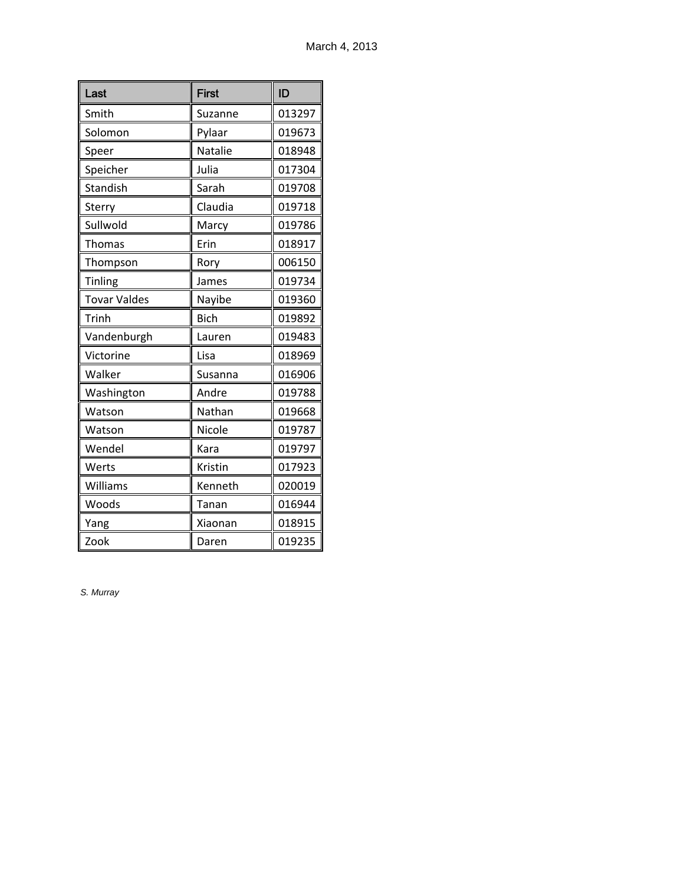| Last | First | ID |
|---|---|---|
| Smith | Suzanne | 013297 |
| Solomon | Pylaar | 019673 |
| Speer | Natalie | 018948 |
| Speicher | Julia | 017304 |
| Standish | Sarah | 019708 |
| Sterry | Claudia | 019718 |
| Sullwold | Marcy | 019786 |
| Thomas | Erin | 018917 |
| Thompson | Rory | 006150 |
| Tinling | James | 019734 |
| Tovar Valdes | Nayibe | 019360 |
| Trinh | Bich | 019892 |
| Vandenburgh | Lauren | 019483 |
| Victorine | Lisa | 018969 |
| Walker | Susanna | 016906 |
| Washington | Andre | 019788 |
| Watson | Nathan | 019668 |
| Watson | Nicole | 019787 |
| Wendel | Kara | 019797 |
| Werts | Kristin | 017923 |
| Williams | Kenneth | 020019 |
| Woods | Tanan | 016944 |
| Yang | Xiaonan | 018915 |
| Zook | Daren | 019235 |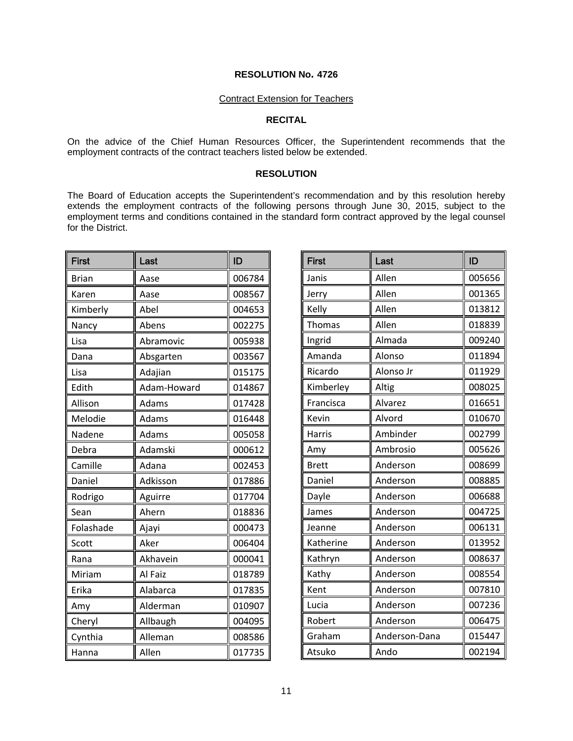**RESOLUTION No. 4726**

Contract Extension for Teachers

**RECITAL**

On the advice of the Chief Human Resources Officer, the Superintendent recommends that the employment contracts of the contract teachers listed below be extended.

**RESOLUTION**

The Board of Education accepts the Superintendent's recommendation and by this resolution hereby extends the employment contracts of the following persons through June 30, 2015, subject to the employment terms and conditions contained in the standard form contract approved by the legal counsel for the District.

| First | Last | ID |
|---|---|---|
| Brian | Aase | 006784 |
| Karen | Aase | 008567 |
| Kimberly | Abel | 004653 |
| Nancy | Abens | 002275 |
| Lisa | Abramovic | 005938 |
| Dana | Absgarten | 003567 |
| Lisa | Adajian | 015175 |
| Edith | Adam-Howard | 014867 |
| Allison | Adams | 017428 |
| Melodie | Adams | 016448 |
| Nadene | Adams | 005058 |
| Debra | Adamski | 000612 |
| Camille | Adana | 002453 |
| Daniel | Adkisson | 017886 |
| Rodrigo | Aguirre | 017704 |
| Sean | Ahern | 018836 |
| Folashade | Ajayi | 000473 |
| Scott | Aker | 006404 |
| Rana | Akhavein | 000041 |
| Miriam | Al Faiz | 018789 |
| Erika | Alabarca | 017835 |
| Amy | Alderman | 010907 |
| Cheryl | Allbaugh | 004095 |
| Cynthia | Alleman | 008586 |
| Hanna | Allen | 017735 |
| Janis | Allen | 005656 |
| Jerry | Allen | 001365 |
| Kelly | Allen | 013812 |
| Thomas | Allen | 018839 |
| Ingrid | Almada | 009240 |
| Amanda | Alonso | 011894 |
| Ricardo | Alonso Jr | 011929 |
| Kimberley | Altig | 008025 |
| Francisca | Alvarez | 016651 |
| Kevin | Alvord | 010670 |
| Harris | Ambinder | 002799 |
| Amy | Ambrosio | 005626 |
| Brett | Anderson | 008699 |
| Daniel | Anderson | 008885 |
| Dayle | Anderson | 006688 |
| James | Anderson | 004725 |
| Jeanne | Anderson | 006131 |
| Katherine | Anderson | 013952 |
| Kathryn | Anderson | 008637 |
| Kathy | Anderson | 008554 |
| Kent | Anderson | 007810 |
| Lucia | Anderson | 007236 |
| Robert | Anderson | 006475 |
| Graham | Anderson-Dana | 015447 |
| Atsuko | Ando | 002194 |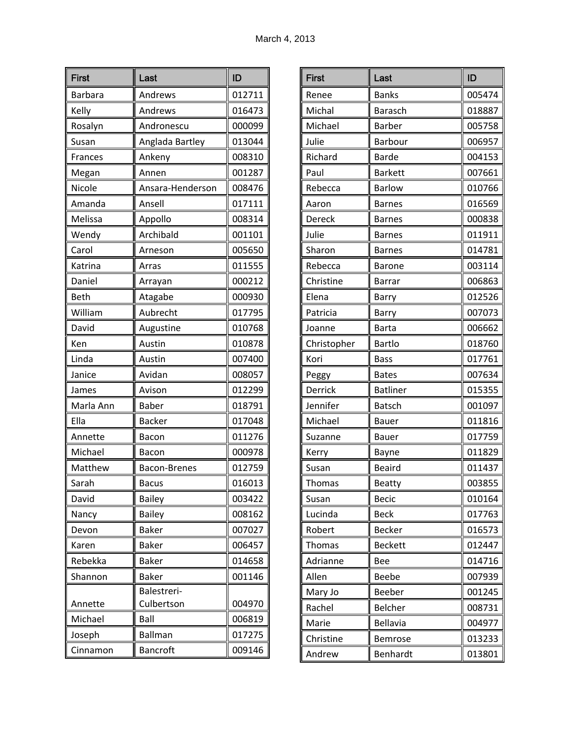March 4, 2013

| First | Last | ID |
|---|---|---|
| Barbara | Andrews | 012711 |
| Kelly | Andrews | 016473 |
| Rosalyn | Andronescu | 000099 |
| Susan | Anglada Bartley | 013044 |
| Frances | Ankeny | 008310 |
| Megan | Annen | 001287 |
| Nicole | Ansara-Henderson | 008476 |
| Amanda | Ansell | 017111 |
| Melissa | Appollo | 008314 |
| Wendy | Archibald | 001101 |
| Carol | Arneson | 005650 |
| Katrina | Arras | 011555 |
| Daniel | Arrayan | 000212 |
| Beth | Atagabe | 000930 |
| William | Aubrecht | 017795 |
| David | Augustine | 010768 |
| Ken | Austin | 010878 |
| Linda | Austin | 007400 |
| Janice | Avidan | 008057 |
| James | Avison | 012299 |
| Marla Ann | Baber | 018791 |
| Ella | Backer | 017048 |
| Annette | Bacon | 011276 |
| Michael | Bacon | 000978 |
| Matthew | Bacon-Brenes | 012759 |
| Sarah | Bacus | 016013 |
| David | Bailey | 003422 |
| Nancy | Bailey | 008162 |
| Devon | Baker | 007027 |
| Karen | Baker | 006457 |
| Rebekka | Baker | 014658 |
| Shannon | Baker | 001146 |
| Annette | Balestreri-Culbertson | 004970 |
| Michael | Ball | 006819 |
| Joseph | Ballman | 017275 |
| Cinnamon | Bancroft | 009146 |
| Renee | Banks | 005474 |
| Michal | Barasch | 018887 |
| Michael | Barber | 005758 |
| Julie | Barbour | 006957 |
| Richard | Barde | 004153 |
| Paul | Barkett | 007661 |
| Rebecca | Barlow | 010766 |
| Aaron | Barnes | 016569 |
| Dereck | Barnes | 000838 |
| Julie | Barnes | 011911 |
| Sharon | Barnes | 014781 |
| Rebecca | Barone | 003114 |
| Christine | Barrar | 006863 |
| Elena | Barry | 012526 |
| Patricia | Barry | 007073 |
| Joanne | Barta | 006662 |
| Christopher | Bartlo | 018760 |
| Kori | Bass | 017761 |
| Peggy | Bates | 007634 |
| Derrick | Batliner | 015355 |
| Jennifer | Batsch | 001097 |
| Michael | Bauer | 011816 |
| Suzanne | Bauer | 017759 |
| Kerry | Bayne | 011829 |
| Susan | Beaird | 011437 |
| Thomas | Beatty | 003855 |
| Susan | Becic | 010164 |
| Lucinda | Beck | 017763 |
| Robert | Becker | 016573 |
| Thomas | Beckett | 012447 |
| Adrianne | Bee | 014716 |
| Allen | Beebe | 007939 |
| Mary Jo | Beeber | 001245 |
| Rachel | Belcher | 008731 |
| Marie | Bellavia | 004977 |
| Christine | Bemrose | 013233 |
| Andrew | Benhardt | 013801 |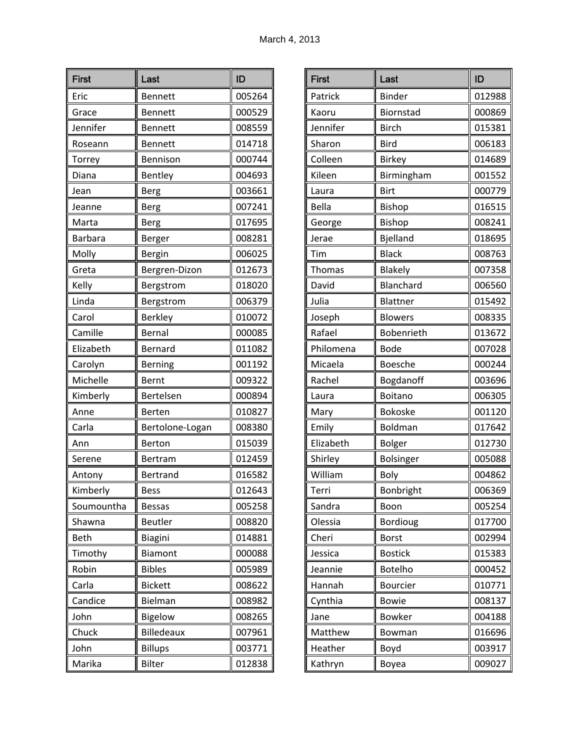March 4, 2013

| First | Last | ID |
|---|---|---|
| Eric | Bennett | 005264 |
| Grace | Bennett | 000529 |
| Jennifer | Bennett | 008559 |
| Roseann | Bennett | 014718 |
| Torrey | Bennison | 000744 |
| Diana | Bentley | 004693 |
| Jean | Berg | 003661 |
| Jeanne | Berg | 007241 |
| Marta | Berg | 017695 |
| Barbara | Berger | 008281 |
| Molly | Bergin | 006025 |
| Greta | Bergren-Dizon | 012673 |
| Kelly | Bergstrom | 018020 |
| Linda | Bergstrom | 006379 |
| Carol | Berkley | 010072 |
| Camille | Bernal | 000085 |
| Elizabeth | Bernard | 011082 |
| Carolyn | Berning | 001192 |
| Michelle | Bernt | 009322 |
| Kimberly | Bertelsen | 000894 |
| Anne | Berten | 010827 |
| Carla | Bertolone-Logan | 008380 |
| Ann | Berton | 015039 |
| Serene | Bertram | 012459 |
| Antony | Bertrand | 016582 |
| Kimberly | Bess | 012643 |
| Soumountha | Bessas | 005258 |
| Shawna | Beutler | 008820 |
| Beth | Biagini | 014881 |
| Timothy | Biamont | 000088 |
| Robin | Bibles | 005989 |
| Carla | Bickett | 008622 |
| Candice | Bielman | 008982 |
| John | Bigelow | 008265 |
| Chuck | Billedeaux | 007961 |
| John | Billups | 003771 |
| Marika | Bilter | 012838 |
| Patrick | Binder | 012988 |
| Kaoru | Biornstad | 000869 |
| Jennifer | Birch | 015381 |
| Sharon | Bird | 006183 |
| Colleen | Birkey | 014689 |
| Kileen | Birmingham | 001552 |
| Laura | Birt | 000779 |
| Bella | Bishop | 016515 |
| George | Bishop | 008241 |
| Jerae | Bjelland | 018695 |
| Tim | Black | 008763 |
| Thomas | Blakely | 007358 |
| David | Blanchard | 006560 |
| Julia | Blattner | 015492 |
| Joseph | Blowers | 008335 |
| Rafael | Bobenrieth | 013672 |
| Philomena | Bode | 007028 |
| Micaela | Boesche | 000244 |
| Rachel | Bogdanoff | 003696 |
| Laura | Boitano | 006305 |
| Mary | Bokoske | 001120 |
| Emily | Boldman | 017642 |
| Elizabeth | Bolger | 012730 |
| Shirley | Bolsinger | 005088 |
| William | Boly | 004862 |
| Terri | Bonbright | 006369 |
| Sandra | Boon | 005254 |
| Olessia | Bordioug | 017700 |
| Cheri | Borst | 002994 |
| Jessica | Bostick | 015383 |
| Jeannie | Botelho | 000452 |
| Hannah | Bourcier | 010771 |
| Cynthia | Bowie | 008137 |
| Jane | Bowker | 004188 |
| Matthew | Bowman | 016696 |
| Heather | Boyd | 003917 |
| Kathryn | Boyea | 009027 |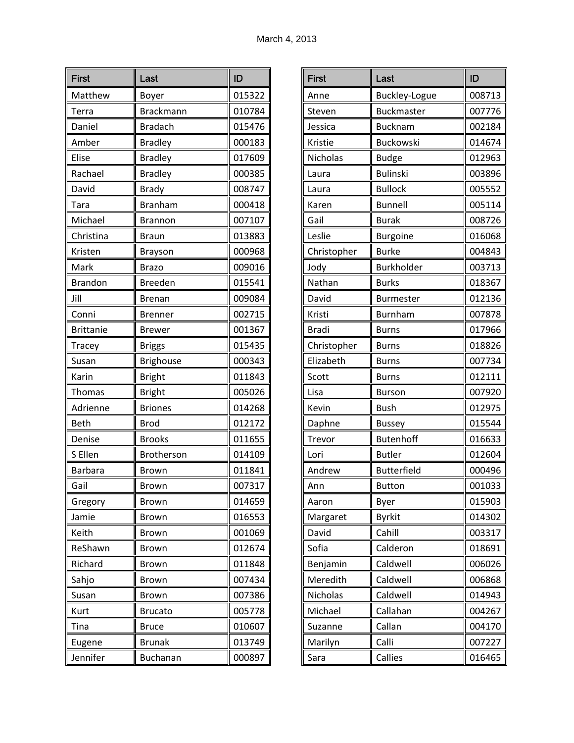March 4, 2013

| First | Last | ID |
|---|---|---|
| Matthew | Boyer | 015322 |
| Terra | Brackmann | 010784 |
| Daniel | Bradach | 015476 |
| Amber | Bradley | 000183 |
| Elise | Bradley | 017609 |
| Rachael | Bradley | 000385 |
| David | Brady | 008747 |
| Tara | Branham | 000418 |
| Michael | Brannon | 007107 |
| Christina | Braun | 013883 |
| Kristen | Brayson | 000968 |
| Mark | Brazo | 009016 |
| Brandon | Breeden | 015541 |
| Jill | Brenan | 009084 |
| Conni | Brenner | 002715 |
| Brittanie | Brewer | 001367 |
| Tracey | Briggs | 015435 |
| Susan | Brighouse | 000343 |
| Karin | Bright | 011843 |
| Thomas | Bright | 005026 |
| Adrienne | Briones | 014268 |
| Beth | Brod | 012172 |
| Denise | Brooks | 011655 |
| S Ellen | Brotherson | 014109 |
| Barbara | Brown | 011841 |
| Gail | Brown | 007317 |
| Gregory | Brown | 014659 |
| Jamie | Brown | 016553 |
| Keith | Brown | 001069 |
| ReShawn | Brown | 012674 |
| Richard | Brown | 011848 |
| Sahjo | Brown | 007434 |
| Susan | Brown | 007386 |
| Kurt | Brucato | 005778 |
| Tina | Bruce | 010607 |
| Eugene | Brunak | 013749 |
| Jennifer | Buchanan | 000897 |

| First | Last | ID |
|---|---|---|
| Anne | Buckley-Logue | 008713 |
| Steven | Buckmaster | 007776 |
| Jessica | Bucknam | 002184 |
| Kristie | Buckowski | 014674 |
| Nicholas | Budge | 012963 |
| Laura | Bulinski | 003896 |
| Laura | Bullock | 005552 |
| Karen | Bunnell | 005114 |
| Gail | Burak | 008726 |
| Leslie | Burgoine | 016068 |
| Christopher | Burke | 004843 |
| Jody | Burkholder | 003713 |
| Nathan | Burks | 018367 |
| David | Burmester | 012136 |
| Kristi | Burnham | 007878 |
| Bradi | Burns | 017966 |
| Christopher | Burns | 018826 |
| Elizabeth | Burns | 007734 |
| Scott | Burns | 012111 |
| Lisa | Burson | 007920 |
| Kevin | Bush | 012975 |
| Daphne | Bussey | 015544 |
| Trevor | Butenhoff | 016633 |
| Lori | Butler | 012604 |
| Andrew | Butterfield | 000496 |
| Ann | Button | 001033 |
| Aaron | Byer | 015903 |
| Margaret | Byrkit | 014302 |
| David | Cahill | 003317 |
| Sofia | Calderon | 018691 |
| Benjamin | Caldwell | 006026 |
| Meredith | Caldwell | 006868 |
| Nicholas | Caldwell | 014943 |
| Michael | Callahan | 004267 |
| Suzanne | Callan | 004170 |
| Marilyn | Calli | 007227 |
| Sara | Callies | 016465 |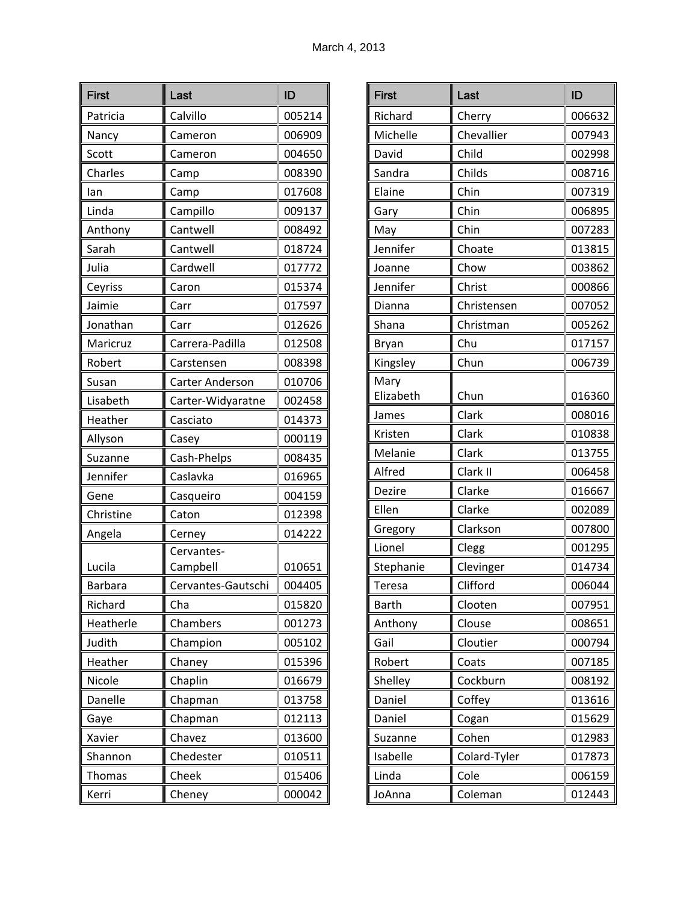March 4, 2013

| First | Last | ID |
|---|---|---|
| Patricia | Calvillo | 005214 |
| Nancy | Cameron | 006909 |
| Scott | Cameron | 004650 |
| Charles | Camp | 008390 |
| Ian | Camp | 017608 |
| Linda | Campillo | 009137 |
| Anthony | Cantwell | 008492 |
| Sarah | Cantwell | 018724 |
| Julia | Cardwell | 017772 |
| Ceyriss | Caron | 015374 |
| Jaimie | Carr | 017597 |
| Jonathan | Carr | 012626 |
| Maricruz | Carrera-Padilla | 012508 |
| Robert | Carstensen | 008398 |
| Susan | Carter Anderson | 010706 |
| Lisabeth | Carter-Widyaratne | 002458 |
| Heather | Casciato | 014373 |
| Allyson | Casey | 000119 |
| Suzanne | Cash-Phelps | 008435 |
| Jennifer | Caslavka | 016965 |
| Gene | Casqueiro | 004159 |
| Christine | Caton | 012398 |
| Angela | Cerney | 014222 |
| Lucila | Cervantes-Campbell | 010651 |
| Barbara | Cervantes-Gautschi | 004405 |
| Richard | Cha | 015820 |
| Heatherle | Chambers | 001273 |
| Judith | Champion | 005102 |
| Heather | Chaney | 015396 |
| Nicole | Chaplin | 016679 |
| Danelle | Chapman | 013758 |
| Gaye | Chapman | 012113 |
| Xavier | Chavez | 013600 |
| Shannon | Chedester | 010511 |
| Thomas | Cheek | 015406 |
| Kerri | Cheney | 000042 |
| Richard | Cherry | 006632 |
| Michelle | Chevallier | 007943 |
| David | Child | 002998 |
| Sandra | Childs | 008716 |
| Elaine | Chin | 007319 |
| Gary | Chin | 006895 |
| May | Chin | 007283 |
| Jennifer | Choate | 013815 |
| Joanne | Chow | 003862 |
| Jennifer | Christ | 000866 |
| Dianna | Christensen | 007052 |
| Shana | Christman | 005262 |
| Bryan | Chu | 017157 |
| Kingsley | Chun | 006739 |
| Mary Elizabeth | Chun | 016360 |
| James | Clark | 008016 |
| Kristen | Clark | 010838 |
| Melanie | Clark | 013755 |
| Alfred | Clark II | 006458 |
| Dezire | Clarke | 016667 |
| Ellen | Clarke | 002089 |
| Gregory | Clarkson | 007800 |
| Lionel | Clegg | 001295 |
| Stephanie | Clevinger | 014734 |
| Teresa | Clifford | 006044 |
| Barth | Clooten | 007951 |
| Anthony | Clouse | 008651 |
| Gail | Cloutier | 000794 |
| Robert | Coats | 007185 |
| Shelley | Cockburn | 008192 |
| Daniel | Coffey | 013616 |
| Daniel | Cogan | 015629 |
| Suzanne | Cohen | 012983 |
| Isabelle | Colard-Tyler | 017873 |
| Linda | Cole | 006159 |
| JoAnna | Coleman | 012443 |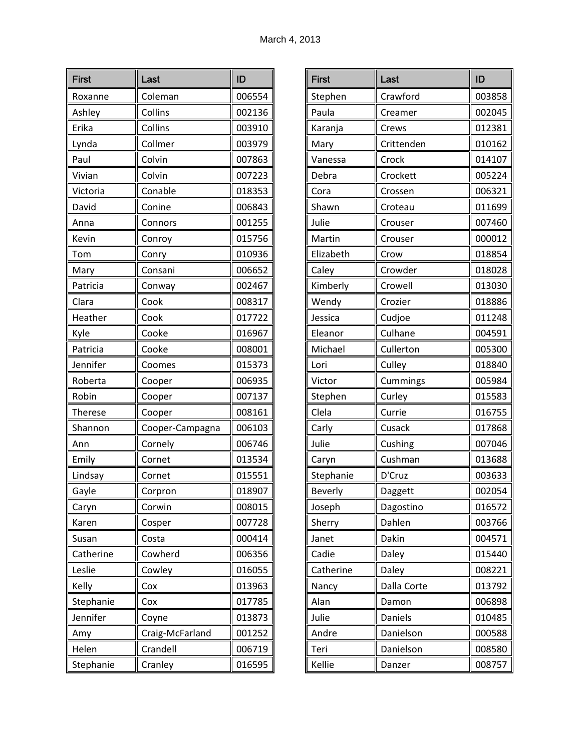March 4, 2013

| First | Last | ID |
|---|---|---|
| Roxanne | Coleman | 006554 |
| Ashley | Collins | 002136 |
| Erika | Collins | 003910 |
| Lynda | Collmer | 003979 |
| Paul | Colvin | 007863 |
| Vivian | Colvin | 007223 |
| Victoria | Conable | 018353 |
| David | Conine | 006843 |
| Anna | Connors | 001255 |
| Kevin | Conroy | 015756 |
| Tom | Conry | 010936 |
| Mary | Consani | 006652 |
| Patricia | Conway | 002467 |
| Clara | Cook | 008317 |
| Heather | Cook | 017722 |
| Kyle | Cooke | 016967 |
| Patricia | Cooke | 008001 |
| Jennifer | Coomes | 015373 |
| Roberta | Cooper | 006935 |
| Robin | Cooper | 007137 |
| Therese | Cooper | 008161 |
| Shannon | Cooper-Campagna | 006103 |
| Ann | Cornely | 006746 |
| Emily | Cornet | 013534 |
| Lindsay | Cornet | 015551 |
| Gayle | Corpron | 018907 |
| Caryn | Corwin | 008015 |
| Karen | Cosper | 007728 |
| Susan | Costa | 000414 |
| Catherine | Cowherd | 006356 |
| Leslie | Cowley | 016055 |
| Kelly | Cox | 013963 |
| Stephanie | Cox | 017785 |
| Jennifer | Coyne | 013873 |
| Amy | Craig-McFarland | 001252 |
| Helen | Crandell | 006719 |
| Stephanie | Cranley | 016595 |

| First | Last | ID |
|---|---|---|
| Stephen | Crawford | 003858 |
| Paula | Creamer | 002045 |
| Karanja | Crews | 012381 |
| Mary | Crittenden | 010162 |
| Vanessa | Crock | 014107 |
| Debra | Crockett | 005224 |
| Cora | Crossen | 006321 |
| Shawn | Croteau | 011699 |
| Julie | Crouser | 007460 |
| Martin | Crouser | 000012 |
| Elizabeth | Crow | 018854 |
| Caley | Crowder | 018028 |
| Kimberly | Crowell | 013030 |
| Wendy | Crozier | 018886 |
| Jessica | Cudjoe | 011248 |
| Eleanor | Culhane | 004591 |
| Michael | Cullerton | 005300 |
| Lori | Culley | 018840 |
| Victor | Cummings | 005984 |
| Stephen | Curley | 015583 |
| Clela | Currie | 016755 |
| Carly | Cusack | 017868 |
| Julie | Cushing | 007046 |
| Caryn | Cushman | 013688 |
| Stephanie | D'Cruz | 003633 |
| Beverly | Daggett | 002054 |
| Joseph | Dagostino | 016572 |
| Sherry | Dahlen | 003766 |
| Janet | Dakin | 004571 |
| Cadie | Daley | 015440 |
| Catherine | Daley | 008221 |
| Nancy | Dalla Corte | 013792 |
| Alan | Damon | 006898 |
| Julie | Daniels | 010485 |
| Andre | Danielson | 000588 |
| Teri | Danielson | 008580 |
| Kellie | Danzer | 008757 |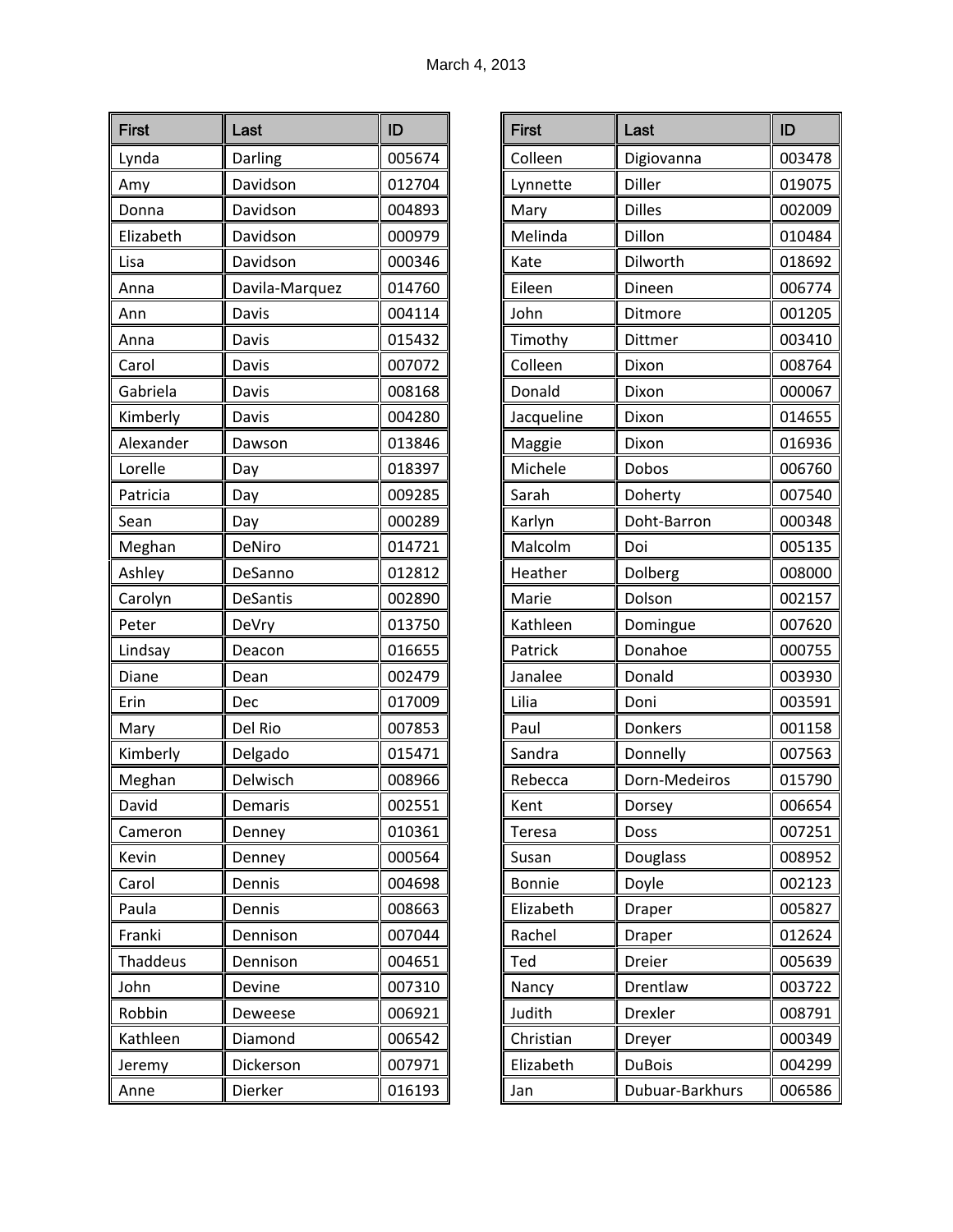March 4, 2013

| First | Last | ID |
|---|---|---|
| Lynda | Darling | 005674 |
| Amy | Davidson | 012704 |
| Donna | Davidson | 004893 |
| Elizabeth | Davidson | 000979 |
| Lisa | Davidson | 000346 |
| Anna | Davila-Marquez | 014760 |
| Ann | Davis | 004114 |
| Anna | Davis | 015432 |
| Carol | Davis | 007072 |
| Gabriela | Davis | 008168 |
| Kimberly | Davis | 004280 |
| Alexander | Dawson | 013846 |
| Lorelle | Day | 018397 |
| Patricia | Day | 009285 |
| Sean | Day | 000289 |
| Meghan | DeNiro | 014721 |
| Ashley | DeSanno | 012812 |
| Carolyn | DeSantis | 002890 |
| Peter | DeVry | 013750 |
| Lindsay | Deacon | 016655 |
| Diane | Dean | 002479 |
| Erin | Dec | 017009 |
| Mary | Del Rio | 007853 |
| Kimberly | Delgado | 015471 |
| Meghan | Delwisch | 008966 |
| David | Demaris | 002551 |
| Cameron | Denney | 010361 |
| Kevin | Denney | 000564 |
| Carol | Dennis | 004698 |
| Paula | Dennis | 008663 |
| Franki | Dennison | 007044 |
| Thaddeus | Dennison | 004651 |
| John | Devine | 007310 |
| Robbin | Deweese | 006921 |
| Kathleen | Diamond | 006542 |
| Jeremy | Dickerson | 007971 |
| Anne | Dierker | 016193 |
| Colleen | Digiovanna | 003478 |
| Lynnette | Diller | 019075 |
| Mary | Dilles | 002009 |
| Melinda | Dillon | 010484 |
| Kate | Dilworth | 018692 |
| Eileen | Dineen | 006774 |
| John | Ditmore | 001205 |
| Timothy | Dittmer | 003410 |
| Colleen | Dixon | 008764 |
| Donald | Dixon | 000067 |
| Jacqueline | Dixon | 014655 |
| Maggie | Dixon | 016936 |
| Michele | Dobos | 006760 |
| Sarah | Doherty | 007540 |
| Karlyn | Doht-Barron | 000348 |
| Malcolm | Doi | 005135 |
| Heather | Dolberg | 008000 |
| Marie | Dolson | 002157 |
| Kathleen | Domingue | 007620 |
| Patrick | Donahoe | 000755 |
| Janalee | Donald | 003930 |
| Lilia | Doni | 003591 |
| Paul | Donkers | 001158 |
| Sandra | Donnelly | 007563 |
| Rebecca | Dorn-Medeiros | 015790 |
| Kent | Dorsey | 006654 |
| Teresa | Doss | 007251 |
| Susan | Douglass | 008952 |
| Bonnie | Doyle | 002123 |
| Elizabeth | Draper | 005827 |
| Rachel | Draper | 012624 |
| Ted | Dreier | 005639 |
| Nancy | Drentlaw | 003722 |
| Judith | Drexler | 008791 |
| Christian | Dreyer | 000349 |
| Elizabeth | DuBois | 004299 |
| Jan | Dubuar-Barkhurs | 006586 |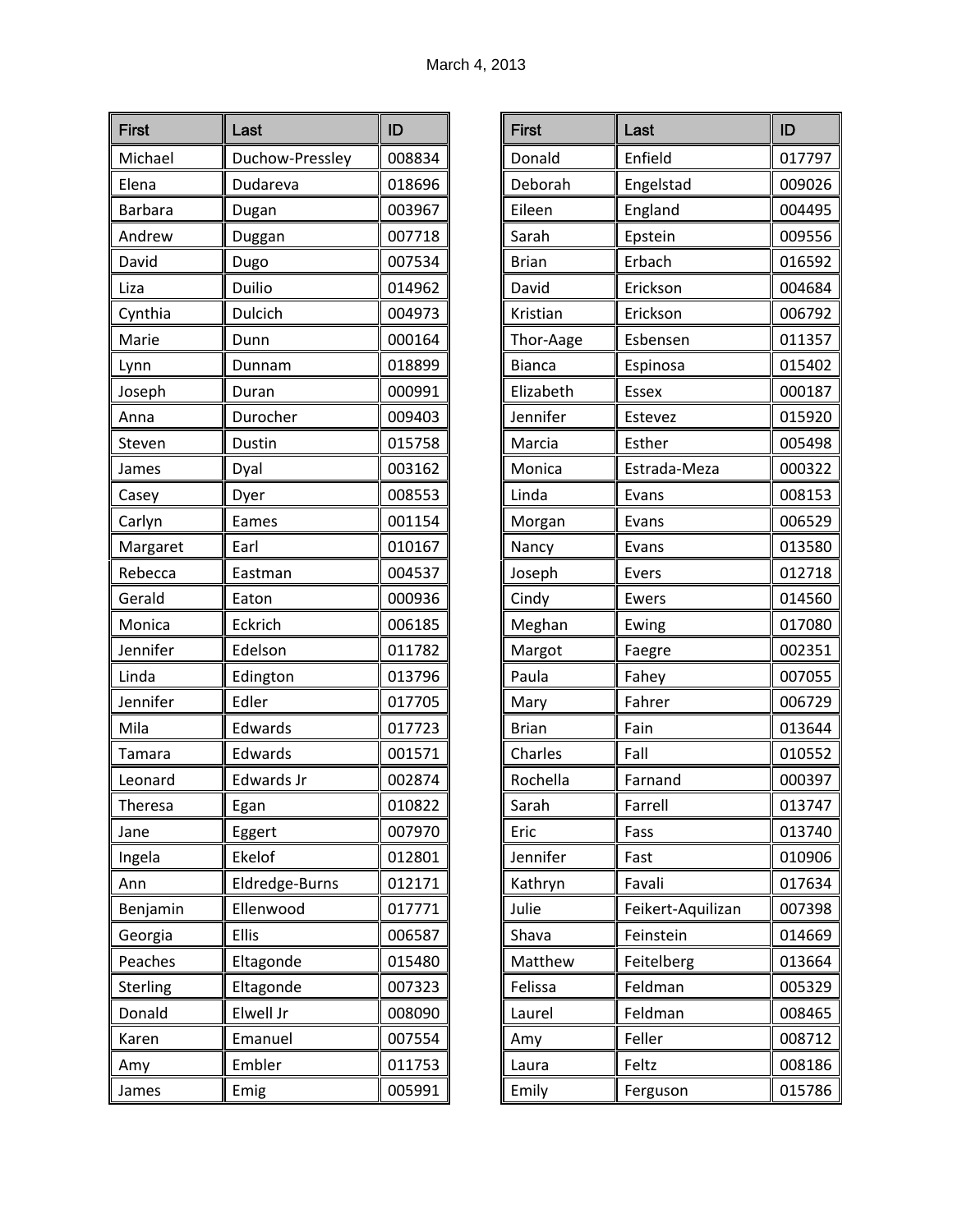March 4, 2013

| First | Last | ID |
|---|---|---|
| Michael | Duchow-Pressley | 008834 |
| Elena | Dudareva | 018696 |
| Barbara | Dugan | 003967 |
| Andrew | Duggan | 007718 |
| David | Dugo | 007534 |
| Liza | Duilio | 014962 |
| Cynthia | Dulcich | 004973 |
| Marie | Dunn | 000164 |
| Lynn | Dunnam | 018899 |
| Joseph | Duran | 000991 |
| Anna | Durocher | 009403 |
| Steven | Dustin | 015758 |
| James | Dyal | 003162 |
| Casey | Dyer | 008553 |
| Carlyn | Eames | 001154 |
| Margaret | Earl | 010167 |
| Rebecca | Eastman | 004537 |
| Gerald | Eaton | 000936 |
| Monica | Eckrich | 006185 |
| Jennifer | Edelson | 011782 |
| Linda | Edington | 013796 |
| Jennifer | Edler | 017705 |
| Mila | Edwards | 017723 |
| Tamara | Edwards | 001571 |
| Leonard | Edwards Jr | 002874 |
| Theresa | Egan | 010822 |
| Jane | Eggert | 007970 |
| Ingela | Ekelof | 012801 |
| Ann | Eldredge-Burns | 012171 |
| Benjamin | Ellenwood | 017771 |
| Georgia | Ellis | 006587 |
| Peaches | Eltagonde | 015480 |
| Sterling | Eltagonde | 007323 |
| Donald | Elwell Jr | 008090 |
| Karen | Emanuel | 007554 |
| Amy | Embler | 011753 |
| James | Emig | 005991 |
| Donald | Enfield | 017797 |
| Deborah | Engelstad | 009026 |
| Eileen | England | 004495 |
| Sarah | Epstein | 009556 |
| Brian | Erbach | 016592 |
| David | Erickson | 004684 |
| Kristian | Erickson | 006792 |
| Thor-Aage | Esbensen | 011357 |
| Bianca | Espinosa | 015402 |
| Elizabeth | Essex | 000187 |
| Jennifer | Estevez | 015920 |
| Marcia | Esther | 005498 |
| Monica | Estrada-Meza | 000322 |
| Linda | Evans | 008153 |
| Morgan | Evans | 006529 |
| Nancy | Evans | 013580 |
| Joseph | Evers | 012718 |
| Cindy | Ewers | 014560 |
| Meghan | Ewing | 017080 |
| Margot | Faegre | 002351 |
| Paula | Fahey | 007055 |
| Mary | Fahrer | 006729 |
| Brian | Fain | 013644 |
| Charles | Fall | 010552 |
| Rochella | Farnand | 000397 |
| Sarah | Farrell | 013747 |
| Eric | Fass | 013740 |
| Jennifer | Fast | 010906 |
| Kathryn | Favali | 017634 |
| Julie | Feikert-Aquilizan | 007398 |
| Shava | Feinstein | 014669 |
| Matthew | Feitelberg | 013664 |
| Felissa | Feldman | 005329 |
| Laurel | Feldman | 008465 |
| Amy | Feller | 008712 |
| Laura | Feltz | 008186 |
| Emily | Ferguson | 015786 |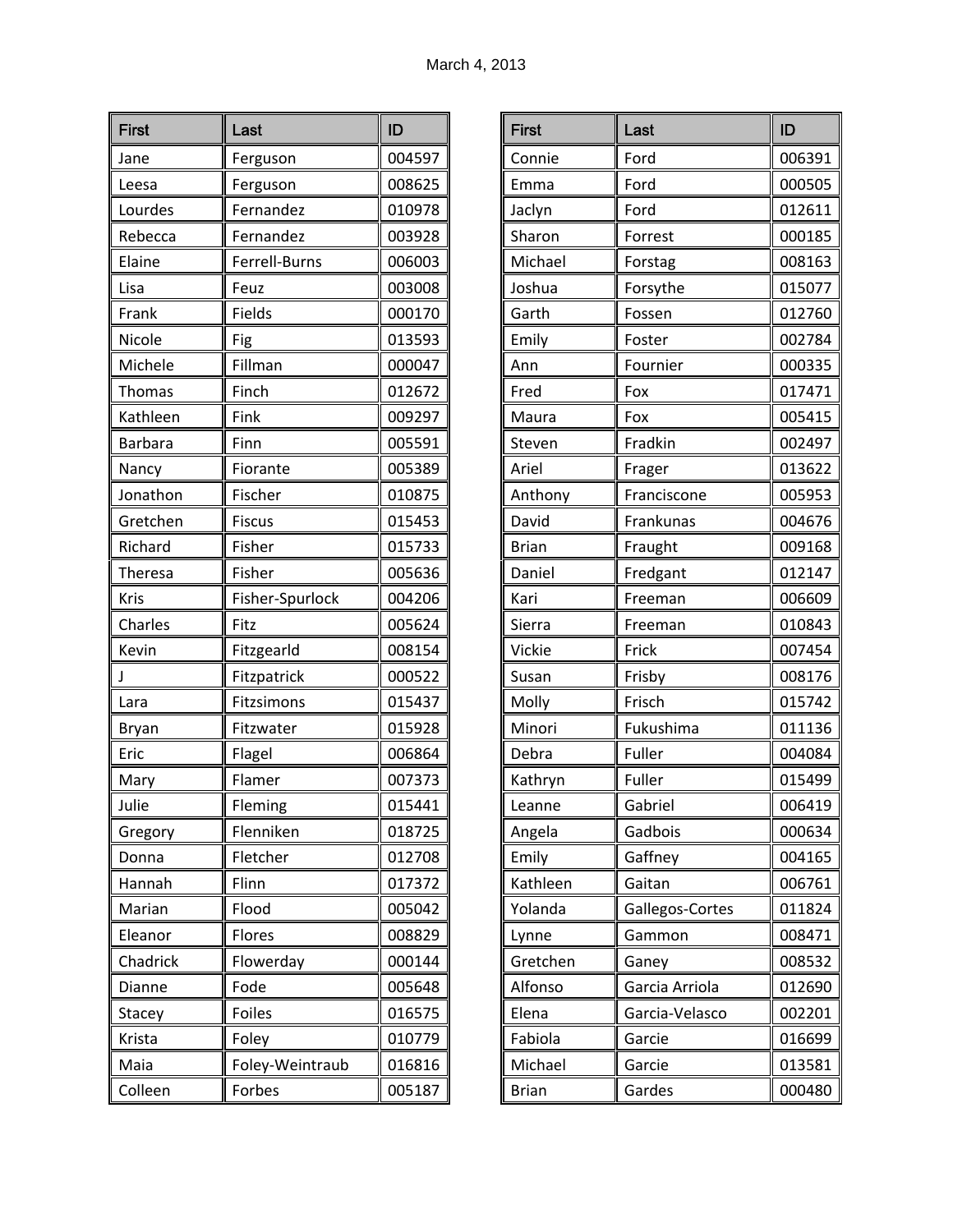March 4, 2013

| First | Last | ID |
|---|---|---|
| Jane | Ferguson | 004597 |
| Leesa | Ferguson | 008625 |
| Lourdes | Fernandez | 010978 |
| Rebecca | Fernandez | 003928 |
| Elaine | Ferrell-Burns | 006003 |
| Lisa | Feuz | 003008 |
| Frank | Fields | 000170 |
| Nicole | Fig | 013593 |
| Michele | Fillman | 000047 |
| Thomas | Finch | 012672 |
| Kathleen | Fink | 009297 |
| Barbara | Finn | 005591 |
| Nancy | Fiorante | 005389 |
| Jonathon | Fischer | 010875 |
| Gretchen | Fiscus | 015453 |
| Richard | Fisher | 015733 |
| Theresa | Fisher | 005636 |
| Kris | Fisher-Spurlock | 004206 |
| Charles | Fitz | 005624 |
| Kevin | Fitzgearld | 008154 |
| J | Fitzpatrick | 000522 |
| Lara | Fitzsimons | 015437 |
| Bryan | Fitzwater | 015928 |
| Eric | Flagel | 006864 |
| Mary | Flamer | 007373 |
| Julie | Fleming | 015441 |
| Gregory | Flenniken | 018725 |
| Donna | Fletcher | 012708 |
| Hannah | Flinn | 017372 |
| Marian | Flood | 005042 |
| Eleanor | Flores | 008829 |
| Chadrick | Flowerday | 000144 |
| Dianne | Fode | 005648 |
| Stacey | Foiles | 016575 |
| Krista | Foley | 010779 |
| Maia | Foley-Weintraub | 016816 |
| Colleen | Forbes | 005187 |
| Connie | Ford | 006391 |
| Emma | Ford | 000505 |
| Jaclyn | Ford | 012611 |
| Sharon | Forrest | 000185 |
| Michael | Forstag | 008163 |
| Joshua | Forsythe | 015077 |
| Garth | Fossen | 012760 |
| Emily | Foster | 002784 |
| Ann | Fournier | 000335 |
| Fred | Fox | 017471 |
| Maura | Fox | 005415 |
| Steven | Fradkin | 002497 |
| Ariel | Frager | 013622 |
| Anthony | Franciscone | 005953 |
| David | Frankunas | 004676 |
| Brian | Fraught | 009168 |
| Daniel | Fredgant | 012147 |
| Kari | Freeman | 006609 |
| Sierra | Freeman | 010843 |
| Vickie | Frick | 007454 |
| Susan | Frisby | 008176 |
| Molly | Frisch | 015742 |
| Minori | Fukushima | 011136 |
| Debra | Fuller | 004084 |
| Kathryn | Fuller | 015499 |
| Leanne | Gabriel | 006419 |
| Angela | Gadbois | 000634 |
| Emily | Gaffney | 004165 |
| Kathleen | Gaitan | 006761 |
| Yolanda | Gallegos-Cortes | 011824 |
| Lynne | Gammon | 008471 |
| Gretchen | Ganey | 008532 |
| Alfonso | Garcia Arriola | 012690 |
| Elena | Garcia-Velasco | 002201 |
| Fabiola | Garcie | 016699 |
| Michael | Garcie | 013581 |
| Brian | Gardes | 000480 |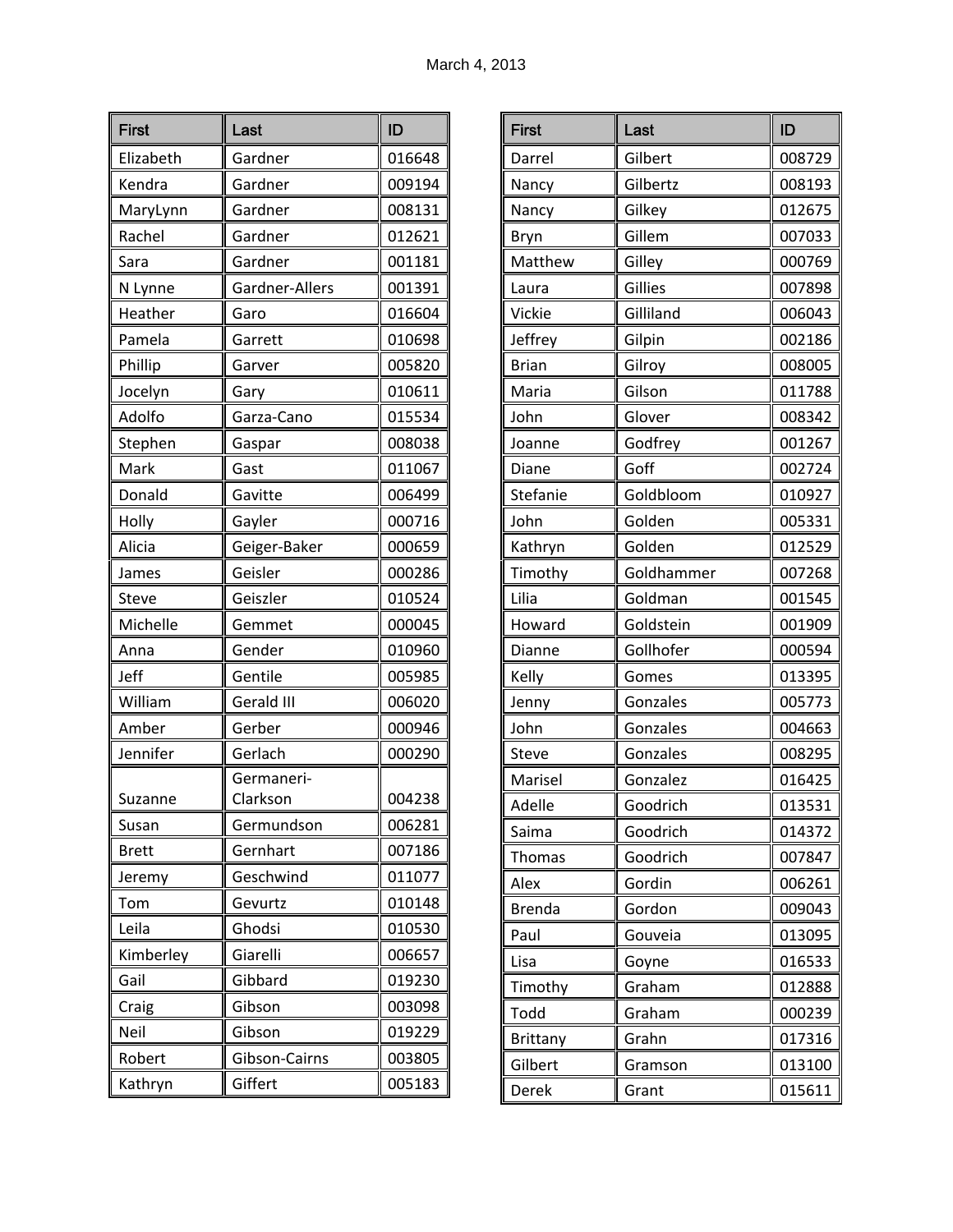March 4, 2013

| First | Last | ID |
|---|---|---|
| Elizabeth | Gardner | 016648 |
| Kendra | Gardner | 009194 |
| MaryLynn | Gardner | 008131 |
| Rachel | Gardner | 012621 |
| Sara | Gardner | 001181 |
| N Lynne | Gardner-Allers | 001391 |
| Heather | Garo | 016604 |
| Pamela | Garrett | 010698 |
| Phillip | Garver | 005820 |
| Jocelyn | Gary | 010611 |
| Adolfo | Garza-Cano | 015534 |
| Stephen | Gaspar | 008038 |
| Mark | Gast | 011067 |
| Donald | Gavitte | 006499 |
| Holly | Gayler | 000716 |
| Alicia | Geiger-Baker | 000659 |
| James | Geisler | 000286 |
| Steve | Geiszler | 010524 |
| Michelle | Gemmet | 000045 |
| Anna | Gender | 010960 |
| Jeff | Gentile | 005985 |
| William | Gerald III | 006020 |
| Amber | Gerber | 000946 |
| Jennifer | Gerlach | 000290 |
| Suzanne | Germaneri-Clarkson | 004238 |
| Susan | Germundson | 006281 |
| Brett | Gernhart | 007186 |
| Jeremy | Geschwind | 011077 |
| Tom | Gevurtz | 010148 |
| Leila | Ghodsi | 010530 |
| Kimberley | Giarelli | 006657 |
| Gail | Gibbard | 019230 |
| Craig | Gibson | 003098 |
| Neil | Gibson | 019229 |
| Robert | Gibson-Cairns | 003805 |
| Kathryn | Giffert | 005183 |
| Darrel | Gilbert | 008729 |
| Nancy | Gilbertz | 008193 |
| Nancy | Gilkey | 012675 |
| Bryn | Gillem | 007033 |
| Matthew | Gilley | 000769 |
| Laura | Gillies | 007898 |
| Vickie | Gilliland | 006043 |
| Jeffrey | Gilpin | 002186 |
| Brian | Gilroy | 008005 |
| Maria | Gilson | 011788 |
| John | Glover | 008342 |
| Joanne | Godfrey | 001267 |
| Diane | Goff | 002724 |
| Stefanie | Goldbloom | 010927 |
| John | Golden | 005331 |
| Kathryn | Golden | 012529 |
| Timothy | Goldhammer | 007268 |
| Lilia | Goldman | 001545 |
| Howard | Goldstein | 001909 |
| Dianne | Gollhofer | 000594 |
| Kelly | Gomes | 013395 |
| Jenny | Gonzales | 005773 |
| John | Gonzales | 004663 |
| Steve | Gonzales | 008295 |
| Marisel | Gonzalez | 016425 |
| Adelle | Goodrich | 013531 |
| Saima | Goodrich | 014372 |
| Thomas | Goodrich | 007847 |
| Alex | Gordin | 006261 |
| Brenda | Gordon | 009043 |
| Paul | Gouveia | 013095 |
| Lisa | Goyne | 016533 |
| Timothy | Graham | 012888 |
| Todd | Graham | 000239 |
| Brittany | Grahn | 017316 |
| Gilbert | Gramson | 013100 |
| Derek | Grant | 015611 |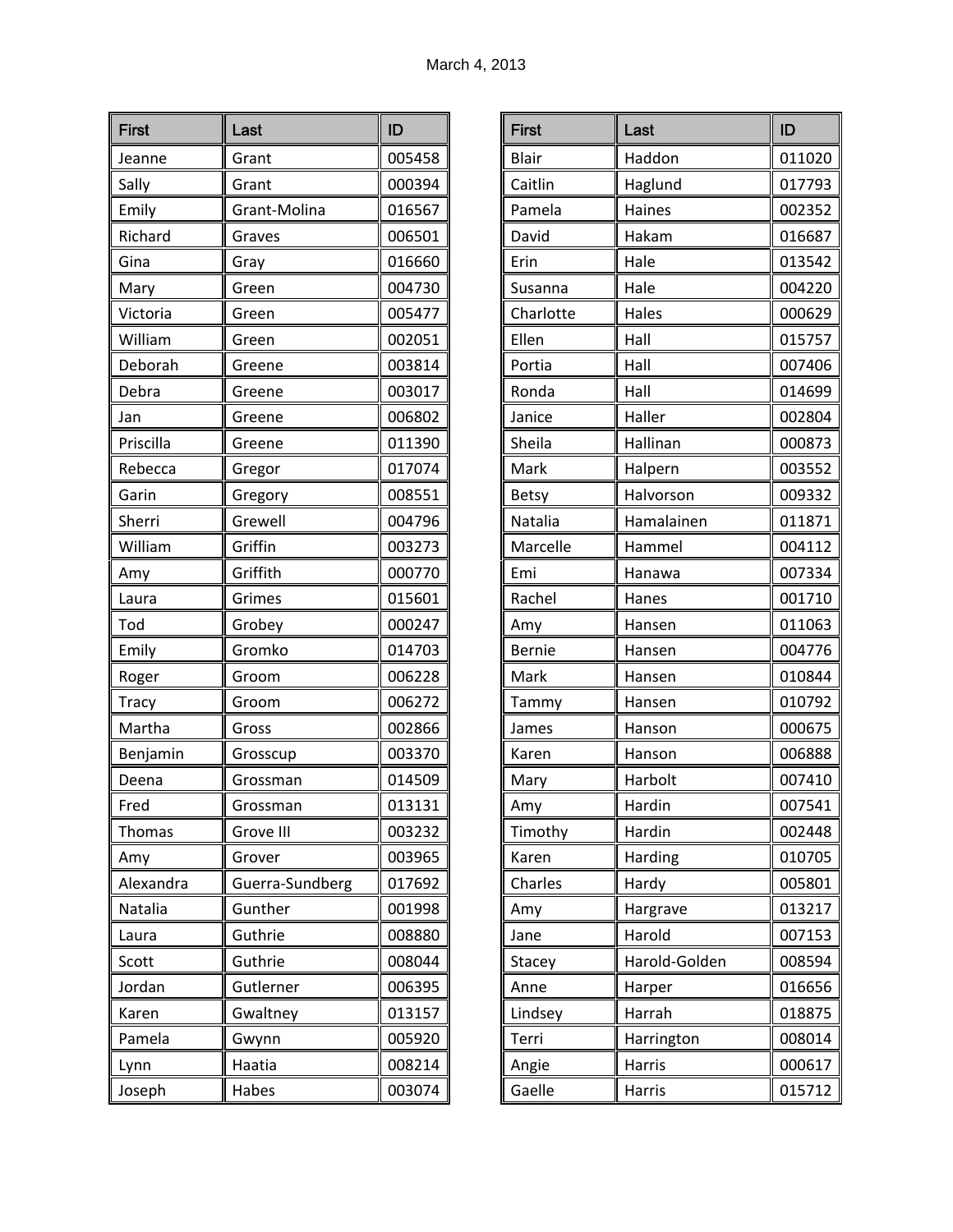March 4, 2013

| First | Last | ID |
|---|---|---|
| Jeanne | Grant | 005458 |
| Sally | Grant | 000394 |
| Emily | Grant-Molina | 016567 |
| Richard | Graves | 006501 |
| Gina | Gray | 016660 |
| Mary | Green | 004730 |
| Victoria | Green | 005477 |
| William | Green | 002051 |
| Deborah | Greene | 003814 |
| Debra | Greene | 003017 |
| Jan | Greene | 006802 |
| Priscilla | Greene | 011390 |
| Rebecca | Gregor | 017074 |
| Garin | Gregory | 008551 |
| Sherri | Grewell | 004796 |
| William | Griffin | 003273 |
| Amy | Griffith | 000770 |
| Laura | Grimes | 015601 |
| Tod | Grobey | 000247 |
| Emily | Gromko | 014703 |
| Roger | Groom | 006228 |
| Tracy | Groom | 006272 |
| Martha | Gross | 002866 |
| Benjamin | Grosscup | 003370 |
| Deena | Grossman | 014509 |
| Fred | Grossman | 013131 |
| Thomas | Grove III | 003232 |
| Amy | Grover | 003965 |
| Alexandra | Guerra-Sundberg | 017692 |
| Natalia | Gunther | 001998 |
| Laura | Guthrie | 008880 |
| Scott | Guthrie | 008044 |
| Jordan | Gutlerner | 006395 |
| Karen | Gwaltney | 013157 |
| Pamela | Gwynn | 005920 |
| Lynn | Haatia | 008214 |
| Joseph | Habes | 003074 |
| Blair | Haddon | 011020 |
| Caitlin | Haglund | 017793 |
| Pamela | Haines | 002352 |
| David | Hakam | 016687 |
| Erin | Hale | 013542 |
| Susanna | Hale | 004220 |
| Charlotte | Hales | 000629 |
| Ellen | Hall | 015757 |
| Portia | Hall | 007406 |
| Ronda | Hall | 014699 |
| Janice | Haller | 002804 |
| Sheila | Hallinan | 000873 |
| Mark | Halpern | 003552 |
| Betsy | Halvorson | 009332 |
| Natalia | Hamalainen | 011871 |
| Marcelle | Hammel | 004112 |
| Emi | Hanawa | 007334 |
| Rachel | Hanes | 001710 |
| Amy | Hansen | 011063 |
| Bernie | Hansen | 004776 |
| Mark | Hansen | 010844 |
| Tammy | Hansen | 010792 |
| James | Hanson | 000675 |
| Karen | Hanson | 006888 |
| Mary | Harbolt | 007410 |
| Amy | Hardin | 007541 |
| Timothy | Hardin | 002448 |
| Karen | Harding | 010705 |
| Charles | Hardy | 005801 |
| Amy | Hargrave | 013217 |
| Jane | Harold | 007153 |
| Stacey | Harold-Golden | 008594 |
| Anne | Harper | 016656 |
| Lindsey | Harrah | 018875 |
| Terri | Harrington | 008014 |
| Angie | Harris | 000617 |
| Gaelle | Harris | 015712 |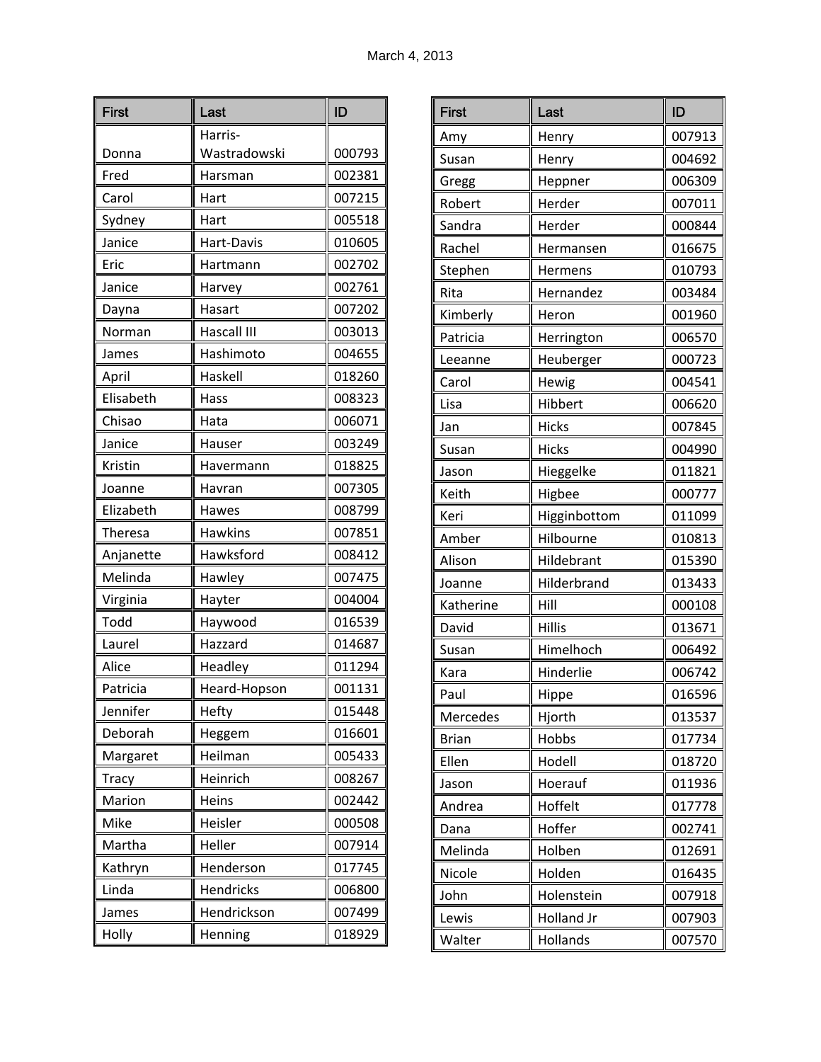March 4, 2013

| First | Last | ID |
|---|---|---|
| Donna | Harris-Wastradowski | 000793 |
| Fred | Harsman | 002381 |
| Carol | Hart | 007215 |
| Sydney | Hart | 005518 |
| Janice | Hart-Davis | 010605 |
| Eric | Hartmann | 002702 |
| Janice | Harvey | 002761 |
| Dayna | Hasart | 007202 |
| Norman | Hascall III | 003013 |
| James | Hashimoto | 004655 |
| April | Haskell | 018260 |
| Elisabeth | Hass | 008323 |
| Chisao | Hata | 006071 |
| Janice | Hauser | 003249 |
| Kristin | Havermann | 018825 |
| Joanne | Havran | 007305 |
| Elizabeth | Hawes | 008799 |
| Theresa | Hawkins | 007851 |
| Anjanette | Hawksford | 008412 |
| Melinda | Hawley | 007475 |
| Virginia | Hayter | 004004 |
| Todd | Haywood | 016539 |
| Laurel | Hazzard | 014687 |
| Alice | Headley | 011294 |
| Patricia | Heard-Hopson | 001131 |
| Jennifer | Hefty | 015448 |
| Deborah | Heggem | 016601 |
| Margaret | Heilman | 005433 |
| Tracy | Heinrich | 008267 |
| Marion | Heins | 002442 |
| Mike | Heisler | 000508 |
| Martha | Heller | 007914 |
| Kathryn | Henderson | 017745 |
| Linda | Hendricks | 006800 |
| James | Hendrickson | 007499 |
| Holly | Henning | 018929 |
| Amy | Henry | 007913 |
| Susan | Henry | 004692 |
| Gregg | Heppner | 006309 |
| Robert | Herder | 007011 |
| Sandra | Herder | 000844 |
| Rachel | Hermansen | 016675 |
| Stephen | Hermens | 010793 |
| Rita | Hernandez | 003484 |
| Kimberly | Heron | 001960 |
| Patricia | Herrington | 006570 |
| Leeanne | Heuberger | 000723 |
| Carol | Hewig | 004541 |
| Lisa | Hibbert | 006620 |
| Jan | Hicks | 007845 |
| Susan | Hicks | 004990 |
| Jason | Hieggelke | 011821 |
| Keith | Higbee | 000777 |
| Keri | Higginbottom | 011099 |
| Amber | Hilbourne | 010813 |
| Alison | Hildebrant | 015390 |
| Joanne | Hilderbrand | 013433 |
| Katherine | Hill | 000108 |
| David | Hillis | 013671 |
| Susan | Himelhoch | 006492 |
| Kara | Hinderlie | 006742 |
| Paul | Hippe | 016596 |
| Mercedes | Hjorth | 013537 |
| Brian | Hobbs | 017734 |
| Ellen | Hodell | 018720 |
| Jason | Hoerauf | 011936 |
| Andrea | Hoffelt | 017778 |
| Dana | Hoffer | 002741 |
| Melinda | Holben | 012691 |
| Nicole | Holden | 016435 |
| John | Holenstein | 007918 |
| Lewis | Holland Jr | 007903 |
| Walter | Hollands | 007570 |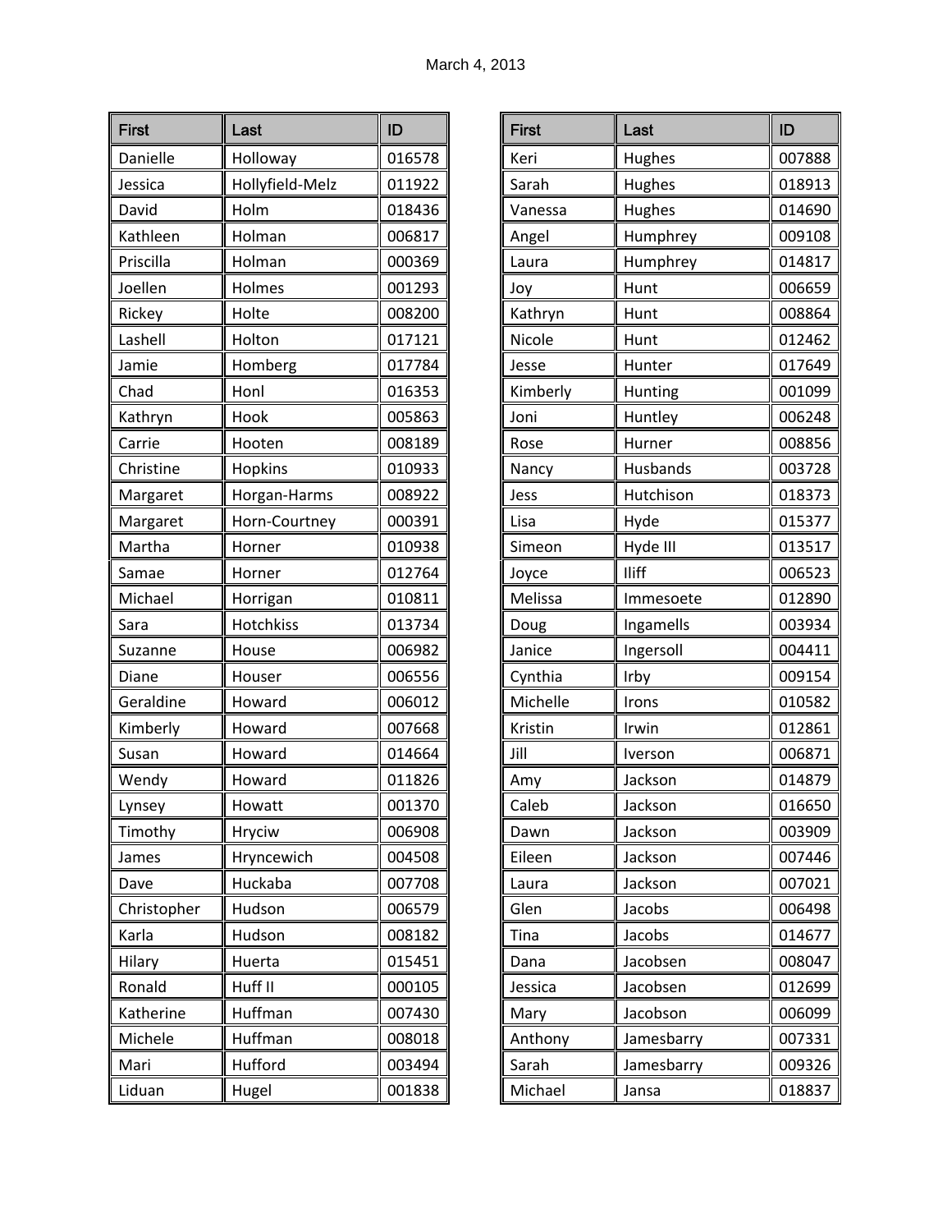March 4, 2013

| First | Last | ID |
|---|---|---|
| Danielle | Holloway | 016578 |
| Jessica | Hollyfield-Melz | 011922 |
| David | Holm | 018436 |
| Kathleen | Holman | 006817 |
| Priscilla | Holman | 000369 |
| Joellen | Holmes | 001293 |
| Rickey | Holte | 008200 |
| Lashell | Holton | 017121 |
| Jamie | Homberg | 017784 |
| Chad | Honl | 016353 |
| Kathryn | Hook | 005863 |
| Carrie | Hooten | 008189 |
| Christine | Hopkins | 010933 |
| Margaret | Horgan-Harms | 008922 |
| Margaret | Horn-Courtney | 000391 |
| Martha | Horner | 010938 |
| Samae | Horner | 012764 |
| Michael | Horrigan | 010811 |
| Sara | Hotchkiss | 013734 |
| Suzanne | House | 006982 |
| Diane | Houser | 006556 |
| Geraldine | Howard | 006012 |
| Kimberly | Howard | 007668 |
| Susan | Howard | 014664 |
| Wendy | Howard | 011826 |
| Lynsey | Howatt | 001370 |
| Timothy | Hryciw | 006908 |
| James | Hryncewich | 004508 |
| Dave | Huckaba | 007708 |
| Christopher | Hudson | 006579 |
| Karla | Hudson | 008182 |
| Hilary | Huerta | 015451 |
| Ronald | Huff II | 000105 |
| Katherine | Huffman | 007430 |
| Michele | Huffman | 008018 |
| Mari | Hufford | 003494 |
| Liduan | Hugel | 001838 |
| Keri | Hughes | 007888 |
| Sarah | Hughes | 018913 |
| Vanessa | Hughes | 014690 |
| Angel | Humphrey | 009108 |
| Laura | Humphrey | 014817 |
| Joy | Hunt | 006659 |
| Kathryn | Hunt | 008864 |
| Nicole | Hunt | 012462 |
| Jesse | Hunter | 017649 |
| Kimberly | Hunting | 001099 |
| Joni | Huntley | 006248 |
| Rose | Hurner | 008856 |
| Nancy | Husbands | 003728 |
| Jess | Hutchison | 018373 |
| Lisa | Hyde | 015377 |
| Simeon | Hyde III | 013517 |
| Joyce | Iliff | 006523 |
| Melissa | Immesoete | 012890 |
| Doug | Ingamells | 003934 |
| Janice | Ingersoll | 004411 |
| Cynthia | Irby | 009154 |
| Michelle | Irons | 010582 |
| Kristin | Irwin | 012861 |
| Jill | Iverson | 006871 |
| Amy | Jackson | 014879 |
| Caleb | Jackson | 016650 |
| Dawn | Jackson | 003909 |
| Eileen | Jackson | 007446 |
| Laura | Jackson | 007021 |
| Glen | Jacobs | 006498 |
| Tina | Jacobs | 014677 |
| Dana | Jacobsen | 008047 |
| Jessica | Jacobsen | 012699 |
| Mary | Jacobson | 006099 |
| Anthony | Jamesbarry | 007331 |
| Sarah | Jamesbarry | 009326 |
| Michael | Jansa | 018837 |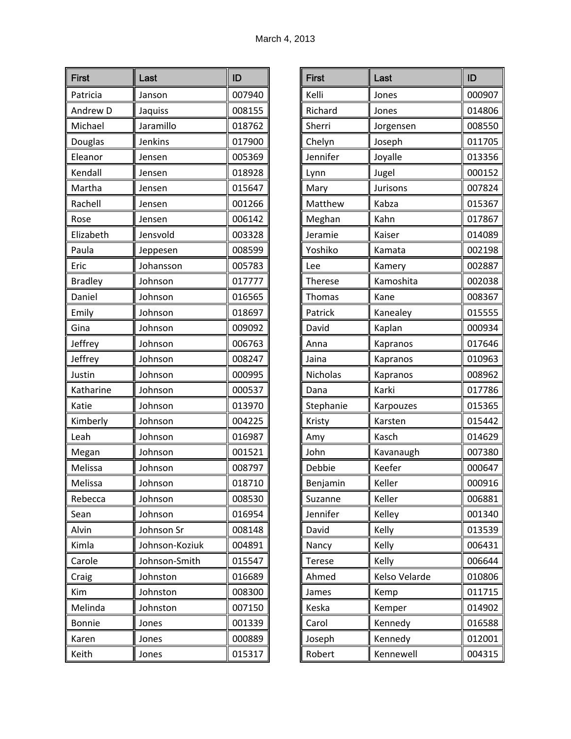March 4, 2013

| First | Last | ID |
|---|---|---|
| Patricia | Janson | 007940 |
| Andrew D | Jaquiss | 008155 |
| Michael | Jaramillo | 018762 |
| Douglas | Jenkins | 017900 |
| Eleanor | Jensen | 005369 |
| Kendall | Jensen | 018928 |
| Martha | Jensen | 015647 |
| Rachell | Jensen | 001266 |
| Rose | Jensen | 006142 |
| Elizabeth | Jensvold | 003328 |
| Paula | Jeppesen | 008599 |
| Eric | Johansson | 005783 |
| Bradley | Johnson | 017777 |
| Daniel | Johnson | 016565 |
| Emily | Johnson | 018697 |
| Gina | Johnson | 009092 |
| Jeffrey | Johnson | 006763 |
| Jeffrey | Johnson | 008247 |
| Justin | Johnson | 000995 |
| Katharine | Johnson | 000537 |
| Katie | Johnson | 013970 |
| Kimberly | Johnson | 004225 |
| Leah | Johnson | 016987 |
| Megan | Johnson | 001521 |
| Melissa | Johnson | 008797 |
| Melissa | Johnson | 018710 |
| Rebecca | Johnson | 008530 |
| Sean | Johnson | 016954 |
| Alvin | Johnson Sr | 008148 |
| Kimla | Johnson-Koziuk | 004891 |
| Carole | Johnson-Smith | 015547 |
| Craig | Johnston | 016689 |
| Kim | Johnston | 008300 |
| Melinda | Johnston | 007150 |
| Bonnie | Jones | 001339 |
| Karen | Jones | 000889 |
| Keith | Jones | 015317 |
| Kelli | Jones | 000907 |
| Richard | Jones | 014806 |
| Sherri | Jorgensen | 008550 |
| Chelyn | Joseph | 011705 |
| Jennifer | Joyalle | 013356 |
| Lynn | Jugel | 000152 |
| Mary | Jurisons | 007824 |
| Matthew | Kabza | 015367 |
| Meghan | Kahn | 017867 |
| Jeramie | Kaiser | 014089 |
| Yoshiko | Kamata | 002198 |
| Lee | Kamery | 002887 |
| Therese | Kamoshita | 002038 |
| Thomas | Kane | 008367 |
| Patrick | Kanealey | 015555 |
| David | Kaplan | 000934 |
| Anna | Kapranos | 017646 |
| Jaina | Kapranos | 010963 |
| Nicholas | Kapranos | 008962 |
| Dana | Karki | 017786 |
| Stephanie | Karpouzes | 015365 |
| Kristy | Karsten | 015442 |
| Amy | Kasch | 014629 |
| John | Kavanaugh | 007380 |
| Debbie | Keefer | 000647 |
| Benjamin | Keller | 000916 |
| Suzanne | Keller | 006881 |
| Jennifer | Kelley | 001340 |
| David | Kelly | 013539 |
| Nancy | Kelly | 006431 |
| Terese | Kelly | 006644 |
| Ahmed | Kelso Velarde | 010806 |
| James | Kemp | 011715 |
| Keska | Kemper | 014902 |
| Carol | Kennedy | 016588 |
| Joseph | Kennedy | 012001 |
| Robert | Kennewell | 004315 |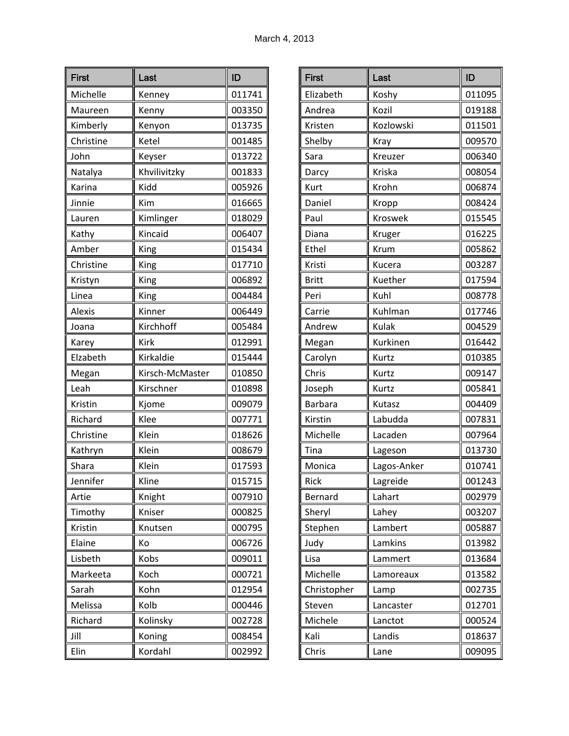March 4, 2013

| First | Last | ID |
|---|---|---|
| Michelle | Kenney | 011741 |
| Maureen | Kenny | 003350 |
| Kimberly | Kenyon | 013735 |
| Christine | Ketel | 001485 |
| John | Keyser | 013722 |
| Natalya | Khvilivitzky | 001833 |
| Karina | Kidd | 005926 |
| Jinnie | Kim | 016665 |
| Lauren | Kimlinger | 018029 |
| Kathy | Kincaid | 006407 |
| Amber | King | 015434 |
| Christine | King | 017710 |
| Kristyn | King | 006892 |
| Linea | King | 004484 |
| Alexis | Kinner | 006449 |
| Joana | Kirchhoff | 005484 |
| Karey | Kirk | 012991 |
| Elzabeth | Kirkaldie | 015444 |
| Megan | Kirsch-McMaster | 010850 |
| Leah | Kirschner | 010898 |
| Kristin | Kjome | 009079 |
| Richard | Klee | 007771 |
| Christine | Klein | 018626 |
| Kathryn | Klein | 008679 |
| Shara | Klein | 017593 |
| Jennifer | Kline | 015715 |
| Artie | Knight | 007910 |
| Timothy | Kniser | 000825 |
| Kristin | Knutsen | 000795 |
| Elaine | Ko | 006726 |
| Lisbeth | Kobs | 009011 |
| Markeeta | Koch | 000721 |
| Sarah | Kohn | 012954 |
| Melissa | Kolb | 000446 |
| Richard | Kolinsky | 002728 |
| Jill | Koning | 008454 |
| Elin | Kordahl | 002992 |

| First | Last | ID |
|---|---|---|
| Elizabeth | Koshy | 011095 |
| Andrea | Kozil | 019188 |
| Kristen | Kozlowski | 011501 |
| Shelby | Kray | 009570 |
| Sara | Kreuzer | 006340 |
| Darcy | Kriska | 008054 |
| Kurt | Krohn | 006874 |
| Daniel | Kropp | 008424 |
| Paul | Kroswek | 015545 |
| Diana | Kruger | 016225 |
| Ethel | Krum | 005862 |
| Kristi | Kucera | 003287 |
| Britt | Kuether | 017594 |
| Peri | Kuhl | 008778 |
| Carrie | Kuhlman | 017746 |
| Andrew | Kulak | 004529 |
| Megan | Kurkinen | 016442 |
| Carolyn | Kurtz | 010385 |
| Chris | Kurtz | 009147 |
| Joseph | Kurtz | 005841 |
| Barbara | Kutasz | 004409 |
| Kirstin | Labudda | 007831 |
| Michelle | Lacaden | 007964 |
| Tina | Lageson | 013730 |
| Monica | Lagos-Anker | 010741 |
| Rick | Lagreide | 001243 |
| Bernard | Lahart | 002979 |
| Sheryl | Lahey | 003207 |
| Stephen | Lambert | 005887 |
| Judy | Lamkins | 013982 |
| Lisa | Lammert | 013684 |
| Michelle | Lamoreaux | 013582 |
| Christopher | Lamp | 002735 |
| Steven | Lancaster | 012701 |
| Michele | Lanctot | 000524 |
| Kali | Landis | 018637 |
| Chris | Lane | 009095 |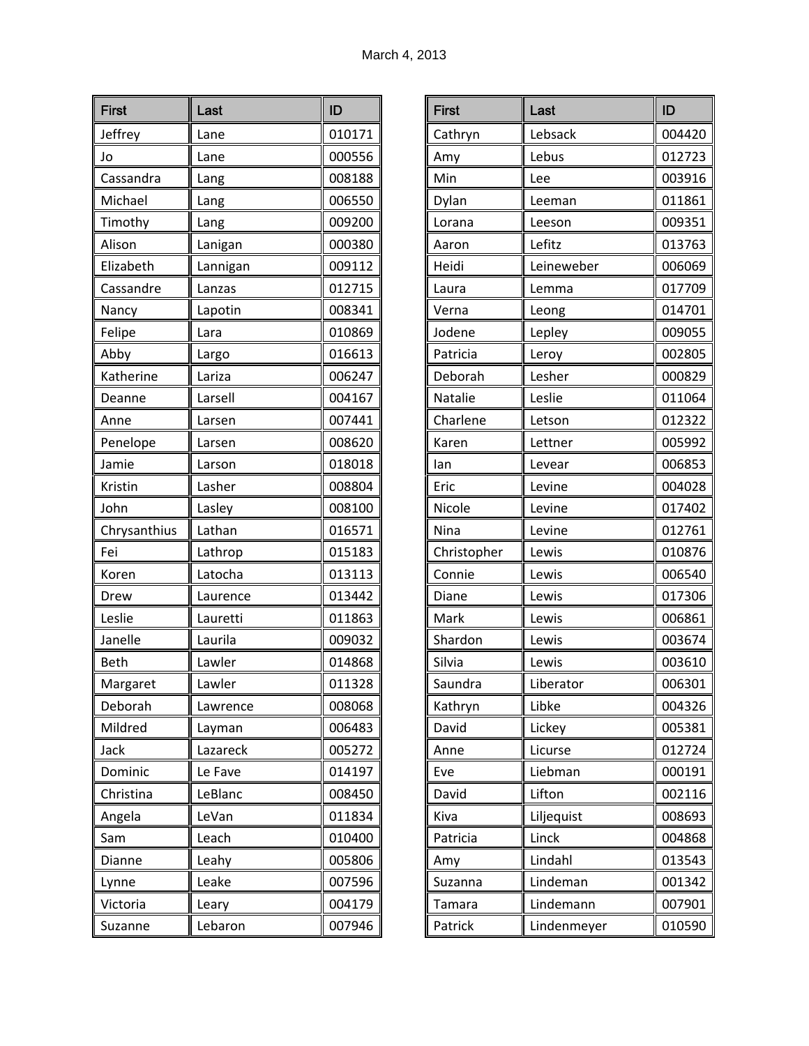March 4, 2013

| First | Last | ID |
|---|---|---|
| Jeffrey | Lane | 010171 |
| Jo | Lane | 000556 |
| Cassandra | Lang | 008188 |
| Michael | Lang | 006550 |
| Timothy | Lang | 009200 |
| Alison | Lanigan | 000380 |
| Elizabeth | Lannigan | 009112 |
| Cassandre | Lanzas | 012715 |
| Nancy | Lapotin | 008341 |
| Felipe | Lara | 010869 |
| Abby | Largo | 016613 |
| Katherine | Lariza | 006247 |
| Deanne | Larsell | 004167 |
| Anne | Larsen | 007441 |
| Penelope | Larsen | 008620 |
| Jamie | Larson | 018018 |
| Kristin | Lasher | 008804 |
| John | Lasley | 008100 |
| Chrysanthius | Lathan | 016571 |
| Fei | Lathrop | 015183 |
| Koren | Latocha | 013113 |
| Drew | Laurence | 013442 |
| Leslie | Lauretti | 011863 |
| Janelle | Laurila | 009032 |
| Beth | Lawler | 014868 |
| Margaret | Lawler | 011328 |
| Deborah | Lawrence | 008068 |
| Mildred | Layman | 006483 |
| Jack | Lazareck | 005272 |
| Dominic | Le Fave | 014197 |
| Christina | LeBlanc | 008450 |
| Angela | LeVan | 011834 |
| Sam | Leach | 010400 |
| Dianne | Leahy | 005806 |
| Lynne | Leake | 007596 |
| Victoria | Leary | 004179 |
| Suzanne | Lebaron | 007946 |
| Cathryn | Lebsack | 004420 |
| Amy | Lebus | 012723 |
| Min | Lee | 003916 |
| Dylan | Leeman | 011861 |
| Lorana | Leeson | 009351 |
| Aaron | Lefitz | 013763 |
| Heidi | Leineweber | 006069 |
| Laura | Lemma | 017709 |
| Verna | Leong | 014701 |
| Jodene | Lepley | 009055 |
| Patricia | Leroy | 002805 |
| Deborah | Lesher | 000829 |
| Natalie | Leslie | 011064 |
| Charlene | Letson | 012322 |
| Karen | Lettner | 005992 |
| Ian | Levear | 006853 |
| Eric | Levine | 004028 |
| Nicole | Levine | 017402 |
| Nina | Levine | 012761 |
| Christopher | Lewis | 010876 |
| Connie | Lewis | 006540 |
| Diane | Lewis | 017306 |
| Mark | Lewis | 006861 |
| Shardon | Lewis | 003674 |
| Silvia | Lewis | 003610 |
| Saundra | Liberator | 006301 |
| Kathryn | Libke | 004326 |
| David | Lickey | 005381 |
| Anne | Licurse | 012724 |
| Eve | Liebman | 000191 |
| David | Lifton | 002116 |
| Kiva | Liljequist | 008693 |
| Patricia | Linck | 004868 |
| Amy | Lindahl | 013543 |
| Suzanna | Lindeman | 001342 |
| Tamara | Lindemann | 007901 |
| Patrick | Lindenmeyer | 010590 |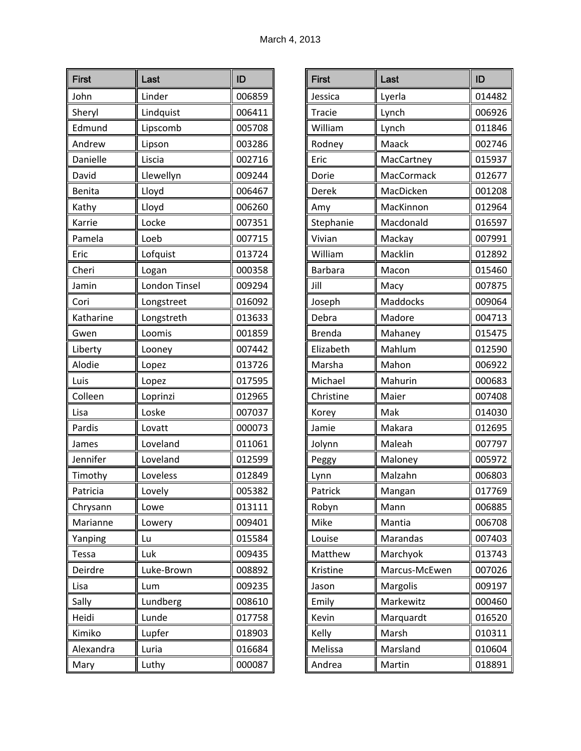March 4, 2013

| First | Last | ID |
|---|---|---|
| John | Linder | 006859 |
| Sheryl | Lindquist | 006411 |
| Edmund | Lipscomb | 005708 |
| Andrew | Lipson | 003286 |
| Danielle | Liscia | 002716 |
| David | Llewellyn | 009244 |
| Benita | Lloyd | 006467 |
| Kathy | Lloyd | 006260 |
| Karrie | Locke | 007351 |
| Pamela | Loeb | 007715 |
| Eric | Lofquist | 013724 |
| Cheri | Logan | 000358 |
| Jamin | London Tinsel | 009294 |
| Cori | Longstreet | 016092 |
| Katharine | Longstreth | 013633 |
| Gwen | Loomis | 001859 |
| Liberty | Looney | 007442 |
| Alodie | Lopez | 013726 |
| Luis | Lopez | 017595 |
| Colleen | Loprinzi | 012965 |
| Lisa | Loske | 007037 |
| Pardis | Lovatt | 000073 |
| James | Loveland | 011061 |
| Jennifer | Loveland | 012599 |
| Timothy | Loveless | 012849 |
| Patricia | Lovely | 005382 |
| Chrysann | Lowe | 013111 |
| Marianne | Lowery | 009401 |
| Yanping | Lu | 015584 |
| Tessa | Luk | 009435 |
| Deirdre | Luke-Brown | 008892 |
| Lisa | Lum | 009235 |
| Sally | Lundberg | 008610 |
| Heidi | Lunde | 017758 |
| Kimiko | Lupfer | 018903 |
| Alexandra | Luria | 016684 |
| Mary | Luthy | 000087 |

| First | Last | ID |
|---|---|---|
| Jessica | Lyerla | 014482 |
| Tracie | Lynch | 006926 |
| William | Lynch | 011846 |
| Rodney | Maack | 002746 |
| Eric | MacCartney | 015937 |
| Dorie | MacCormack | 012677 |
| Derek | MacDicken | 001208 |
| Amy | MacKinnon | 012964 |
| Stephanie | Macdonald | 016597 |
| Vivian | Mackay | 007991 |
| William | Macklin | 012892 |
| Barbara | Macon | 015460 |
| Jill | Macy | 007875 |
| Joseph | Maddocks | 009064 |
| Debra | Madore | 004713 |
| Brenda | Mahaney | 015475 |
| Elizabeth | Mahlum | 012590 |
| Marsha | Mahon | 006922 |
| Michael | Mahurin | 000683 |
| Christine | Maier | 007408 |
| Korey | Mak | 014030 |
| Jamie | Makara | 012695 |
| Jolynn | Maleah | 007797 |
| Peggy | Maloney | 005972 |
| Lynn | Malzahn | 006803 |
| Patrick | Mangan | 017769 |
| Robyn | Mann | 006885 |
| Mike | Mantia | 006708 |
| Louise | Marandas | 007403 |
| Matthew | Marchyok | 013743 |
| Kristine | Marcus-McEwen | 007026 |
| Jason | Margolis | 009197 |
| Emily | Markewitz | 000460 |
| Kevin | Marquardt | 016520 |
| Kelly | Marsh | 010311 |
| Melissa | Marsland | 010604 |
| Andrea | Martin | 018891 |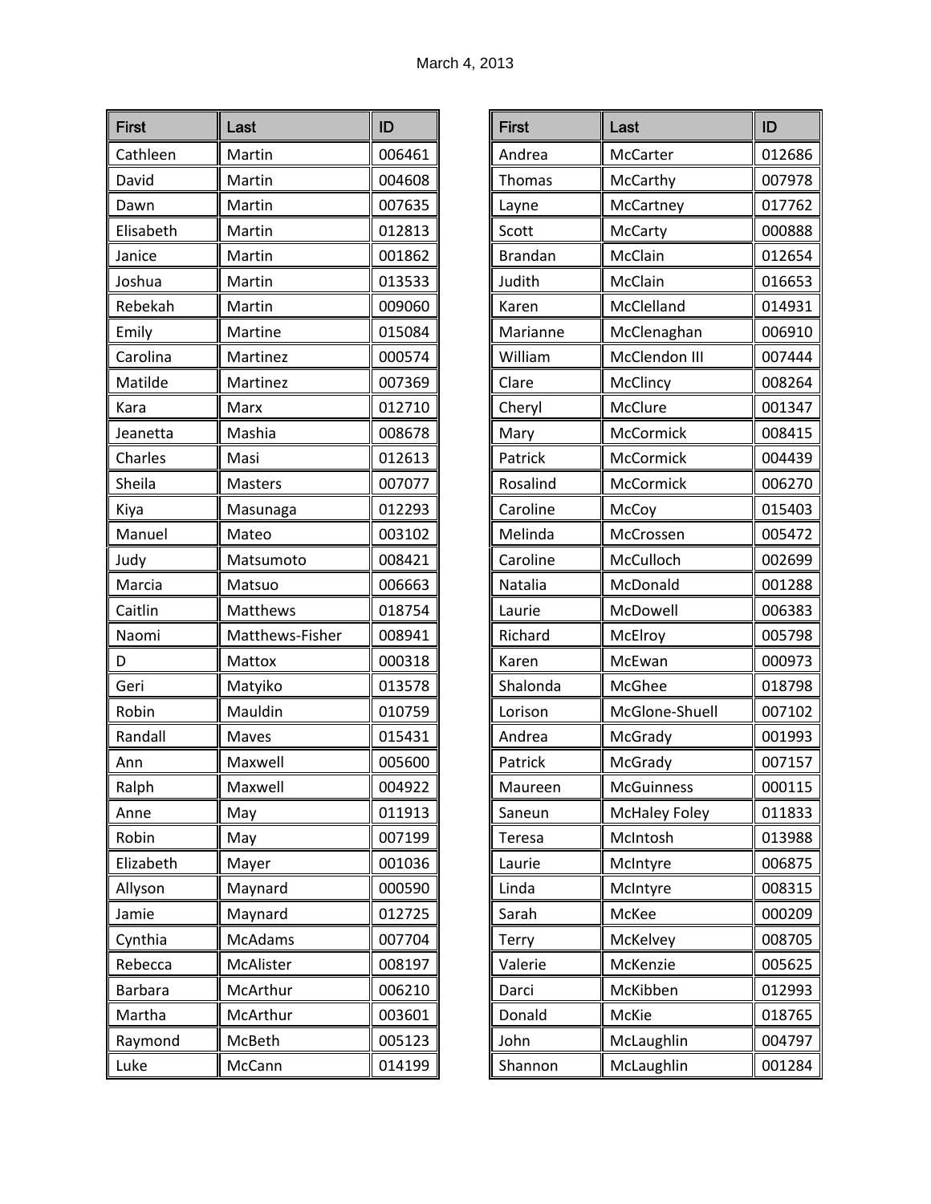March 4, 2013

| First | Last | ID |
|---|---|---|
| Cathleen | Martin | 006461 |
| David | Martin | 004608 |
| Dawn | Martin | 007635 |
| Elisabeth | Martin | 012813 |
| Janice | Martin | 001862 |
| Joshua | Martin | 013533 |
| Rebekah | Martin | 009060 |
| Emily | Martine | 015084 |
| Carolina | Martinez | 000574 |
| Matilde | Martinez | 007369 |
| Kara | Marx | 012710 |
| Jeanetta | Mashia | 008678 |
| Charles | Masi | 012613 |
| Sheila | Masters | 007077 |
| Kiya | Masunaga | 012293 |
| Manuel | Mateo | 003102 |
| Judy | Matsumoto | 008421 |
| Marcia | Matsuo | 006663 |
| Caitlin | Matthews | 018754 |
| Naomi | Matthews-Fisher | 008941 |
| D | Mattox | 000318 |
| Geri | Matyiko | 013578 |
| Robin | Mauldin | 010759 |
| Randall | Maves | 015431 |
| Ann | Maxwell | 005600 |
| Ralph | Maxwell | 004922 |
| Anne | May | 011913 |
| Robin | May | 007199 |
| Elizabeth | Mayer | 001036 |
| Allyson | Maynard | 000590 |
| Jamie | Maynard | 012725 |
| Cynthia | McAdams | 007704 |
| Rebecca | McAlister | 008197 |
| Barbara | McArthur | 006210 |
| Martha | McArthur | 003601 |
| Raymond | McBeth | 005123 |
| Luke | McCann | 014199 |
| Andrea | McCarter | 012686 |
| Thomas | McCarthy | 007978 |
| Layne | McCartney | 017762 |
| Scott | McCarty | 000888 |
| Brandan | McClain | 012654 |
| Judith | McClain | 016653 |
| Karen | McClelland | 014931 |
| Marianne | McClenaghan | 006910 |
| William | McClendon III | 007444 |
| Clare | McClincy | 008264 |
| Cheryl | McClure | 001347 |
| Mary | McCormick | 008415 |
| Patrick | McCormick | 004439 |
| Rosalind | McCormick | 006270 |
| Caroline | McCoy | 015403 |
| Melinda | McCrossen | 005472 |
| Caroline | McCulloch | 002699 |
| Natalia | McDonald | 001288 |
| Laurie | McDowell | 006383 |
| Richard | McElroy | 005798 |
| Karen | McEwan | 000973 |
| Shalonda | McGhee | 018798 |
| Lorison | McGlone-Shuell | 007102 |
| Andrea | McGrady | 001993 |
| Patrick | McGrady | 007157 |
| Maureen | McGuinness | 000115 |
| Saneun | McHaley Foley | 011833 |
| Teresa | McIntosh | 013988 |
| Laurie | McIntyre | 006875 |
| Linda | McIntyre | 008315 |
| Sarah | McKee | 000209 |
| Terry | McKelvey | 008705 |
| Valerie | McKenzie | 005625 |
| Darci | McKibben | 012993 |
| Donald | McKie | 018765 |
| John | McLaughlin | 004797 |
| Shannon | McLaughlin | 001284 |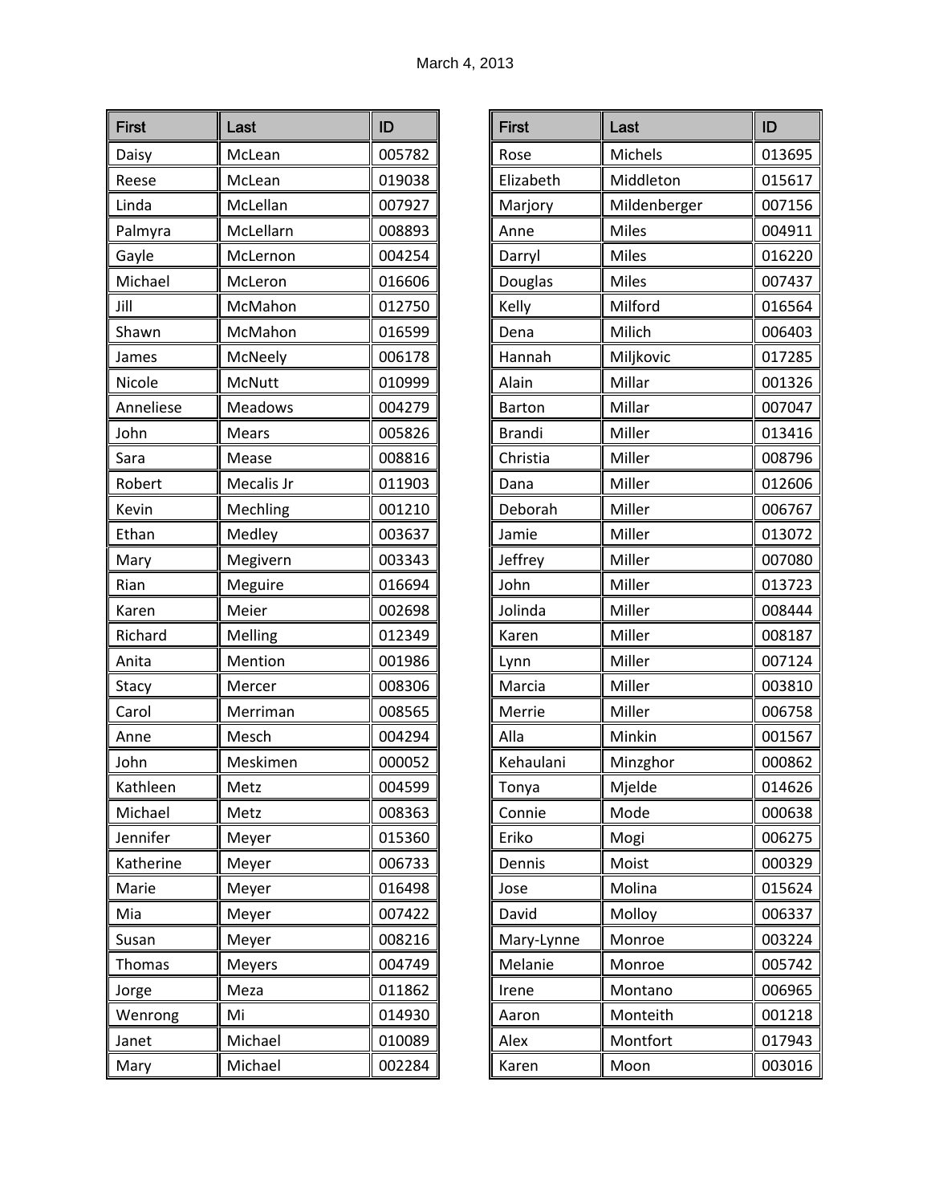March 4, 2013

| First | Last | ID |
|---|---|---|
| Daisy | McLean | 005782 |
| Reese | McLean | 019038 |
| Linda | McLellan | 007927 |
| Palmyra | McLellarn | 008893 |
| Gayle | McLernon | 004254 |
| Michael | McLeron | 016606 |
| Jill | McMahon | 012750 |
| Shawn | McMahon | 016599 |
| James | McNeely | 006178 |
| Nicole | McNutt | 010999 |
| Anneliese | Meadows | 004279 |
| John | Mears | 005826 |
| Sara | Mease | 008816 |
| Robert | Mecalis Jr | 011903 |
| Kevin | Mechling | 001210 |
| Ethan | Medley | 003637 |
| Mary | Megivern | 003343 |
| Rian | Meguire | 016694 |
| Karen | Meier | 002698 |
| Richard | Melling | 012349 |
| Anita | Mention | 001986 |
| Stacy | Mercer | 008306 |
| Carol | Merriman | 008565 |
| Anne | Mesch | 004294 |
| John | Meskimen | 000052 |
| Kathleen | Metz | 004599 |
| Michael | Metz | 008363 |
| Jennifer | Meyer | 015360 |
| Katherine | Meyer | 006733 |
| Marie | Meyer | 016498 |
| Mia | Meyer | 007422 |
| Susan | Meyer | 008216 |
| Thomas | Meyers | 004749 |
| Jorge | Meza | 011862 |
| Wenrong | Mi | 014930 |
| Janet | Michael | 010089 |
| Mary | Michael | 002284 |
| Rose | Michels | 013695 |
| Elizabeth | Middleton | 015617 |
| Marjory | Mildenberger | 007156 |
| Anne | Miles | 004911 |
| Darryl | Miles | 016220 |
| Douglas | Miles | 007437 |
| Kelly | Milford | 016564 |
| Dena | Milich | 006403 |
| Hannah | Miljkovic | 017285 |
| Alain | Millar | 001326 |
| Barton | Millar | 007047 |
| Brandi | Miller | 013416 |
| Christia | Miller | 008796 |
| Dana | Miller | 012606 |
| Deborah | Miller | 006767 |
| Jamie | Miller | 013072 |
| Jeffrey | Miller | 007080 |
| John | Miller | 013723 |
| Jolinda | Miller | 008444 |
| Karen | Miller | 008187 |
| Lynn | Miller | 007124 |
| Marcia | Miller | 003810 |
| Merrie | Miller | 006758 |
| Alla | Minkin | 001567 |
| Kehaulani | Minzghor | 000862 |
| Tonya | Mjelde | 014626 |
| Connie | Mode | 000638 |
| Eriko | Mogi | 006275 |
| Dennis | Moist | 000329 |
| Jose | Molina | 015624 |
| David | Molloy | 006337 |
| Mary-Lynne | Monroe | 003224 |
| Melanie | Monroe | 005742 |
| Irene | Montano | 006965 |
| Aaron | Monteith | 001218 |
| Alex | Montfort | 017943 |
| Karen | Moon | 003016 |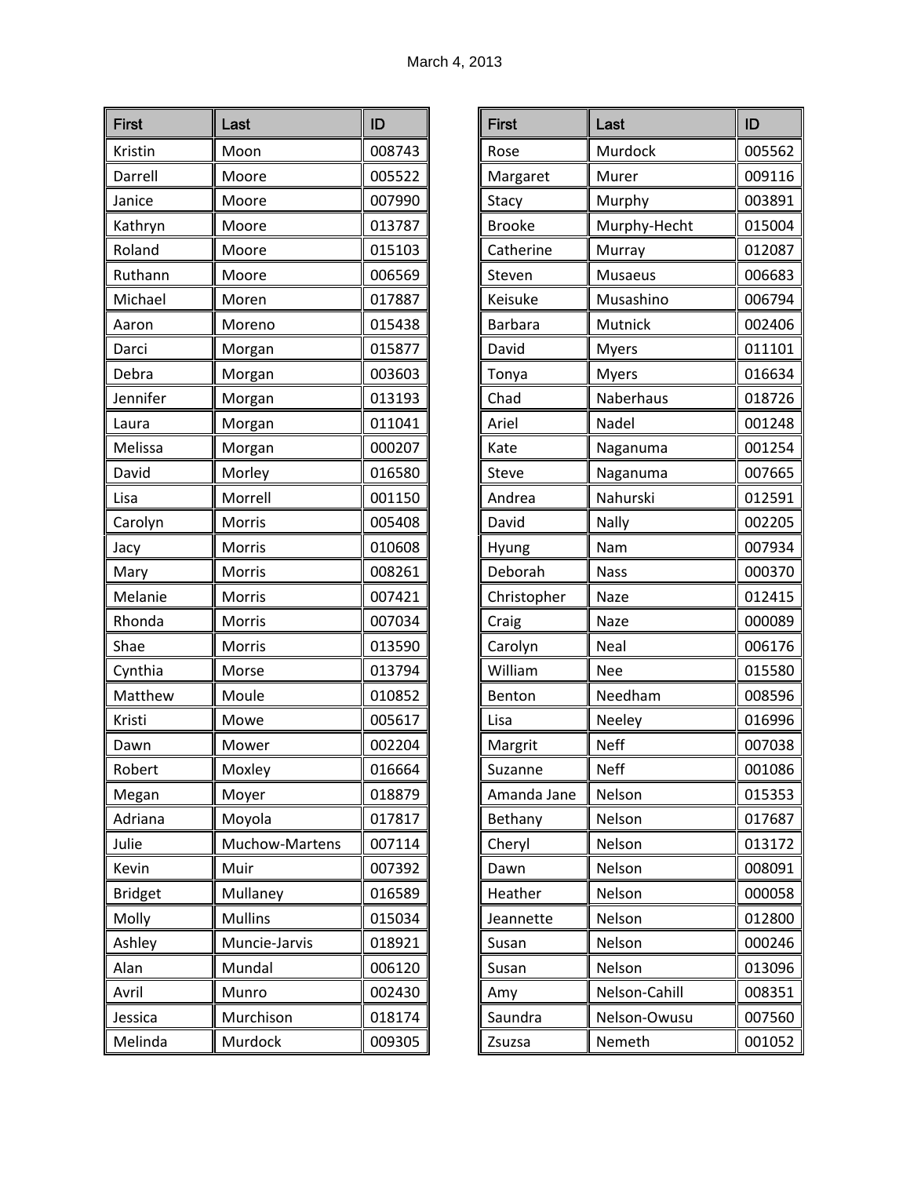March 4, 2013

| First | Last | ID |
|---|---|---|
| Kristin | Moon | 008743 |
| Darrell | Moore | 005522 |
| Janice | Moore | 007990 |
| Kathryn | Moore | 013787 |
| Roland | Moore | 015103 |
| Ruthann | Moore | 006569 |
| Michael | Moren | 017887 |
| Aaron | Moreno | 015438 |
| Darci | Morgan | 015877 |
| Debra | Morgan | 003603 |
| Jennifer | Morgan | 013193 |
| Laura | Morgan | 011041 |
| Melissa | Morgan | 000207 |
| David | Morley | 016580 |
| Lisa | Morrell | 001150 |
| Carolyn | Morris | 005408 |
| Jacy | Morris | 010608 |
| Mary | Morris | 008261 |
| Melanie | Morris | 007421 |
| Rhonda | Morris | 007034 |
| Shae | Morris | 013590 |
| Cynthia | Morse | 013794 |
| Matthew | Moule | 010852 |
| Kristi | Mowe | 005617 |
| Dawn | Mower | 002204 |
| Robert | Moxley | 016664 |
| Megan | Moyer | 018879 |
| Adriana | Moyola | 017817 |
| Julie | Muchow-Martens | 007114 |
| Kevin | Muir | 007392 |
| Bridget | Mullaney | 016589 |
| Molly | Mullins | 015034 |
| Ashley | Muncie-Jarvis | 018921 |
| Alan | Mundal | 006120 |
| Avril | Munro | 002430 |
| Jessica | Murchison | 018174 |
| Melinda | Murdock | 009305 |

| First | Last | ID |
|---|---|---|
| Rose | Murdock | 005562 |
| Margaret | Murer | 009116 |
| Stacy | Murphy | 003891 |
| Brooke | Murphy-Hecht | 015004 |
| Catherine | Murray | 012087 |
| Steven | Musaeus | 006683 |
| Keisuke | Musashino | 006794 |
| Barbara | Mutnick | 002406 |
| David | Myers | 011101 |
| Tonya | Myers | 016634 |
| Chad | Naberhaus | 018726 |
| Ariel | Nadel | 001248 |
| Kate | Naganuma | 001254 |
| Steve | Naganuma | 007665 |
| Andrea | Nahurski | 012591 |
| David | Nally | 002205 |
| Hyung | Nam | 007934 |
| Deborah | Nass | 000370 |
| Christopher | Naze | 012415 |
| Craig | Naze | 000089 |
| Carolyn | Neal | 006176 |
| William | Nee | 015580 |
| Benton | Needham | 008596 |
| Lisa | Neeley | 016996 |
| Margrit | Neff | 007038 |
| Suzanne | Neff | 001086 |
| Amanda Jane | Nelson | 015353 |
| Bethany | Nelson | 017687 |
| Cheryl | Nelson | 013172 |
| Dawn | Nelson | 008091 |
| Heather | Nelson | 000058 |
| Jeannette | Nelson | 012800 |
| Susan | Nelson | 000246 |
| Susan | Nelson | 013096 |
| Amy | Nelson-Cahill | 008351 |
| Saundra | Nelson-Owusu | 007560 |
| Zsuzsa | Nemeth | 001052 |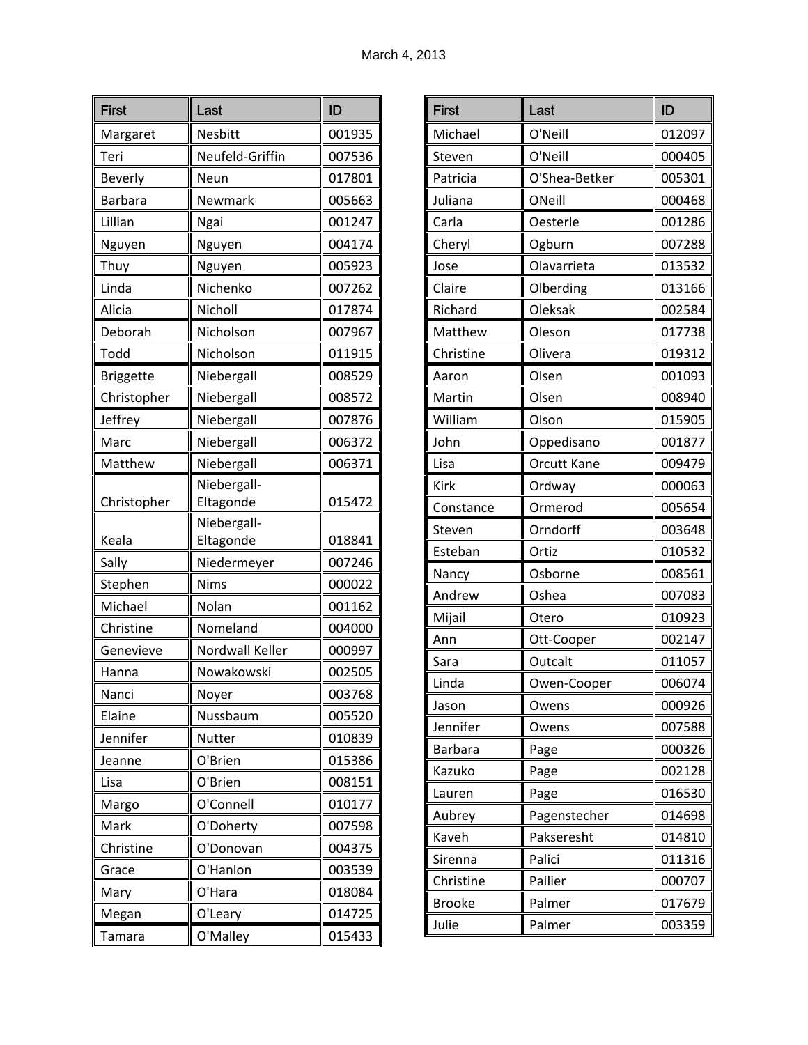March 4, 2013

| First | Last | ID |
|---|---|---|
| Margaret | Nesbitt | 001935 |
| Teri | Neufeld-Griffin | 007536 |
| Beverly | Neun | 017801 |
| Barbara | Newmark | 005663 |
| Lillian | Ngai | 001247 |
| Nguyen | Nguyen | 004174 |
| Thuy | Nguyen | 005923 |
| Linda | Nichenko | 007262 |
| Alicia | Nicholl | 017874 |
| Deborah | Nicholson | 007967 |
| Todd | Nicholson | 011915 |
| Briggette | Niebergall | 008529 |
| Christopher | Niebergall | 008572 |
| Jeffrey | Niebergall | 007876 |
| Marc | Niebergall | 006372 |
| Matthew | Niebergall | 006371 |
| Christopher | Niebergall-Eltagonde | 015472 |
| Keala | Niebergall-Eltagonde | 018841 |
| Sally | Niedermeyer | 007246 |
| Stephen | Nims | 000022 |
| Michael | Nolan | 001162 |
| Christine | Nomeland | 004000 |
| Genevieve | Nordwall Keller | 000997 |
| Hanna | Nowakowski | 002505 |
| Nanci | Noyer | 003768 |
| Elaine | Nussbaum | 005520 |
| Jennifer | Nutter | 010839 |
| Jeanne | O'Brien | 015386 |
| Lisa | O'Brien | 008151 |
| Margo | O'Connell | 010177 |
| Mark | O'Doherty | 007598 |
| Christine | O'Donovan | 004375 |
| Grace | O'Hanlon | 003539 |
| Mary | O'Hara | 018084 |
| Megan | O'Leary | 014725 |
| Tamara | O'Malley | 015433 |

| First | Last | ID |
|---|---|---|
| Michael | O'Neill | 012097 |
| Steven | O'Neill | 000405 |
| Patricia | O'Shea-Betker | 005301 |
| Juliana | ONeill | 000468 |
| Carla | Oesterle | 001286 |
| Cheryl | Ogburn | 007288 |
| Jose | Olavarrieta | 013532 |
| Claire | Olberding | 013166 |
| Richard | Oleksak | 002584 |
| Matthew | Oleson | 017738 |
| Christine | Olivera | 019312 |
| Aaron | Olsen | 001093 |
| Martin | Olsen | 008940 |
| William | Olson | 015905 |
| John | Oppedisano | 001877 |
| Lisa | Orcutt Kane | 009479 |
| Kirk | Ordway | 000063 |
| Constance | Ormerod | 005654 |
| Steven | Orndorff | 003648 |
| Esteban | Ortiz | 010532 |
| Nancy | Osborne | 008561 |
| Andrew | Oshea | 007083 |
| Mijail | Otero | 010923 |
| Ann | Ott-Cooper | 002147 |
| Sara | Outcalt | 011057 |
| Linda | Owen-Cooper | 006074 |
| Jason | Owens | 000926 |
| Jennifer | Owens | 007588 |
| Barbara | Page | 000326 |
| Kazuko | Page | 002128 |
| Lauren | Page | 016530 |
| Aubrey | Pagenstecher | 014698 |
| Kaveh | Pakseresht | 014810 |
| Sirenna | Palici | 011316 |
| Christine | Pallier | 000707 |
| Brooke | Palmer | 017679 |
| Julie | Palmer | 003359 |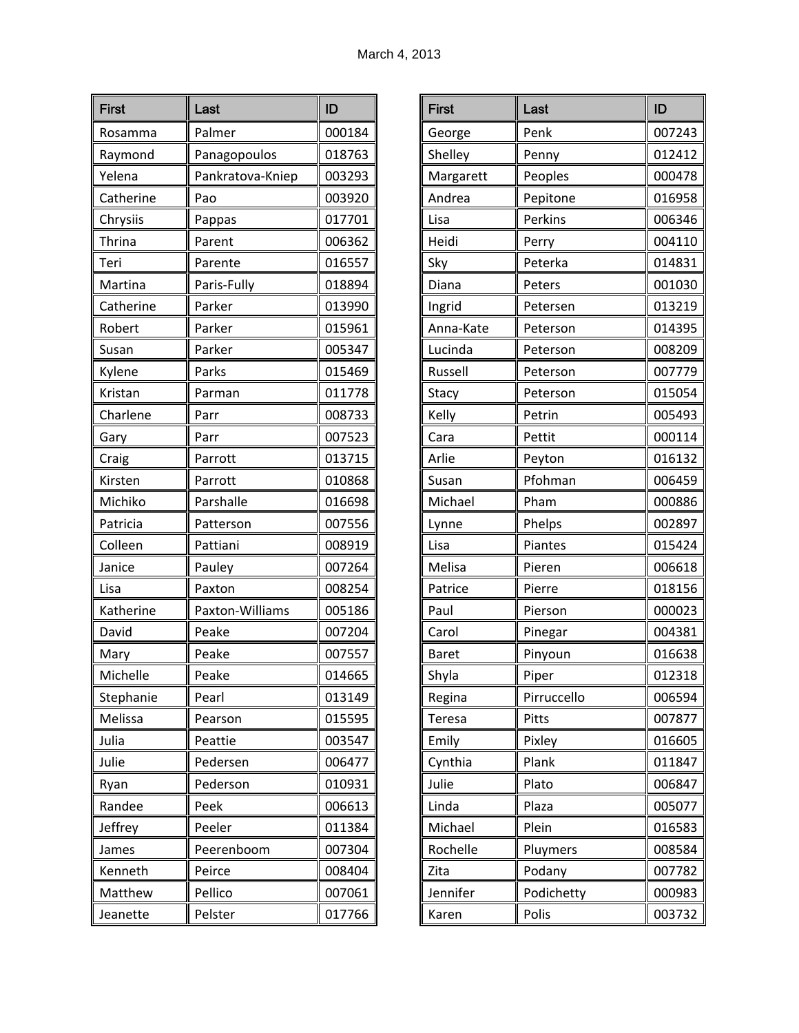March 4, 2013

| First | Last | ID |
|---|---|---|
| Rosamma | Palmer | 000184 |
| Raymond | Panagopoulos | 018763 |
| Yelena | Pankratova-Kniep | 003293 |
| Catherine | Pao | 003920 |
| Chrysiis | Pappas | 017701 |
| Thrina | Parent | 006362 |
| Teri | Parente | 016557 |
| Martina | Paris-Fully | 018894 |
| Catherine | Parker | 013990 |
| Robert | Parker | 015961 |
| Susan | Parker | 005347 |
| Kylene | Parks | 015469 |
| Kristan | Parman | 011778 |
| Charlene | Parr | 008733 |
| Gary | Parr | 007523 |
| Craig | Parrott | 013715 |
| Kirsten | Parrott | 010868 |
| Michiko | Parshalle | 016698 |
| Patricia | Patterson | 007556 |
| Colleen | Pattiani | 008919 |
| Janice | Pauley | 007264 |
| Lisa | Paxton | 008254 |
| Katherine | Paxton-Williams | 005186 |
| David | Peake | 007204 |
| Mary | Peake | 007557 |
| Michelle | Peake | 014665 |
| Stephanie | Pearl | 013149 |
| Melissa | Pearson | 015595 |
| Julia | Peattie | 003547 |
| Julie | Pedersen | 006477 |
| Ryan | Pederson | 010931 |
| Randee | Peek | 006613 |
| Jeffrey | Peeler | 011384 |
| James | Peerenboom | 007304 |
| Kenneth | Peirce | 008404 |
| Matthew | Pellico | 007061 |
| Jeanette | Pelster | 017766 |

| First | Last | ID |
|---|---|---|
| George | Penk | 007243 |
| Shelley | Penny | 012412 |
| Margarett | Peoples | 000478 |
| Andrea | Pepitone | 016958 |
| Lisa | Perkins | 006346 |
| Heidi | Perry | 004110 |
| Sky | Peterka | 014831 |
| Diana | Peters | 001030 |
| Ingrid | Petersen | 013219 |
| Anna-Kate | Peterson | 014395 |
| Lucinda | Peterson | 008209 |
| Russell | Peterson | 007779 |
| Stacy | Peterson | 015054 |
| Kelly | Petrin | 005493 |
| Cara | Pettit | 000114 |
| Arlie | Peyton | 016132 |
| Susan | Pfohman | 006459 |
| Michael | Pham | 000886 |
| Lynne | Phelps | 002897 |
| Lisa | Piantes | 015424 |
| Melisa | Pieren | 006618 |
| Patrice | Pierre | 018156 |
| Paul | Pierson | 000023 |
| Carol | Pinegar | 004381 |
| Baret | Pinyoun | 016638 |
| Shyla | Piper | 012318 |
| Regina | Pirruccello | 006594 |
| Teresa | Pitts | 007877 |
| Emily | Pixley | 016605 |
| Cynthia | Plank | 011847 |
| Julie | Plato | 006847 |
| Linda | Plaza | 005077 |
| Michael | Plein | 016583 |
| Rochelle | Pluymers | 008584 |
| Zita | Podany | 007782 |
| Jennifer | Podichetty | 000983 |
| Karen | Polis | 003732 |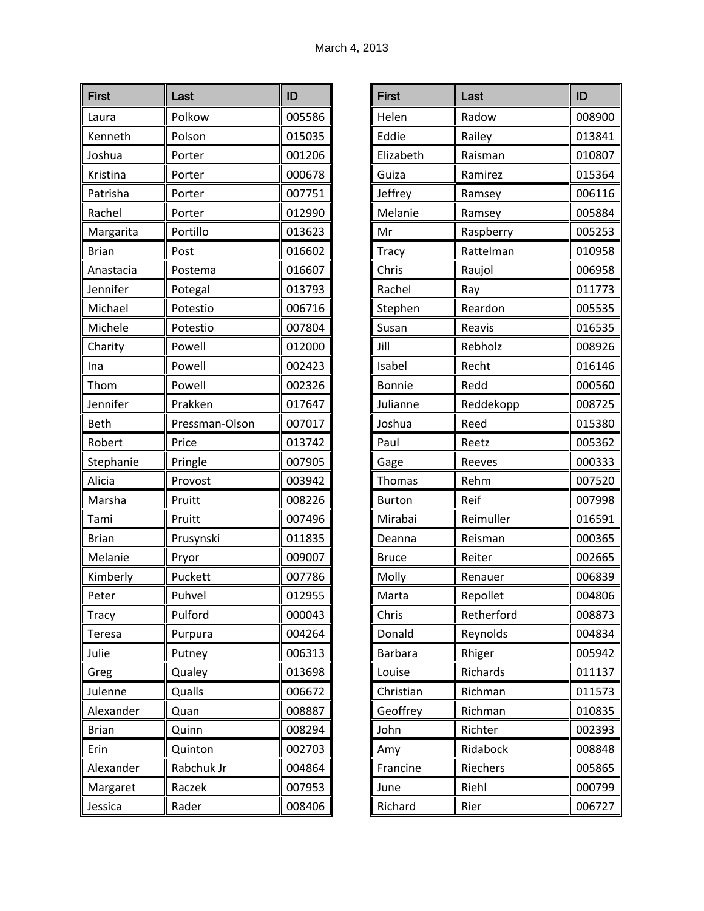| First | Last | ID |
|---|---|---|
| Laura | Polkow | 005586 |
| Kenneth | Polson | 015035 |
| Joshua | Porter | 001206 |
| Kristina | Porter | 000678 |
| Patrisha | Porter | 007751 |
| Rachel | Porter | 012990 |
| Margarita | Portillo | 013623 |
| Brian | Post | 016602 |
| Anastacia | Postema | 016607 |
| Jennifer | Potegal | 013793 |
| Michael | Potestio | 006716 |
| Michele | Potestio | 007804 |
| Charity | Powell | 012000 |
| Ina | Powell | 002423 |
| Thom | Powell | 002326 |
| Jennifer | Prakken | 017647 |
| Beth | Pressman-Olson | 007017 |
| Robert | Price | 013742 |
| Stephanie | Pringle | 007905 |
| Alicia | Provost | 003942 |
| Marsha | Pruitt | 008226 |
| Tami | Pruitt | 007496 |
| Brian | Prusynski | 011835 |
| Melanie | Pryor | 009007 |
| Kimberly | Puckett | 007786 |
| Peter | Puhvel | 012955 |
| Tracy | Pulford | 000043 |
| Teresa | Purpura | 004264 |
| Julie | Putney | 006313 |
| Greg | Qualey | 013698 |
| Julenne | Qualls | 006672 |
| Alexander | Quan | 008887 |
| Brian | Quinn | 008294 |
| Erin | Quinton | 002703 |
| Alexander | Rabchuk Jr | 004864 |
| Margaret | Raczek | 007953 |
| Jessica | Rader | 008406 |

| First | Last | ID |
|---|---|---|
| Helen | Radow | 008900 |
| Eddie | Railey | 013841 |
| Elizabeth | Raisman | 010807 |
| Guiza | Ramirez | 015364 |
| Jeffrey | Ramsey | 006116 |
| Melanie | Ramsey | 005884 |
| Mr | Raspberry | 005253 |
| Tracy | Rattelman | 010958 |
| Chris | Raujol | 006958 |
| Rachel | Ray | 011773 |
| Stephen | Reardon | 005535 |
| Susan | Reavis | 016535 |
| Jill | Rebholz | 008926 |
| Isabel | Recht | 016146 |
| Bonnie | Redd | 000560 |
| Julianne | Reddekopp | 008725 |
| Joshua | Reed | 015380 |
| Paul | Reetz | 005362 |
| Gage | Reeves | 000333 |
| Thomas | Rehm | 007520 |
| Burton | Reif | 007998 |
| Mirabai | Reimuller | 016591 |
| Deanna | Reisman | 000365 |
| Bruce | Reiter | 002665 |
| Molly | Renauer | 006839 |
| Marta | Repollet | 004806 |
| Chris | Retherford | 008873 |
| Donald | Reynolds | 004834 |
| Barbara | Rhiger | 005942 |
| Louise | Richards | 011137 |
| Christian | Richman | 011573 |
| Geoffrey | Richman | 010835 |
| John | Richter | 002393 |
| Amy | Ridabock | 008848 |
| Francine | Riechers | 005865 |
| June | Riehl | 000799 |
| Richard | Rier | 006727 |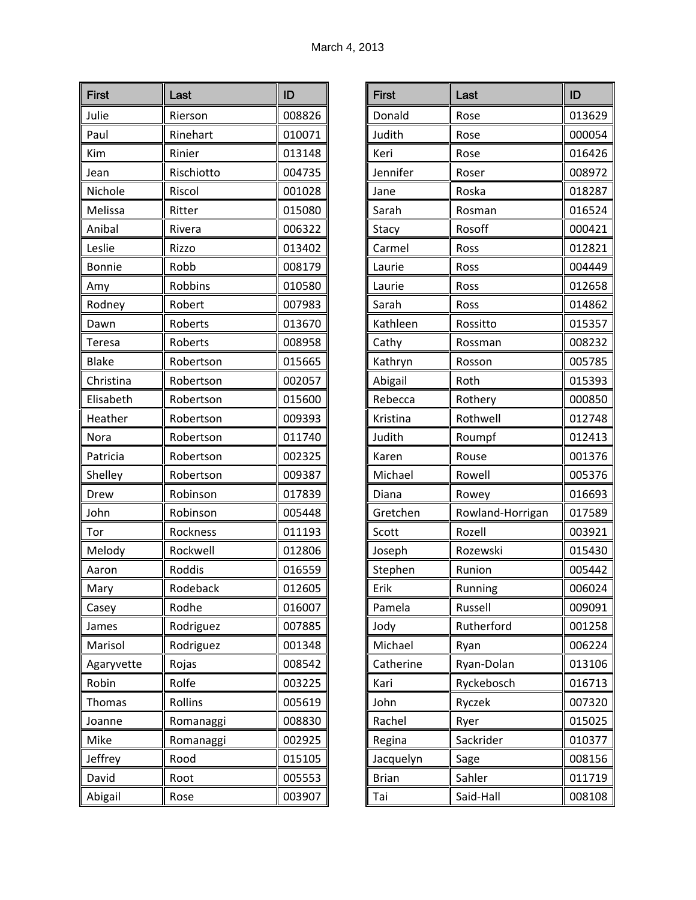March 4, 2013

| First | Last | ID |
|---|---|---|
| Julie | Rierson | 008826 |
| Paul | Rinehart | 010071 |
| Kim | Rinier | 013148 |
| Jean | Rischiotto | 004735 |
| Nichole | Riscol | 001028 |
| Melissa | Ritter | 015080 |
| Anibal | Rivera | 006322 |
| Leslie | Rizzo | 013402 |
| Bonnie | Robb | 008179 |
| Amy | Robbins | 010580 |
| Rodney | Robert | 007983 |
| Dawn | Roberts | 013670 |
| Teresa | Roberts | 008958 |
| Blake | Robertson | 015665 |
| Christina | Robertson | 002057 |
| Elisabeth | Robertson | 015600 |
| Heather | Robertson | 009393 |
| Nora | Robertson | 011740 |
| Patricia | Robertson | 002325 |
| Shelley | Robertson | 009387 |
| Drew | Robinson | 017839 |
| John | Robinson | 005448 |
| Tor | Rockness | 011193 |
| Melody | Rockwell | 012806 |
| Aaron | Roddis | 016559 |
| Mary | Rodeback | 012605 |
| Casey | Rodhe | 016007 |
| James | Rodriguez | 007885 |
| Marisol | Rodriguez | 001348 |
| Agaryvette | Rojas | 008542 |
| Robin | Rolfe | 003225 |
| Thomas | Rollins | 005619 |
| Joanne | Romanaggi | 008830 |
| Mike | Romanaggi | 002925 |
| Jeffrey | Rood | 015105 |
| David | Root | 005553 |
| Abigail | Rose | 003907 |
| Donald | Rose | 013629 |
| Judith | Rose | 000054 |
| Keri | Rose | 016426 |
| Jennifer | Roser | 008972 |
| Jane | Roska | 018287 |
| Sarah | Rosman | 016524 |
| Stacy | Rosoff | 000421 |
| Carmel | Ross | 012821 |
| Laurie | Ross | 004449 |
| Laurie | Ross | 012658 |
| Sarah | Ross | 014862 |
| Kathleen | Rossitto | 015357 |
| Cathy | Rossman | 008232 |
| Kathryn | Rosson | 005785 |
| Abigail | Roth | 015393 |
| Rebecca | Rothery | 000850 |
| Kristina | Rothwell | 012748 |
| Judith | Roumpf | 012413 |
| Karen | Rouse | 001376 |
| Michael | Rowell | 005376 |
| Diana | Rowey | 016693 |
| Gretchen | Rowland-Horrigan | 017589 |
| Scott | Rozell | 003921 |
| Joseph | Rozewski | 015430 |
| Stephen | Runion | 005442 |
| Erik | Running | 006024 |
| Pamela | Russell | 009091 |
| Jody | Rutherford | 001258 |
| Michael | Ryan | 006224 |
| Catherine | Ryan-Dolan | 013106 |
| Kari | Ryckebosch | 016713 |
| John | Ryczek | 007320 |
| Rachel | Ryer | 015025 |
| Regina | Sackrider | 010377 |
| Jacquelyn | Sage | 008156 |
| Brian | Sahler | 011719 |
| Tai | Said-Hall | 008108 |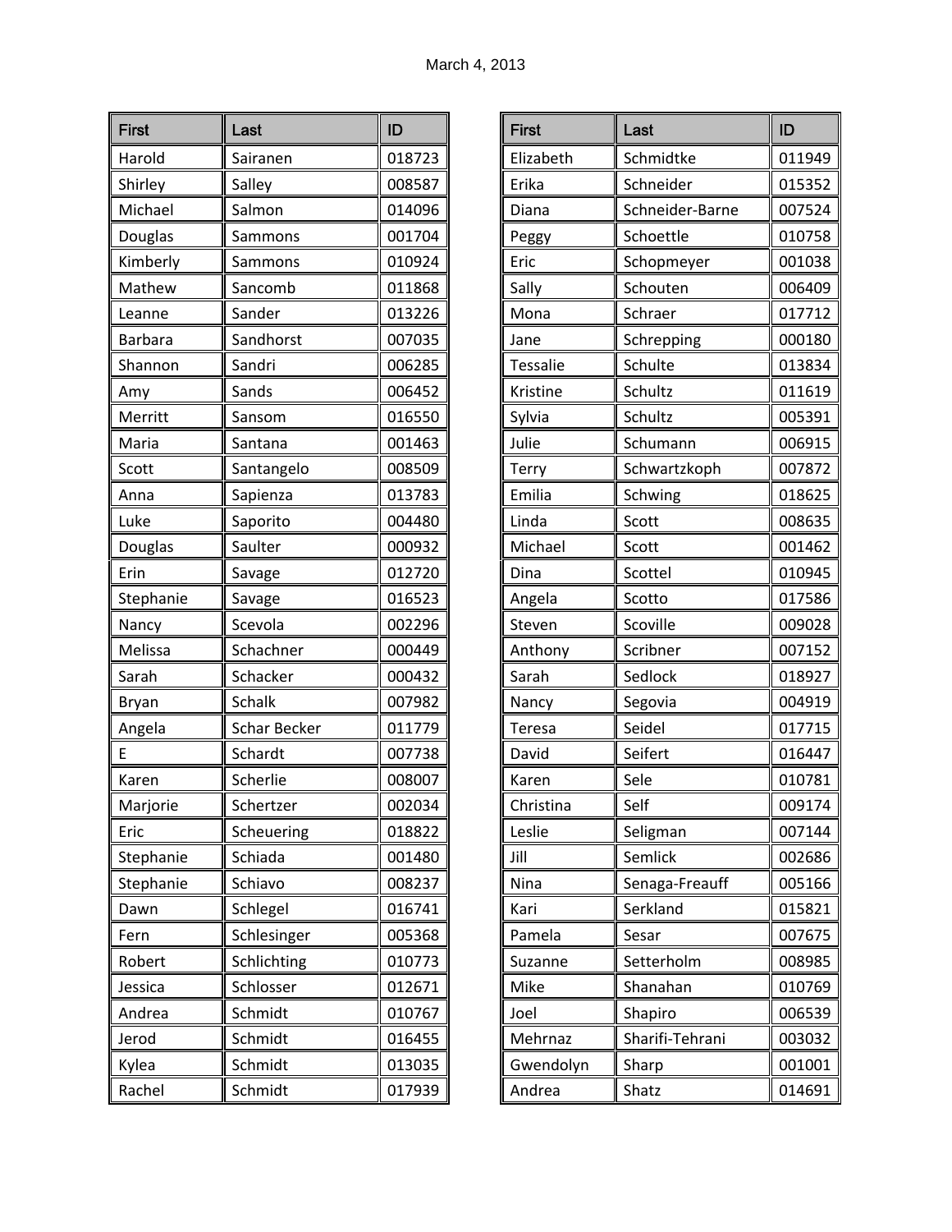March 4, 2013

| First | Last | ID |
|---|---|---|
| Harold | Sairanen | 018723 |
| Shirley | Salley | 008587 |
| Michael | Salmon | 014096 |
| Douglas | Sammons | 001704 |
| Kimberly | Sammons | 010924 |
| Mathew | Sancomb | 011868 |
| Leanne | Sander | 013226 |
| Barbara | Sandhorst | 007035 |
| Shannon | Sandri | 006285 |
| Amy | Sands | 006452 |
| Merritt | Sansom | 016550 |
| Maria | Santana | 001463 |
| Scott | Santangelo | 008509 |
| Anna | Sapienza | 013783 |
| Luke | Saporito | 004480 |
| Douglas | Saulter | 000932 |
| Erin | Savage | 012720 |
| Stephanie | Savage | 016523 |
| Nancy | Scevola | 002296 |
| Melissa | Schachner | 000449 |
| Sarah | Schacker | 000432 |
| Bryan | Schalk | 007982 |
| Angela | Schar Becker | 011779 |
| E | Schardt | 007738 |
| Karen | Scherlie | 008007 |
| Marjorie | Schertzer | 002034 |
| Eric | Scheuering | 018822 |
| Stephanie | Schiada | 001480 |
| Stephanie | Schiavo | 008237 |
| Dawn | Schlegel | 016741 |
| Fern | Schlesinger | 005368 |
| Robert | Schlichting | 010773 |
| Jessica | Schlosser | 012671 |
| Andrea | Schmidt | 010767 |
| Jerod | Schmidt | 016455 |
| Kylea | Schmidt | 013035 |
| Rachel | Schmidt | 017939 |
| Elizabeth | Schmidtke | 011949 |
| Erika | Schneider | 015352 |
| Diana | Schneider-Barne | 007524 |
| Peggy | Schoettle | 010758 |
| Eric | Schopmeyer | 001038 |
| Sally | Schouten | 006409 |
| Mona | Schraer | 017712 |
| Jane | Schrepping | 000180 |
| Tessalie | Schulte | 013834 |
| Kristine | Schultz | 011619 |
| Sylvia | Schultz | 005391 |
| Julie | Schumann | 006915 |
| Terry | Schwartzkoph | 007872 |
| Emilia | Schwing | 018625 |
| Linda | Scott | 008635 |
| Michael | Scott | 001462 |
| Dina | Scottel | 010945 |
| Angela | Scotto | 017586 |
| Steven | Scoville | 009028 |
| Anthony | Scribner | 007152 |
| Sarah | Sedlock | 018927 |
| Nancy | Segovia | 004919 |
| Teresa | Seidel | 017715 |
| David | Seifert | 016447 |
| Karen | Sele | 010781 |
| Christina | Self | 009174 |
| Leslie | Seligman | 007144 |
| Jill | Semlick | 002686 |
| Nina | Senaga-Freauff | 005166 |
| Kari | Serkland | 015821 |
| Pamela | Sesar | 007675 |
| Suzanne | Setterholm | 008985 |
| Mike | Shanahan | 010769 |
| Joel | Shapiro | 006539 |
| Mehrnaz | Sharifi-Tehrani | 003032 |
| Gwendolyn | Sharp | 001001 |
| Andrea | Shatz | 014691 |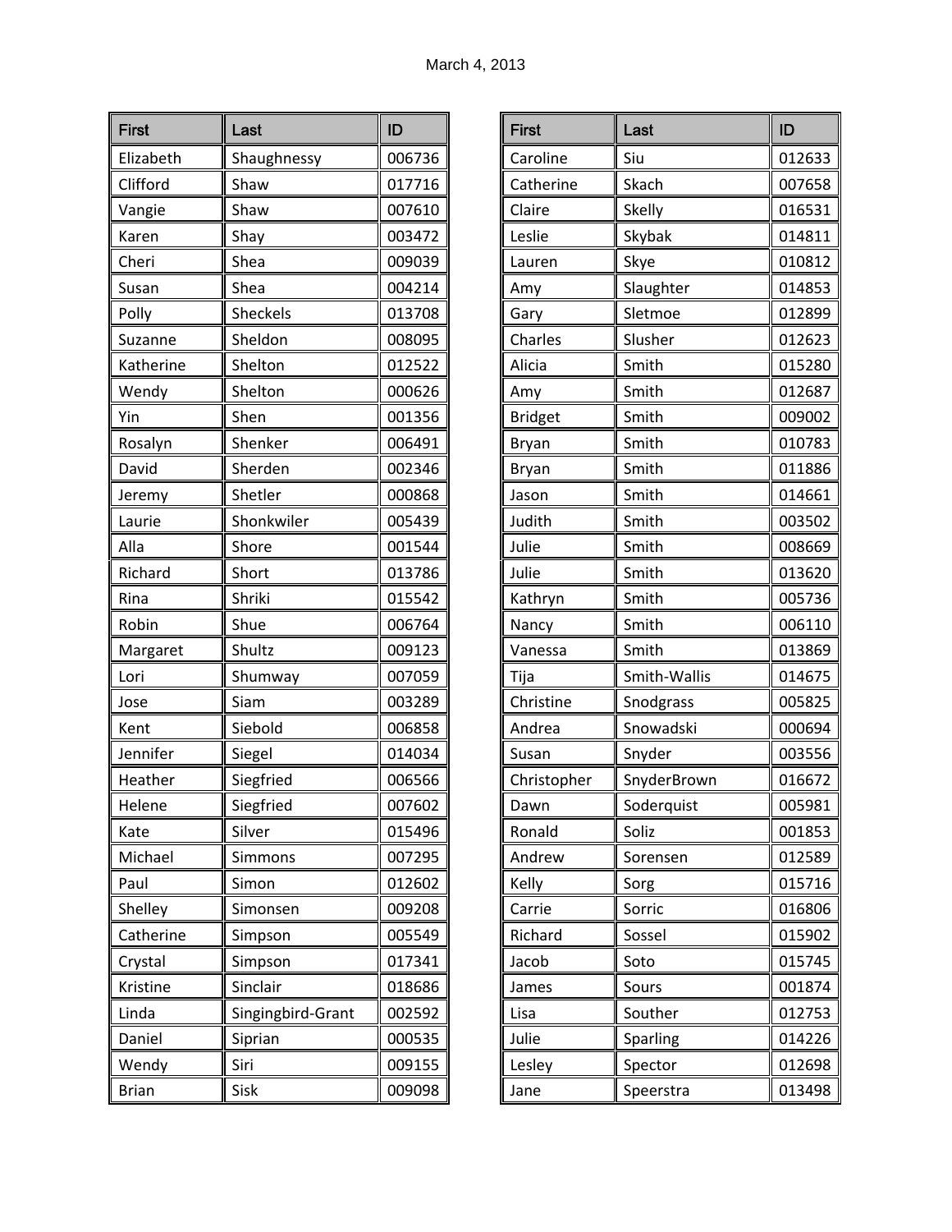March 4, 2013

| First | Last | ID |
|---|---|---|
| Elizabeth | Shaughnessy | 006736 |
| Clifford | Shaw | 017716 |
| Vangie | Shaw | 007610 |
| Karen | Shay | 003472 |
| Cheri | Shea | 009039 |
| Susan | Shea | 004214 |
| Polly | Sheckels | 013708 |
| Suzanne | Sheldon | 008095 |
| Katherine | Shelton | 012522 |
| Wendy | Shelton | 000626 |
| Yin | Shen | 001356 |
| Rosalyn | Shenker | 006491 |
| David | Sherden | 002346 |
| Jeremy | Shetler | 000868 |
| Laurie | Shonkwiler | 005439 |
| Alla | Shore | 001544 |
| Richard | Short | 013786 |
| Rina | Shriki | 015542 |
| Robin | Shue | 006764 |
| Margaret | Shultz | 009123 |
| Lori | Shumway | 007059 |
| Jose | Siam | 003289 |
| Kent | Siebold | 006858 |
| Jennifer | Siegel | 014034 |
| Heather | Siegfried | 006566 |
| Helene | Siegfried | 007602 |
| Kate | Silver | 015496 |
| Michael | Simmons | 007295 |
| Paul | Simon | 012602 |
| Shelley | Simonsen | 009208 |
| Catherine | Simpson | 005549 |
| Crystal | Simpson | 017341 |
| Kristine | Sinclair | 018686 |
| Linda | Singingbird-Grant | 002592 |
| Daniel | Siprian | 000535 |
| Wendy | Siri | 009155 |
| Brian | Sisk | 009098 |

| First | Last | ID |
|---|---|---|
| Caroline | Siu | 012633 |
| Catherine | Skach | 007658 |
| Claire | Skelly | 016531 |
| Leslie | Skybak | 014811 |
| Lauren | Skye | 010812 |
| Amy | Slaughter | 014853 |
| Gary | Sletmoe | 012899 |
| Charles | Slusher | 012623 |
| Alicia | Smith | 015280 |
| Amy | Smith | 012687 |
| Bridget | Smith | 009002 |
| Bryan | Smith | 010783 |
| Bryan | Smith | 011886 |
| Jason | Smith | 014661 |
| Judith | Smith | 003502 |
| Julie | Smith | 008669 |
| Julie | Smith | 013620 |
| Kathryn | Smith | 005736 |
| Nancy | Smith | 006110 |
| Vanessa | Smith | 013869 |
| Tija | Smith-Wallis | 014675 |
| Christine | Snodgrass | 005825 |
| Andrea | Snowadski | 000694 |
| Susan | Snyder | 003556 |
| Christopher | SnyderBrown | 016672 |
| Dawn | Soderquist | 005981 |
| Ronald | Soliz | 001853 |
| Andrew | Sorensen | 012589 |
| Kelly | Sorg | 015716 |
| Carrie | Sorric | 016806 |
| Richard | Sossel | 015902 |
| Jacob | Soto | 015745 |
| James | Sours | 001874 |
| Lisa | Souther | 012753 |
| Julie | Sparling | 014226 |
| Lesley | Spector | 012698 |
| Jane | Speerstra | 013498 |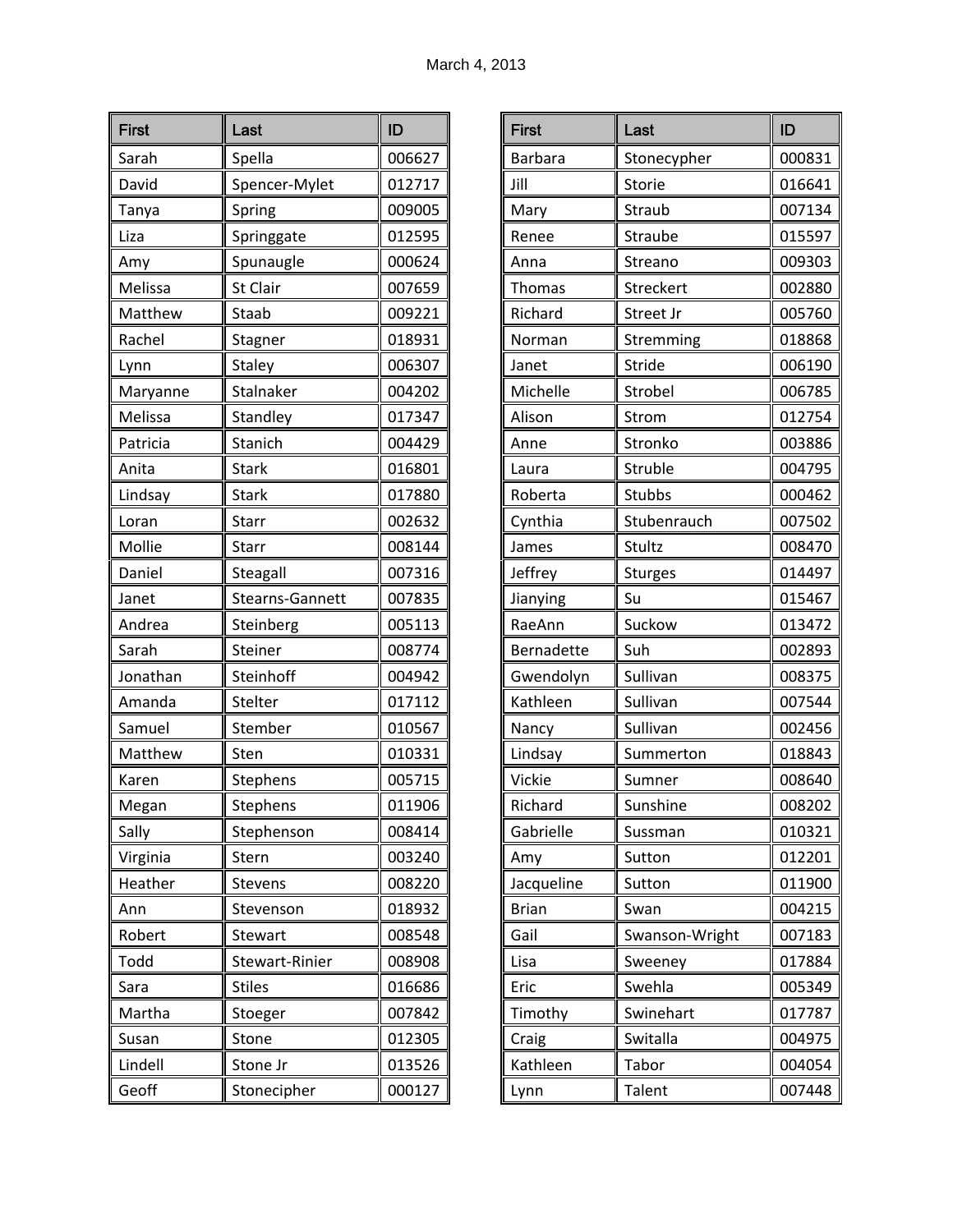| First | Last | ID |
|---|---|---|
| Sarah | Spella | 006627 |
| David | Spencer-Mylet | 012717 |
| Tanya | Spring | 009005 |
| Liza | Springgate | 012595 |
| Amy | Spunaugle | 000624 |
| Melissa | St Clair | 007659 |
| Matthew | Staab | 009221 |
| Rachel | Stagner | 018931 |
| Lynn | Staley | 006307 |
| Maryanne | Stalnaker | 004202 |
| Melissa | Standley | 017347 |
| Patricia | Stanich | 004429 |
| Anita | Stark | 016801 |
| Lindsay | Stark | 017880 |
| Loran | Starr | 002632 |
| Mollie | Starr | 008144 |
| Daniel | Steagall | 007316 |
| Janet | Stearns-Gannett | 007835 |
| Andrea | Steinberg | 005113 |
| Sarah | Steiner | 008774 |
| Jonathan | Steinhoff | 004942 |
| Amanda | Stelter | 017112 |
| Samuel | Stember | 010567 |
| Matthew | Sten | 010331 |
| Karen | Stephens | 005715 |
| Megan | Stephens | 011906 |
| Sally | Stephenson | 008414 |
| Virginia | Stern | 003240 |
| Heather | Stevens | 008220 |
| Ann | Stevenson | 018932 |
| Robert | Stewart | 008548 |
| Todd | Stewart-Rinier | 008908 |
| Sara | Stiles | 016686 |
| Martha | Stoeger | 007842 |
| Susan | Stone | 012305 |
| Lindell | Stone Jr | 013526 |
| Geoff | Stonecipher | 000127 |

| First | Last | ID |
|---|---|---|
| Barbara | Stonecypher | 000831 |
| Jill | Storie | 016641 |
| Mary | Straub | 007134 |
| Renee | Straube | 015597 |
| Anna | Streano | 009303 |
| Thomas | Streckert | 002880 |
| Richard | Street Jr | 005760 |
| Norman | Stremming | 018868 |
| Janet | Stride | 006190 |
| Michelle | Strobel | 006785 |
| Alison | Strom | 012754 |
| Anne | Stronko | 003886 |
| Laura | Struble | 004795 |
| Roberta | Stubbs | 000462 |
| Cynthia | Stubenrauch | 007502 |
| James | Stultz | 008470 |
| Jeffrey | Sturges | 014497 |
| Jianying | Su | 015467 |
| RaeAnn | Suckow | 013472 |
| Bernadette | Suh | 002893 |
| Gwendolyn | Sullivan | 008375 |
| Kathleen | Sullivan | 007544 |
| Nancy | Sullivan | 002456 |
| Lindsay | Summerton | 018843 |
| Vickie | Sumner | 008640 |
| Richard | Sunshine | 008202 |
| Gabrielle | Sussman | 010321 |
| Amy | Sutton | 012201 |
| Jacqueline | Sutton | 011900 |
| Brian | Swan | 004215 |
| Gail | Swanson-Wright | 007183 |
| Lisa | Sweeney | 017884 |
| Eric | Swehla | 005349 |
| Timothy | Swinehart | 017787 |
| Craig | Switalla | 004975 |
| Kathleen | Tabor | 004054 |
| Lynn | Talent | 007448 |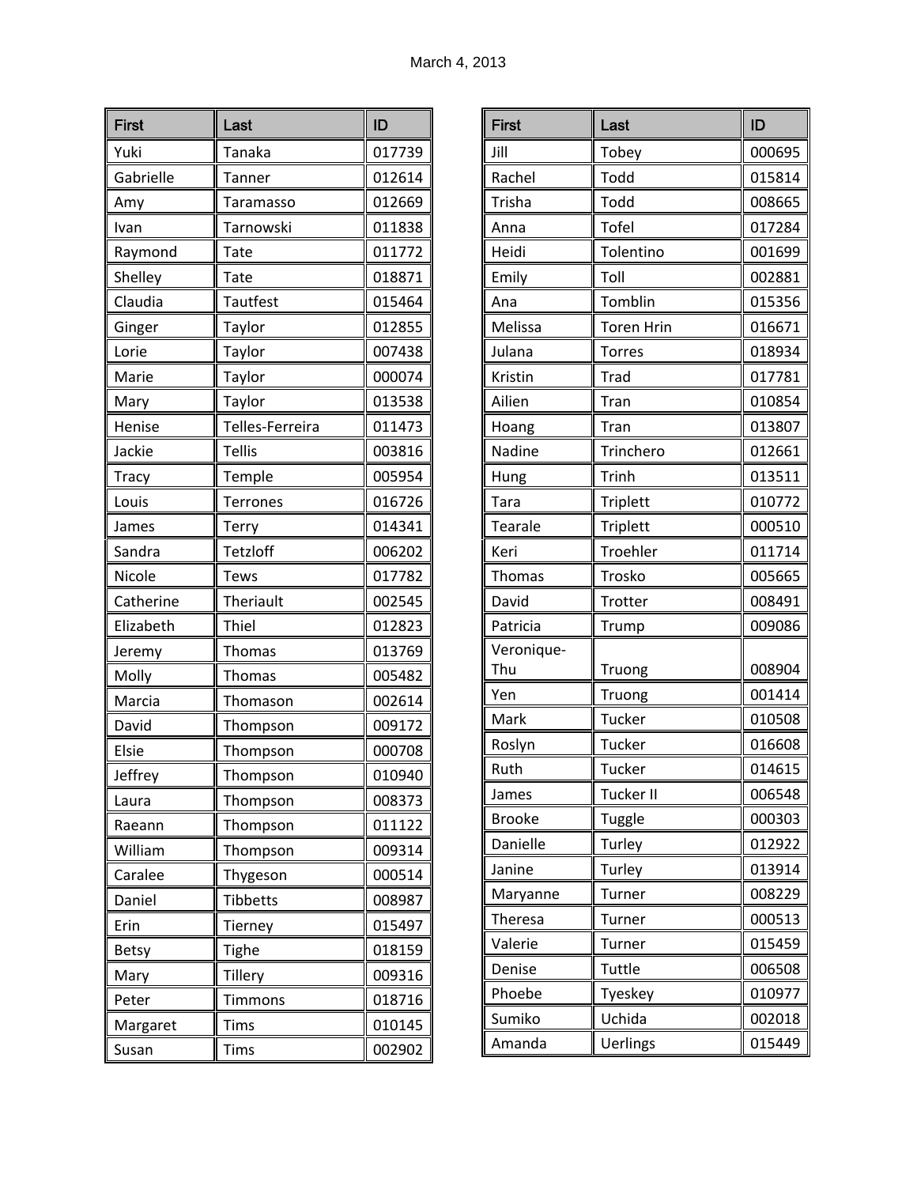March 4, 2013

| First | Last | ID |
|---|---|---|
| Yuki | Tanaka | 017739 |
| Gabrielle | Tanner | 012614 |
| Amy | Taramasso | 012669 |
| Ivan | Tarnowski | 011838 |
| Raymond | Tate | 011772 |
| Shelley | Tate | 018871 |
| Claudia | Tautfest | 015464 |
| Ginger | Taylor | 012855 |
| Lorie | Taylor | 007438 |
| Marie | Taylor | 000074 |
| Mary | Taylor | 013538 |
| Henise | Telles-Ferreira | 011473 |
| Jackie | Tellis | 003816 |
| Tracy | Temple | 005954 |
| Louis | Terrones | 016726 |
| James | Terry | 014341 |
| Sandra | Tetzloff | 006202 |
| Nicole | Tews | 017782 |
| Catherine | Theriault | 002545 |
| Elizabeth | Thiel | 012823 |
| Jeremy | Thomas | 013769 |
| Molly | Thomas | 005482 |
| Marcia | Thomason | 002614 |
| David | Thompson | 009172 |
| Elsie | Thompson | 000708 |
| Jeffrey | Thompson | 010940 |
| Laura | Thompson | 008373 |
| Raeann | Thompson | 011122 |
| William | Thompson | 009314 |
| Caralee | Thygeson | 000514 |
| Daniel | Tibbetts | 008987 |
| Erin | Tierney | 015497 |
| Betsy | Tighe | 018159 |
| Mary | Tillery | 009316 |
| Peter | Timmons | 018716 |
| Margaret | Tims | 010145 |
| Susan | Tims | 002902 |

| First | Last | ID |
|---|---|---|
| Jill | Tobey | 000695 |
| Rachel | Todd | 015814 |
| Trisha | Todd | 008665 |
| Anna | Tofel | 017284 |
| Heidi | Tolentino | 001699 |
| Emily | Toll | 002881 |
| Ana | Tomblin | 015356 |
| Melissa | Toren Hrin | 016671 |
| Julana | Torres | 018934 |
| Kristin | Trad | 017781 |
| Ailien | Tran | 010854 |
| Hoang | Tran | 013807 |
| Nadine | Trinchero | 012661 |
| Hung | Trinh | 013511 |
| Tara | Triplett | 010772 |
| Tearale | Triplett | 000510 |
| Keri | Troehler | 011714 |
| Thomas | Trosko | 005665 |
| David | Trotter | 008491 |
| Patricia | Trump | 009086 |
| Veronique-Thu | Truong | 008904 |
| Yen | Truong | 001414 |
| Mark | Tucker | 010508 |
| Roslyn | Tucker | 016608 |
| Ruth | Tucker | 014615 |
| James | Tucker II | 006548 |
| Brooke | Tuggle | 000303 |
| Danielle | Turley | 012922 |
| Janine | Turley | 013914 |
| Maryanne | Turner | 008229 |
| Theresa | Turner | 000513 |
| Valerie | Turner | 015459 |
| Denise | Tuttle | 006508 |
| Phoebe | Tyeskey | 010977 |
| Sumiko | Uchida | 002018 |
| Amanda | Uerlings | 015449 |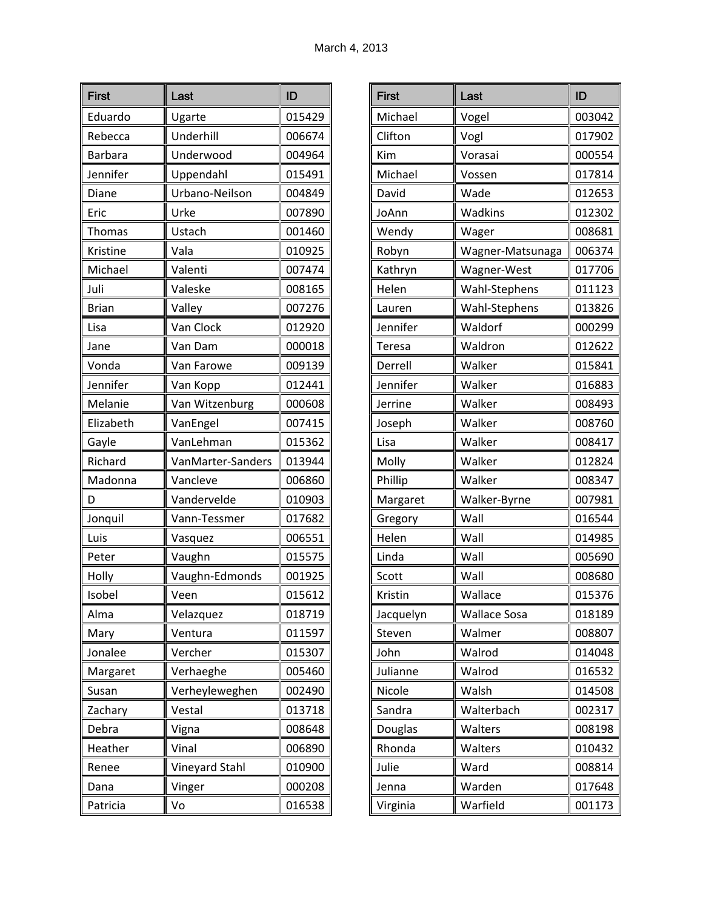March 4, 2013

| First | Last | ID |
|---|---|---|
| Eduardo | Ugarte | 015429 |
| Rebecca | Underhill | 006674 |
| Barbara | Underwood | 004964 |
| Jennifer | Uppendahl | 015491 |
| Diane | Urbano-Neilson | 004849 |
| Eric | Urke | 007890 |
| Thomas | Ustach | 001460 |
| Kristine | Vala | 010925 |
| Michael | Valenti | 007474 |
| Juli | Valeske | 008165 |
| Brian | Valley | 007276 |
| Lisa | Van Clock | 012920 |
| Jane | Van Dam | 000018 |
| Vonda | Van Farowe | 009139 |
| Jennifer | Van Kopp | 012441 |
| Melanie | Van Witzenburg | 000608 |
| Elizabeth | VanEngel | 007415 |
| Gayle | VanLehman | 015362 |
| Richard | VanMarter-Sanders | 013944 |
| Madonna | Vancleve | 006860 |
| D | Vandervelde | 010903 |
| Jonquil | Vann-Tessmer | 017682 |
| Luis | Vasquez | 006551 |
| Peter | Vaughn | 015575 |
| Holly | Vaughn-Edmonds | 001925 |
| Isobel | Veen | 015612 |
| Alma | Velazquez | 018719 |
| Mary | Ventura | 011597 |
| Jonalee | Vercher | 015307 |
| Margaret | Verhaeghe | 005460 |
| Susan | Verheyleweghen | 002490 |
| Zachary | Vestal | 013718 |
| Debra | Vigna | 008648 |
| Heather | Vinal | 006890 |
| Renee | Vineyard Stahl | 010900 |
| Dana | Vinger | 000208 |
| Patricia | Vo | 016538 |
| Michael | Vogel | 003042 |
| Clifton | Vogl | 017902 |
| Kim | Vorasai | 000554 |
| Michael | Vossen | 017814 |
| David | Wade | 012653 |
| JoAnn | Wadkins | 012302 |
| Wendy | Wager | 008681 |
| Robyn | Wagner-Matsunaga | 006374 |
| Kathryn | Wagner-West | 017706 |
| Helen | Wahl-Stephens | 011123 |
| Lauren | Wahl-Stephens | 013826 |
| Jennifer | Waldorf | 000299 |
| Teresa | Waldron | 012622 |
| Derrell | Walker | 015841 |
| Jennifer | Walker | 016883 |
| Jerrine | Walker | 008493 |
| Joseph | Walker | 008760 |
| Lisa | Walker | 008417 |
| Molly | Walker | 012824 |
| Phillip | Walker | 008347 |
| Margaret | Walker-Byrne | 007981 |
| Gregory | Wall | 016544 |
| Helen | Wall | 014985 |
| Linda | Wall | 005690 |
| Scott | Wall | 008680 |
| Kristin | Wallace | 015376 |
| Jacquelyn | Wallace Sosa | 018189 |
| Steven | Walmer | 008807 |
| John | Walrod | 014048 |
| Julianne | Walrod | 016532 |
| Nicole | Walsh | 014508 |
| Sandra | Walterbach | 002317 |
| Douglas | Walters | 008198 |
| Rhonda | Walters | 010432 |
| Julie | Ward | 008814 |
| Jenna | Warden | 017648 |
| Virginia | Warfield | 001173 |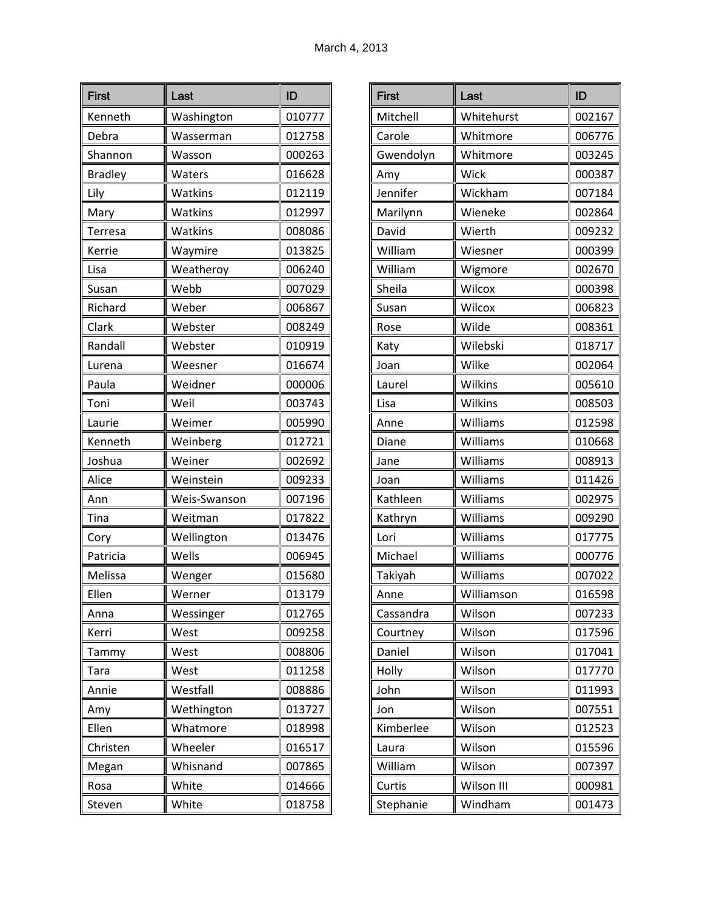March 4, 2013

| First | Last | ID |
|---|---|---|
| Kenneth | Washington | 010777 |
| Debra | Wasserman | 012758 |
| Shannon | Wasson | 000263 |
| Bradley | Waters | 016628 |
| Lily | Watkins | 012119 |
| Mary | Watkins | 012997 |
| Terresa | Watkins | 008086 |
| Kerrie | Waymire | 013825 |
| Lisa | Weatheroy | 006240 |
| Susan | Webb | 007029 |
| Richard | Weber | 006867 |
| Clark | Webster | 008249 |
| Randall | Webster | 010919 |
| Lurena | Weesner | 016674 |
| Paula | Weidner | 000006 |
| Toni | Weil | 003743 |
| Laurie | Weimer | 005990 |
| Kenneth | Weinberg | 012721 |
| Joshua | Weiner | 002692 |
| Alice | Weinstein | 009233 |
| Ann | Weis-Swanson | 007196 |
| Tina | Weitman | 017822 |
| Cory | Wellington | 013476 |
| Patricia | Wells | 006945 |
| Melissa | Wenger | 015680 |
| Ellen | Werner | 013179 |
| Anna | Wessinger | 012765 |
| Kerri | West | 009258 |
| Tammy | West | 008806 |
| Tara | West | 011258 |
| Annie | Westfall | 008886 |
| Amy | Wethington | 013727 |
| Ellen | Whatmore | 018998 |
| Christen | Wheeler | 016517 |
| Megan | Whisnand | 007865 |
| Rosa | White | 014666 |
| Steven | White | 018758 |
| Mitchell | Whitehurst | 002167 |
| Carole | Whitmore | 006776 |
| Gwendolyn | Whitmore | 003245 |
| Amy | Wick | 000387 |
| Jennifer | Wickham | 007184 |
| Marilynn | Wieneke | 002864 |
| David | Wierth | 009232 |
| William | Wiesner | 000399 |
| William | Wigmore | 002670 |
| Sheila | Wilcox | 000398 |
| Susan | Wilcox | 006823 |
| Rose | Wilde | 008361 |
| Katy | Wilebski | 018717 |
| Joan | Wilke | 002064 |
| Laurel | Wilkins | 005610 |
| Lisa | Wilkins | 008503 |
| Anne | Williams | 012598 |
| Diane | Williams | 010668 |
| Jane | Williams | 008913 |
| Joan | Williams | 011426 |
| Kathleen | Williams | 002975 |
| Kathryn | Williams | 009290 |
| Lori | Williams | 017775 |
| Michael | Williams | 000776 |
| Takiyah | Williams | 007022 |
| Anne | Williamson | 016598 |
| Cassandra | Wilson | 007233 |
| Courtney | Wilson | 017596 |
| Daniel | Wilson | 017041 |
| Holly | Wilson | 017770 |
| John | Wilson | 011993 |
| Jon | Wilson | 007551 |
| Kimberlee | Wilson | 012523 |
| Laura | Wilson | 015596 |
| William | Wilson | 007397 |
| Curtis | Wilson III | 000981 |
| Stephanie | Windham | 001473 |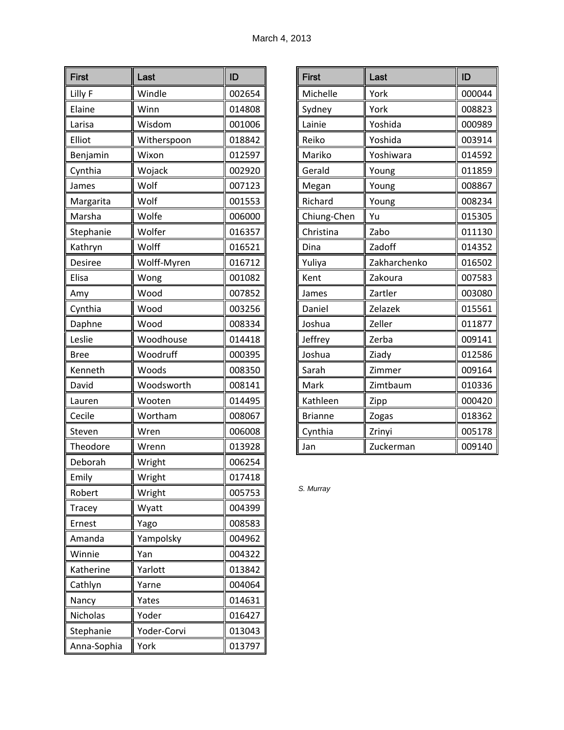March 4, 2013

| First | Last | ID |
|---|---|---|
| Lilly F | Windle | 002654 |
| Elaine | Winn | 014808 |
| Larisa | Wisdom | 001006 |
| Elliot | Witherspoon | 018842 |
| Benjamin | Wixon | 012597 |
| Cynthia | Wojack | 002920 |
| James | Wolf | 007123 |
| Margarita | Wolf | 001553 |
| Marsha | Wolfe | 006000 |
| Stephanie | Wolfer | 016357 |
| Kathryn | Wolff | 016521 |
| Desiree | Wolff-Myren | 016712 |
| Elisa | Wong | 001082 |
| Amy | Wood | 007852 |
| Cynthia | Wood | 003256 |
| Daphne | Wood | 008334 |
| Leslie | Woodhouse | 014418 |
| Bree | Woodruff | 000395 |
| Kenneth | Woods | 008350 |
| David | Woodsworth | 008141 |
| Lauren | Wooten | 014495 |
| Cecile | Wortham | 008067 |
| Steven | Wren | 006008 |
| Theodore | Wrenn | 013928 |
| Deborah | Wright | 006254 |
| Emily | Wright | 017418 |
| Robert | Wright | 005753 |
| Tracey | Wyatt | 004399 |
| Ernest | Yago | 008583 |
| Amanda | Yampolsky | 004962 |
| Winnie | Yan | 004322 |
| Katherine | Yarlott | 013842 |
| Cathlyn | Yarne | 004064 |
| Nancy | Yates | 014631 |
| Nicholas | Yoder | 016427 |
| Stephanie | Yoder-Corvi | 013043 |
| Anna-Sophia | York | 013797 |
| Michelle | York | 000044 |
| Sydney | York | 008823 |
| Lainie | Yoshida | 000989 |
| Reiko | Yoshida | 003914 |
| Mariko | Yoshiwara | 014592 |
| Gerald | Young | 011859 |
| Megan | Young | 008867 |
| Richard | Young | 008234 |
| Chiung-Chen | Yu | 015305 |
| Christina | Zabo | 011130 |
| Dina | Zadoff | 014352 |
| Yuliya | Zakharchenko | 016502 |
| Kent | Zakoura | 007583 |
| James | Zartler | 003080 |
| Daniel | Zelazek | 015561 |
| Joshua | Zeller | 011877 |
| Jeffrey | Zerba | 009141 |
| Joshua | Ziady | 012586 |
| Sarah | Zimmer | 009164 |
| Mark | Zimtbaum | 010336 |
| Kathleen | Zipp | 000420 |
| Brianne | Zogas | 018362 |
| Cynthia | Zrinyi | 005178 |
| Jan | Zuckerman | 009140 |

*S. Murray*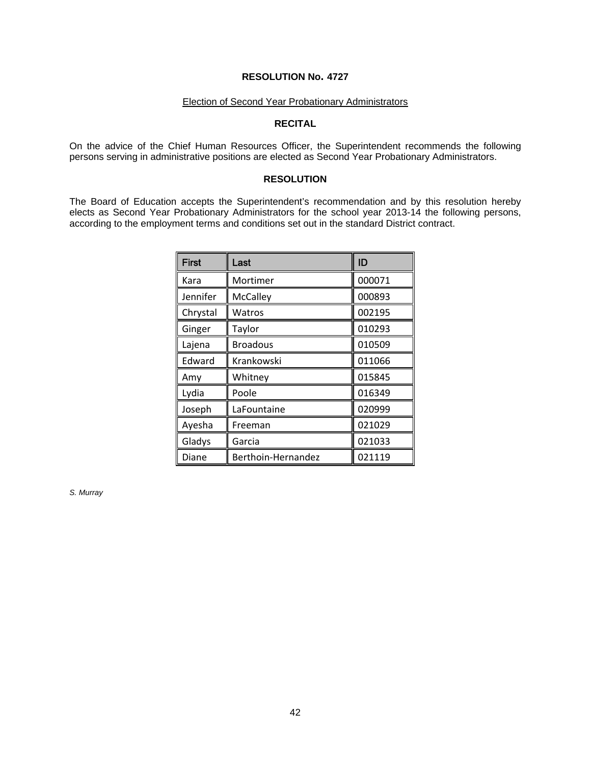**RESOLUTION No. 4727**

Election of Second Year Probationary Administrators

**RECITAL**

On the advice of the Chief Human Resources Officer, the Superintendent recommends the following persons serving in administrative positions are elected as Second Year Probationary Administrators.

**RESOLUTION**

The Board of Education accepts the Superintendent's recommendation and by this resolution hereby elects as Second Year Probationary Administrators for the school year 2013-14 the following persons, according to the employment terms and conditions set out in the standard District contract.

| First | Last | ID |
|---|---|---|
| Kara | Mortimer | 000071 |
| Jennifer | McCalley | 000893 |
| Chrystal | Watros | 002195 |
| Ginger | Taylor | 010293 |
| Lajena | Broadous | 010509 |
| Edward | Krankowski | 011066 |
| Amy | Whitney | 015845 |
| Lydia | Poole | 016349 |
| Joseph | LaFountaine | 020999 |
| Ayesha | Freeman | 021029 |
| Gladys | Garcia | 021033 |
| Diane | Berthoin-Hernandez | 021119 |

*S. Murray*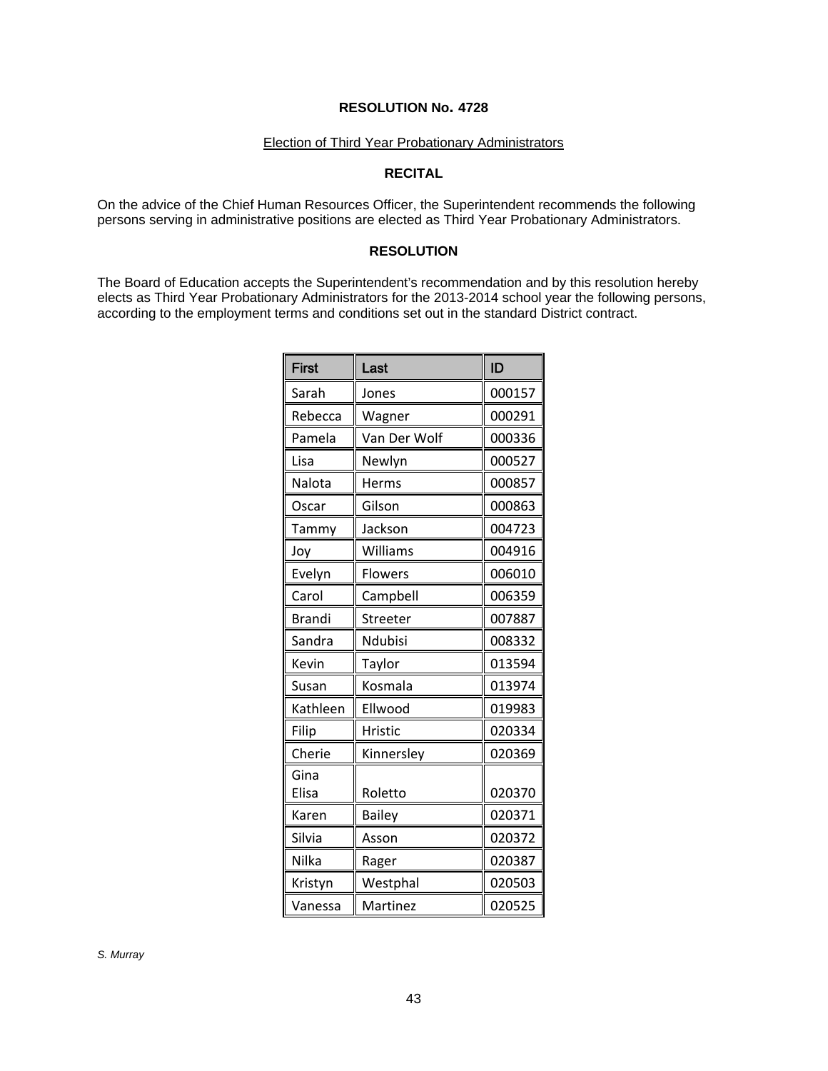**RESOLUTION No. 4728**

Election of Third Year Probationary Administrators

**RECITAL**

On the advice of the Chief Human Resources Officer, the Superintendent recommends the following persons serving in administrative positions are elected as Third Year Probationary Administrators.

**RESOLUTION**

The Board of Education accepts the Superintendent's recommendation and by this resolution hereby elects as Third Year Probationary Administrators for the 2013-2014 school year the following persons, according to the employment terms and conditions set out in the standard District contract.

| First | Last | ID |
|---|---|---|
| Sarah | Jones | 000157 |
| Rebecca | Wagner | 000291 |
| Pamela | Van Der Wolf | 000336 |
| Lisa | Newlyn | 000527 |
| Nalota | Herms | 000857 |
| Oscar | Gilson | 000863 |
| Tammy | Jackson | 004723 |
| Joy | Williams | 004916 |
| Evelyn | Flowers | 006010 |
| Carol | Campbell | 006359 |
| Brandi | Streeter | 007887 |
| Sandra | Ndubisi | 008332 |
| Kevin | Taylor | 013594 |
| Susan | Kosmala | 013974 |
| Kathleen | Ellwood | 019983 |
| Filip | Hristic | 020334 |
| Cherie | Kinnersley | 020369 |
| Gina Elisa | Roletto | 020370 |
| Karen | Bailey | 020371 |
| Silvia | Asson | 020372 |
| Nilka | Rager | 020387 |
| Kristyn | Westphal | 020503 |
| Vanessa | Martinez | 020525 |

*S. Murray*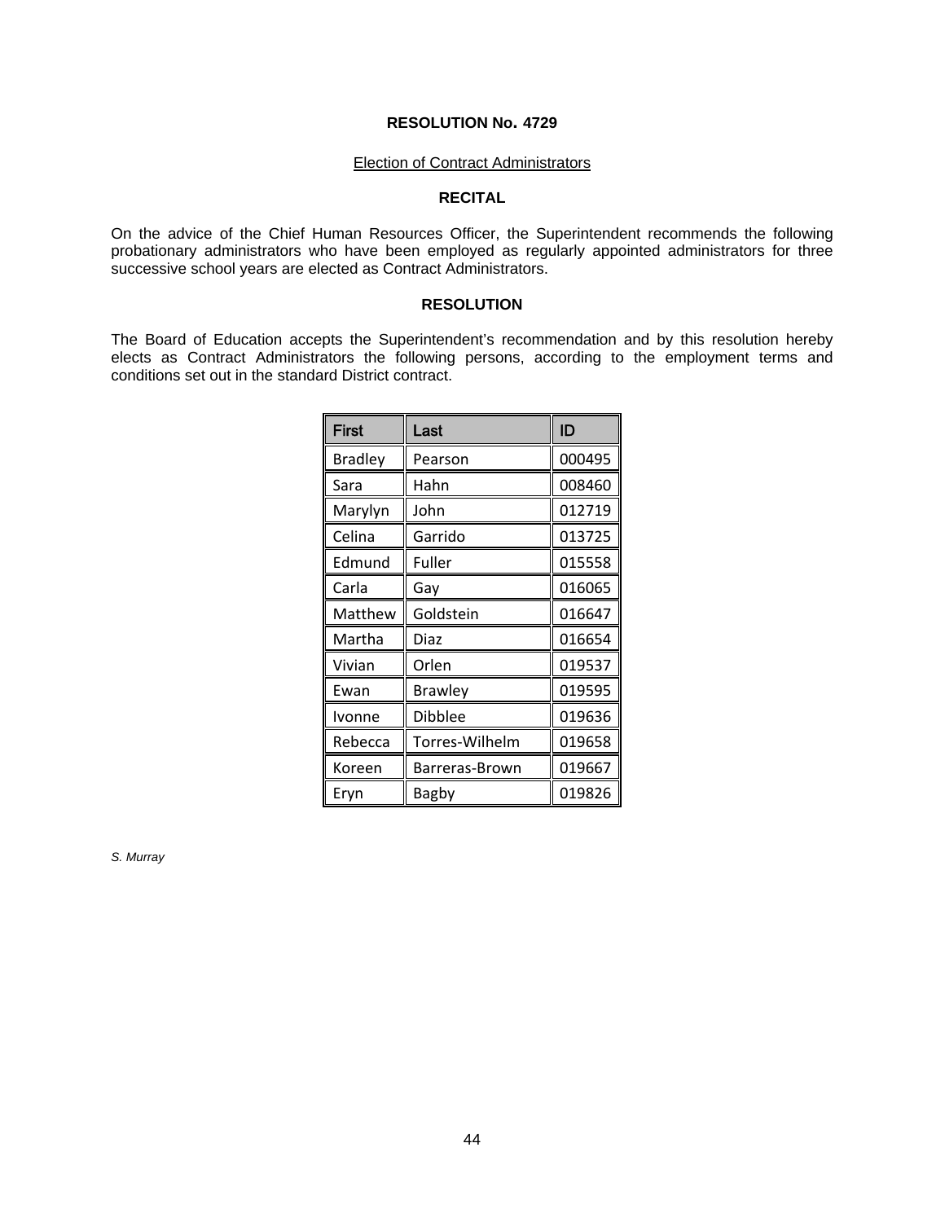**RESOLUTION No. 4729**

Election of Contract Administrators

**RECITAL**

On the advice of the Chief Human Resources Officer, the Superintendent recommends the following probationary administrators who have been employed as regularly appointed administrators for three successive school years are elected as Contract Administrators.

**RESOLUTION**

The Board of Education accepts the Superintendent's recommendation and by this resolution hereby elects as Contract Administrators the following persons, according to the employment terms and conditions set out in the standard District contract.

| First | Last | ID |
|---|---|---|
| Bradley | Pearson | 000495 |
| Sara | Hahn | 008460 |
| Marylyn | John | 012719 |
| Celina | Garrido | 013725 |
| Edmund | Fuller | 015558 |
| Carla | Gay | 016065 |
| Matthew | Goldstein | 016647 |
| Martha | Diaz | 016654 |
| Vivian | Orlen | 019537 |
| Ewan | Brawley | 019595 |
| Ivonne | Dibblee | 019636 |
| Rebecca | Torres-Wilhelm | 019658 |
| Koreen | Barreras-Brown | 019667 |
| Eryn | Bagby | 019826 |

*S. Murray*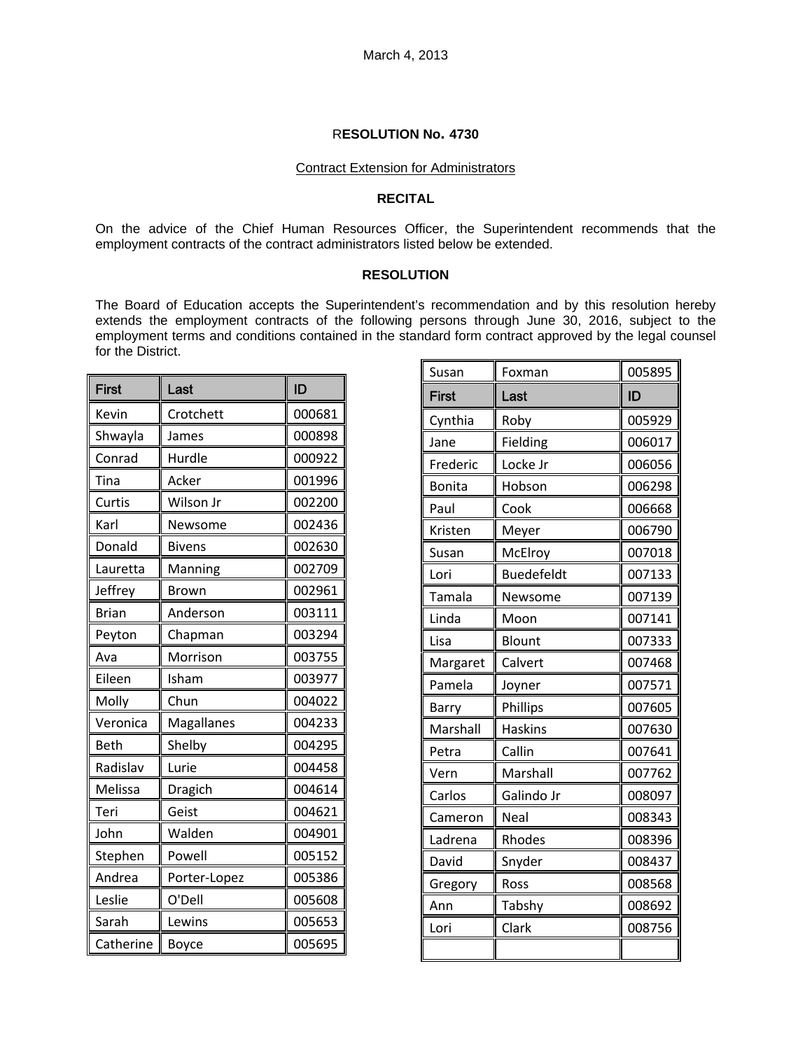March 4, 2013

## RESOLUTION No. 4730

Contract Extension for Administrators

### RECITAL

On the advice of the Chief Human Resources Officer, the Superintendent recommends that the employment contracts of the contract administrators listed below be extended.

### RESOLUTION

The Board of Education accepts the Superintendent's recommendation and by this resolution hereby extends the employment contracts of the following persons through June 30, 2016, subject to the employment terms and conditions contained in the standard form contract approved by the legal counsel for the District.

| First | Last | ID |
|---|---|---|
| Kevin | Crotchett | 000681 |
| Shwayla | James | 000898 |
| Conrad | Hurdle | 000922 |
| Tina | Acker | 001996 |
| Curtis | Wilson Jr | 002200 |
| Karl | Newsome | 002436 |
| Donald | Bivens | 002630 |
| Lauretta | Manning | 002709 |
| Jeffrey | Brown | 002961 |
| Brian | Anderson | 003111 |
| Peyton | Chapman | 003294 |
| Ava | Morrison | 003755 |
| Eileen | Isham | 003977 |
| Molly | Chun | 004022 |
| Veronica | Magallanes | 004233 |
| Beth | Shelby | 004295 |
| Radislav | Lurie | 004458 |
| Melissa | Dragich | 004614 |
| Teri | Geist | 004621 |
| John | Walden | 004901 |
| Stephen | Powell | 005152 |
| Andrea | Porter-Lopez | 005386 |
| Leslie | O'Dell | 005608 |
| Sarah | Lewins | 005653 |
| Catherine | Boyce | 005695 |
| Susan | Foxman | 005895 |
| Cynthia | Roby | 005929 |
| Jane | Fielding | 006017 |
| Frederic | Locke Jr | 006056 |
| Bonita | Hobson | 006298 |
| Paul | Cook | 006668 |
| Kristen | Meyer | 006790 |
| Susan | McElroy | 007018 |
| Lori | Buedefeldt | 007133 |
| Tamala | Newsome | 007139 |
| Linda | Moon | 007141 |
| Lisa | Blount | 007333 |
| Margaret | Calvert | 007468 |
| Pamela | Joyner | 007571 |
| Barry | Phillips | 007605 |
| Marshall | Haskins | 007630 |
| Petra | Callin | 007641 |
| Vern | Marshall | 007762 |
| Carlos | Galindo Jr | 008097 |
| Cameron | Neal | 008343 |
| Ladrena | Rhodes | 008396 |
| David | Snyder | 008437 |
| Gregory | Ross | 008568 |
| Ann | Tabshy | 008692 |
| Lori | Clark | 008756 |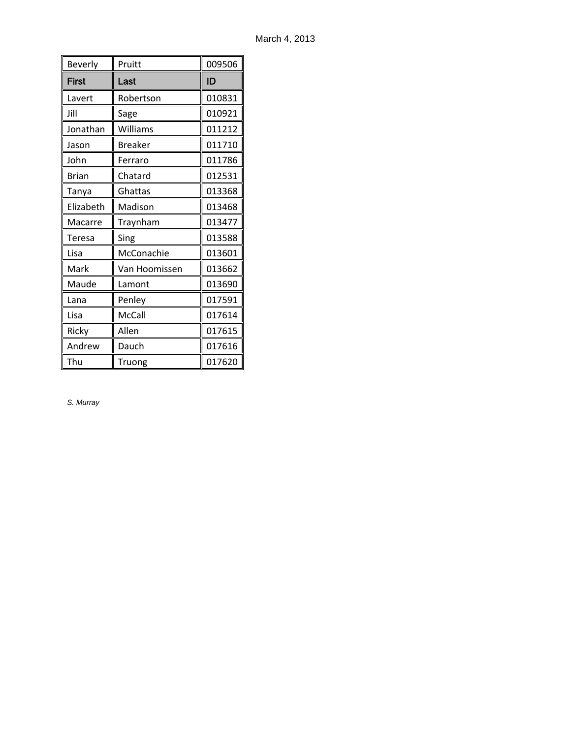March 4, 2013

| Beverly | Pruitt | 009506 |
|---|---|---|
| **First** | **Last** | **ID** |
| Lavert | Robertson | 010831 |
| Jill | Sage | 010921 |
| Jonathan | Williams | 011212 |
| Jason | Breaker | 011710 |
| John | Ferraro | 011786 |
| Brian | Chatard | 012531 |
| Tanya | Ghattas | 013368 |
| Elizabeth | Madison | 013468 |
| Macarre | Traynham | 013477 |
| Teresa | Sing | 013588 |
| Lisa | McConachie | 013601 |
| Mark | Van Hoomissen | 013662 |
| Maude | Lamont | 013690 |
| Lana | Penley | 017591 |
| Lisa | McCall | 017614 |
| Ricky | Allen | 017615 |
| Andrew | Dauch | 017616 |
| Thu | Truong | 017620 |

*S. Murray*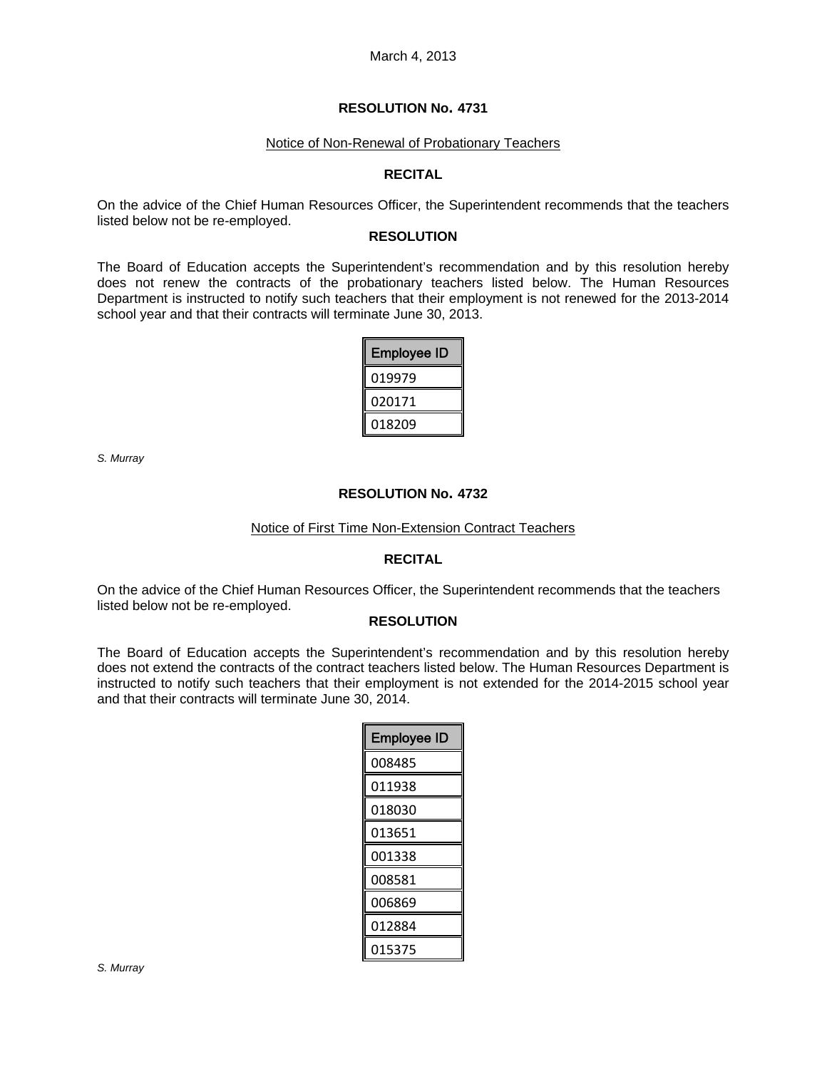March 4, 2013

## RESOLUTION No. 4731

Notice of Non-Renewal of Probationary Teachers

### RECITAL

On the advice of the Chief Human Resources Officer, the Superintendent recommends that the teachers listed below not be re-employed.

### RESOLUTION

The Board of Education accepts the Superintendent's recommendation and by this resolution hereby does not renew the contracts of the probationary teachers listed below. The Human Resources Department is instructed to notify such teachers that their employment is not renewed for the 2013-2014 school year and that their contracts will terminate June 30, 2013.

| Employee ID |
|---|
| 019979 |
| 020171 |
| 018209 |

*S. Murray*

## RESOLUTION No. 4732

Notice of First Time Non-Extension Contract Teachers

### RECITAL

On the advice of the Chief Human Resources Officer, the Superintendent recommends that the teachers listed below not be re-employed.

### RESOLUTION

The Board of Education accepts the Superintendent's recommendation and by this resolution hereby does not extend the contracts of the contract teachers listed below. The Human Resources Department is instructed to notify such teachers that their employment is not extended for the 2014-2015 school year and that their contracts will terminate June 30, 2014.

| Employee ID |
|---|
| 008485 |
| 011938 |
| 018030 |
| 013651 |
| 001338 |
| 008581 |
| 006869 |
| 012884 |
| 015375 |

*S. Murray*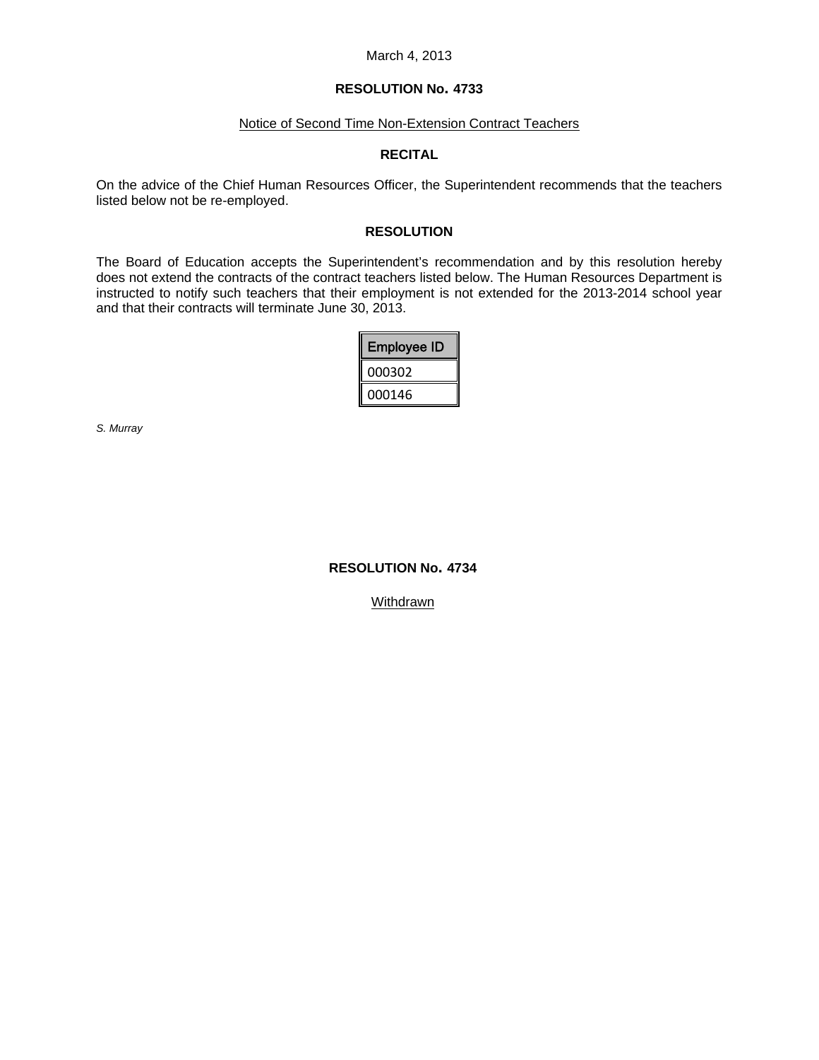March 4, 2013

## RESOLUTION No. 4733

Notice of Second Time Non-Extension Contract Teachers

### RECITAL

On the advice of the Chief Human Resources Officer, the Superintendent recommends that the teachers listed below not be re-employed.

### RESOLUTION

The Board of Education accepts the Superintendent's recommendation and by this resolution hereby does not extend the contracts of the contract teachers listed below. The Human Resources Department is instructed to notify such teachers that their employment is not extended for the 2013-2014 school year and that their contracts will terminate June 30, 2013.

| Employee ID |
|---|
| 000302 |
| 000146 |

*S. Murray*

## RESOLUTION No. 4734

Withdrawn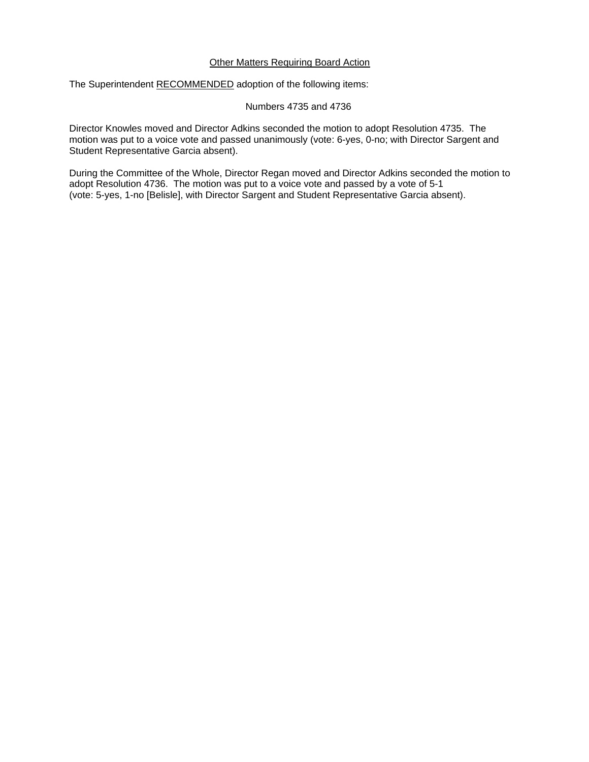## Other Matters Requiring Board Action

The Superintendent RECOMMENDED adoption of the following items:

Numbers 4735 and 4736

Director Knowles moved and Director Adkins seconded the motion to adopt Resolution 4735. The motion was put to a voice vote and passed unanimously (vote: 6-yes, 0-no; with Director Sargent and Student Representative Garcia absent).

During the Committee of the Whole, Director Regan moved and Director Adkins seconded the motion to adopt Resolution 4736. The motion was put to a voice vote and passed by a vote of 5-1 (vote: 5-yes, 1-no [Belisle], with Director Sargent and Student Representative Garcia absent).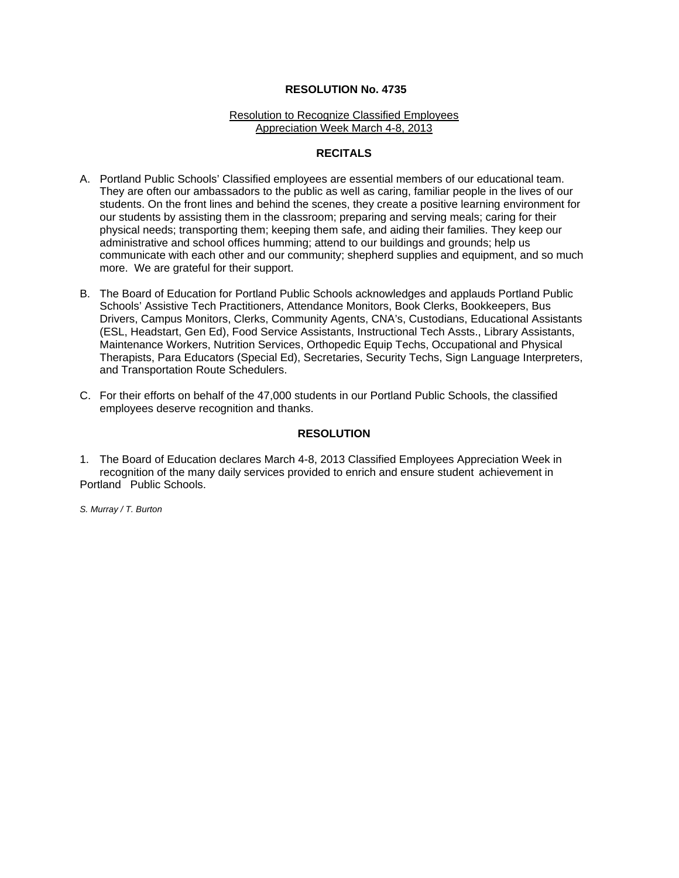**RESOLUTION No. 4735**

Resolution to Recognize Classified Employees Appreciation Week March 4-8, 2013

**RECITALS**

A. Portland Public Schools' Classified employees are essential members of our educational team. They are often our ambassadors to the public as well as caring, familiar people in the lives of our students. On the front lines and behind the scenes, they create a positive learning environment for our students by assisting them in the classroom; preparing and serving meals; caring for their physical needs; transporting them; keeping them safe, and aiding their families. They keep our administrative and school offices humming; attend to our buildings and grounds; help us communicate with each other and our community; shepherd supplies and equipment, and so much more. We are grateful for their support.

B. The Board of Education for Portland Public Schools acknowledges and applauds Portland Public Schools' Assistive Tech Practitioners, Attendance Monitors, Book Clerks, Bookkeepers, Bus Drivers, Campus Monitors, Clerks, Community Agents, CNA's, Custodians, Educational Assistants (ESL, Headstart, Gen Ed), Food Service Assistants, Instructional Tech Assts., Library Assistants, Maintenance Workers, Nutrition Services, Orthopedic Equip Techs, Occupational and Physical Therapists, Para Educators (Special Ed), Secretaries, Security Techs, Sign Language Interpreters, and Transportation Route Schedulers.

C. For their efforts on behalf of the 47,000 students in our Portland Public Schools, the classified employees deserve recognition and thanks.

**RESOLUTION**

1. The Board of Education declares March 4-8, 2013 Classified Employees Appreciation Week in recognition of the many daily services provided to enrich and ensure student achievement in Portland Public Schools.

*S. Murray / T. Burton*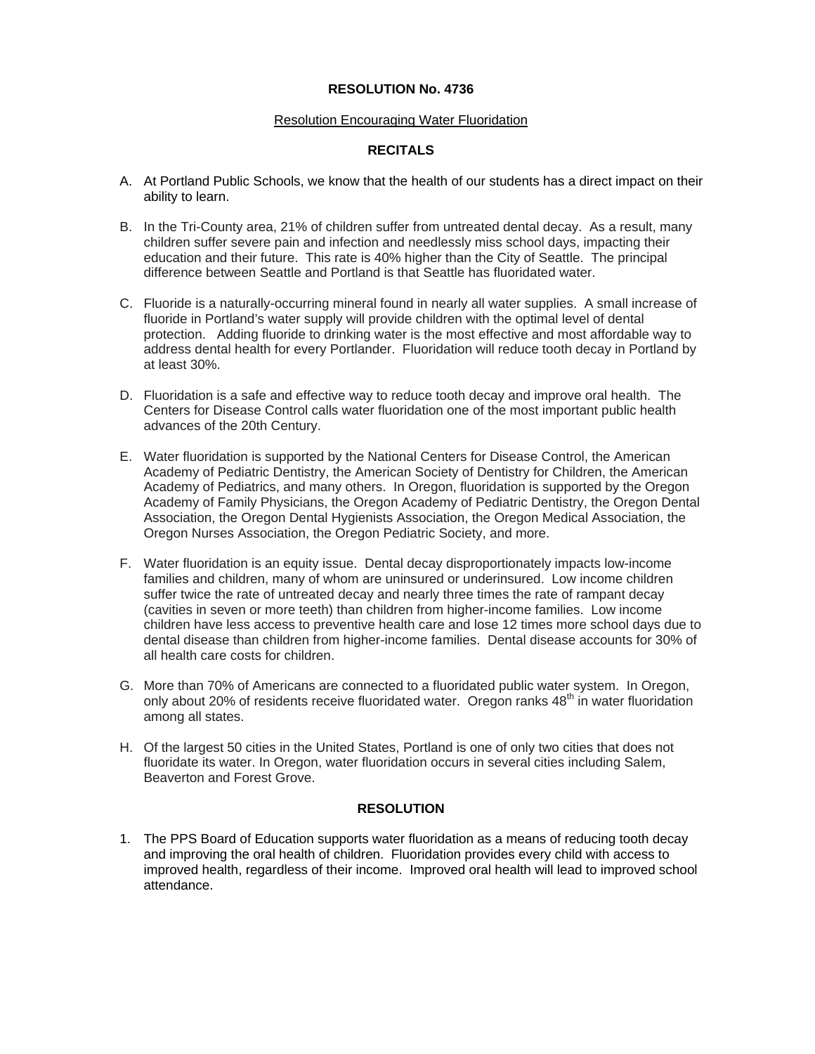# RESOLUTION No. 4736

## Resolution Encouraging Water Fluoridation

### RECITALS

A. At Portland Public Schools, we know that the health of our students has a direct impact on their ability to learn.

B. In the Tri-County area, 21% of children suffer from untreated dental decay. As a result, many children suffer severe pain and infection and needlessly miss school days, impacting their education and their future. This rate is 40% higher than the City of Seattle. The principal difference between Seattle and Portland is that Seattle has fluoridated water.

C. Fluoride is a naturally-occurring mineral found in nearly all water supplies. A small increase of fluoride in Portland's water supply will provide children with the optimal level of dental protection. Adding fluoride to drinking water is the most effective and most affordable way to address dental health for every Portlander. Fluoridation will reduce tooth decay in Portland by at least 30%.

D. Fluoridation is a safe and effective way to reduce tooth decay and improve oral health. The Centers for Disease Control calls water fluoridation one of the most important public health advances of the 20th Century.

E. Water fluoridation is supported by the National Centers for Disease Control, the American Academy of Pediatric Dentistry, the American Society of Dentistry for Children, the American Academy of Pediatrics, and many others. In Oregon, fluoridation is supported by the Oregon Academy of Family Physicians, the Oregon Academy of Pediatric Dentistry, the Oregon Dental Association, the Oregon Dental Hygienists Association, the Oregon Medical Association, the Oregon Nurses Association, the Oregon Pediatric Society, and more.

F. Water fluoridation is an equity issue. Dental decay disproportionately impacts low-income families and children, many of whom are uninsured or underinsured. Low income children suffer twice the rate of untreated decay and nearly three times the rate of rampant decay (cavities in seven or more teeth) than children from higher-income families. Low income children have less access to preventive health care and lose 12 times more school days due to dental disease than children from higher-income families. Dental disease accounts for 30% of all health care costs for children.

G. More than 70% of Americans are connected to a fluoridated public water system. In Oregon, only about 20% of residents receive fluoridated water. Oregon ranks 48th in water fluoridation among all states.

H. Of the largest 50 cities in the United States, Portland is one of only two cities that does not fluoridate its water. In Oregon, water fluoridation occurs in several cities including Salem, Beaverton and Forest Grove.

### RESOLUTION

1. The PPS Board of Education supports water fluoridation as a means of reducing tooth decay and improving the oral health of children. Fluoridation provides every child with access to improved health, regardless of their income. Improved oral health will lead to improved school attendance.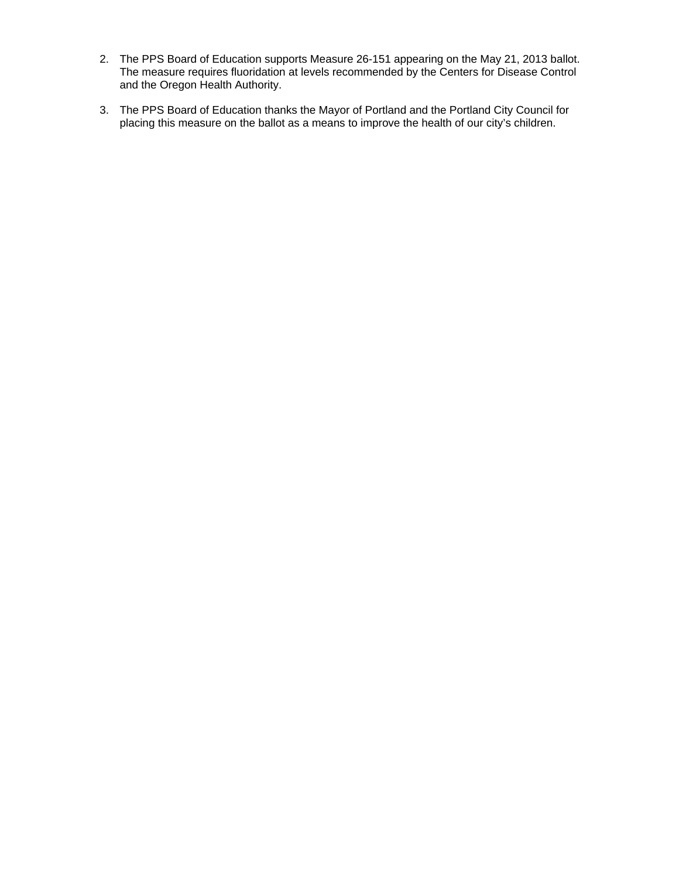2. The PPS Board of Education supports Measure 26-151 appearing on the May 21, 2013 ballot. The measure requires fluoridation at levels recommended by the Centers for Disease Control and the Oregon Health Authority.

3. The PPS Board of Education thanks the Mayor of Portland and the Portland City Council for placing this measure on the ballot as a means to improve the health of our city's children.